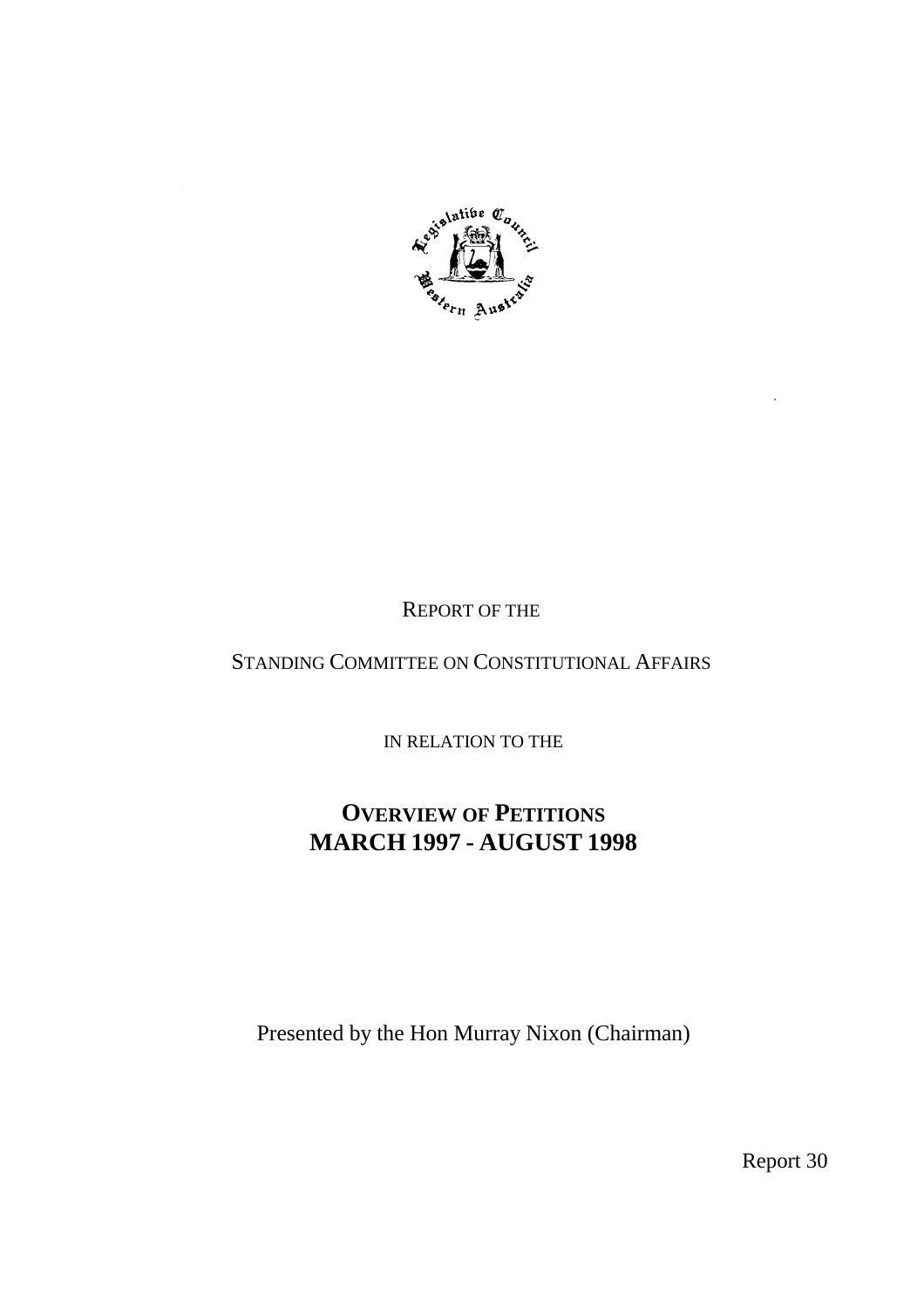REPORT OF THE

STANDING COMMITTEE ON CONSTITUTIONAL AFFAIRS

IN RELATION TO THE

# OVERVIEW OF PETITIONS MARCH 1997 - AUGUST 1998

Presented by the Hon Murray Nixon (Chairman)

Report 30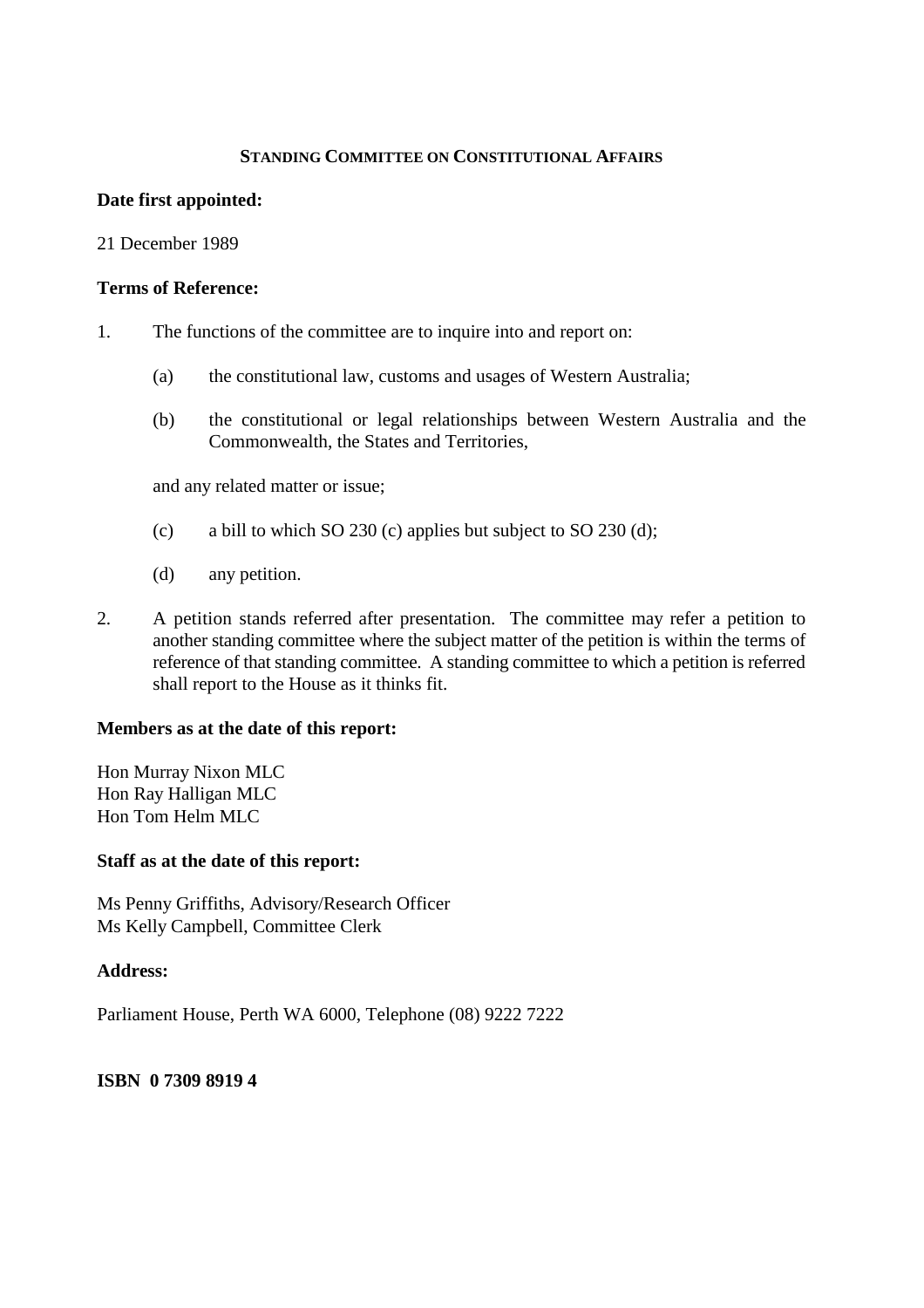## STANDING COMMITTEE ON CONSTITUTIONAL AFFAIRS

**Date first appointed:**

21 December 1989

**Terms of Reference:**

1. The functions of the committee are to inquire into and report on:

   (a) the constitutional law, customs and usages of Western Australia;

   (b) the constitutional or legal relationships between Western Australia and the Commonwealth, the States and Territories,

   and any related matter or issue;

   (c) a bill to which SO 230 (c) applies but subject to SO 230 (d);

   (d) any petition.

2. A petition stands referred after presentation. The committee may refer a petition to another standing committee where the subject matter of the petition is within the terms of reference of that standing committee. A standing committee to which a petition is referred shall report to the House as it thinks fit.

**Members as at the date of this report:**

Hon Murray Nixon MLC
Hon Ray Halligan MLC
Hon Tom Helm MLC

**Staff as at the date of this report:**

Ms Penny Griffiths, Advisory/Research Officer
Ms Kelly Campbell, Committee Clerk

**Address:**

Parliament House, Perth WA 6000, Telephone (08) 9222 7222

**ISBN 0 7309 8919 4**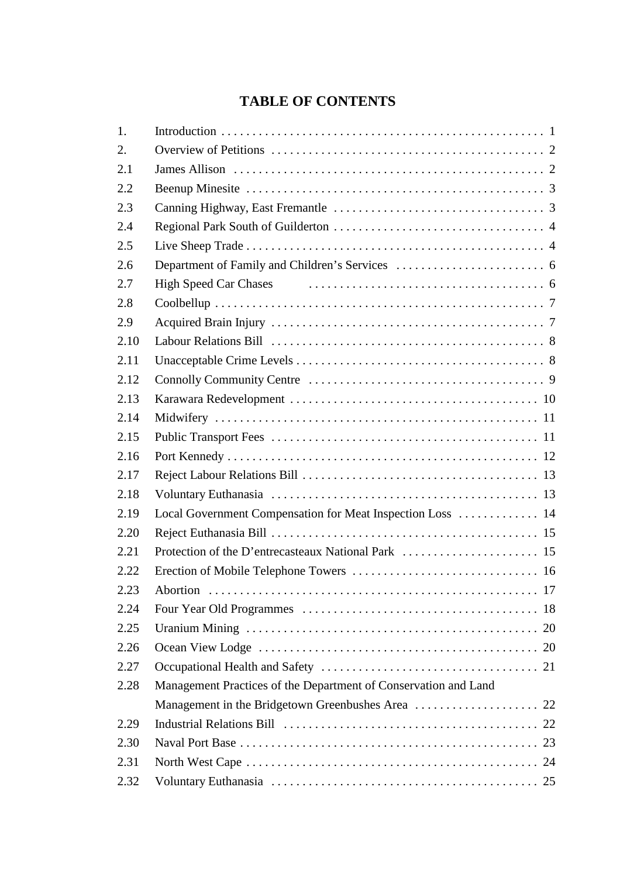# TABLE OF CONTENTS

| | | |
|---|---|---|
| 1. | Introduction | 1 |
| 2. | Overview of Petitions | 2 |
| 2.1 | James Allison | 2 |
| 2.2 | Beenup Minesite | 3 |
| 2.3 | Canning Highway, East Fremantle | 3 |
| 2.4 | Regional Park South of Guilderton | 4 |
| 2.5 | Live Sheep Trade | 4 |
| 2.6 | Department of Family and Children's Services | 6 |
| 2.7 | High Speed Car Chases | 6 |
| 2.8 | Coolbellup | 7 |
| 2.9 | Acquired Brain Injury | 7 |
| 2.10 | Labour Relations Bill | 8 |
| 2.11 | Unacceptable Crime Levels | 8 |
| 2.12 | Connolly Community Centre | 9 |
| 2.13 | Karawara Redevelopment | 10 |
| 2.14 | Midwifery | 11 |
| 2.15 | Public Transport Fees | 11 |
| 2.16 | Port Kennedy | 12 |
| 2.17 | Reject Labour Relations Bill | 13 |
| 2.18 | Voluntary Euthanasia | 13 |
| 2.19 | Local Government Compensation for Meat Inspection Loss | 14 |
| 2.20 | Reject Euthanasia Bill | 15 |
| 2.21 | Protection of the D'entrecasteaux National Park | 15 |
| 2.22 | Erection of Mobile Telephone Towers | 16 |
| 2.23 | Abortion | 17 |
| 2.24 | Four Year Old Programmes | 18 |
| 2.25 | Uranium Mining | 20 |
| 2.26 | Ocean View Lodge | 20 |
| 2.27 | Occupational Health and Safety | 21 |
| 2.28 | Management Practices of the Department of Conservation and Land Management in the Bridgetown Greenbushes Area | 22 |
| 2.29 | Industrial Relations Bill | 22 |
| 2.30 | Naval Port Base | 23 |
| 2.31 | North West Cape | 24 |
| 2.32 | Voluntary Euthanasia | 25 |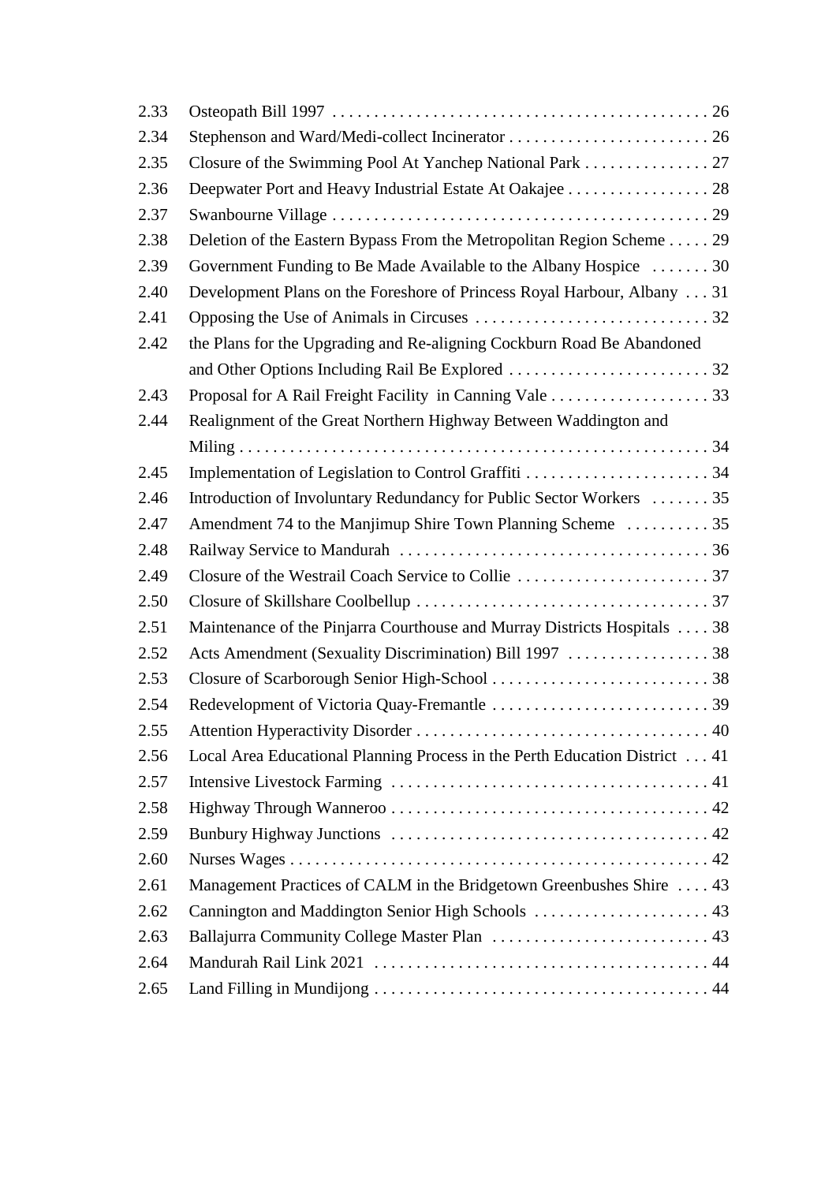| | | |
|---|---|---|
| 2.33 | Osteopath Bill 1997 | 26 |
| 2.34 | Stephenson and Ward/Medi-collect Incinerator | 26 |
| 2.35 | Closure of the Swimming Pool At Yanchep National Park | 27 |
| 2.36 | Deepwater Port and Heavy Industrial Estate At Oakajee | 28 |
| 2.37 | Swanbourne Village | 29 |
| 2.38 | Deletion of the Eastern Bypass From the Metropolitan Region Scheme | 29 |
| 2.39 | Government Funding to Be Made Available to the Albany Hospice | 30 |
| 2.40 | Development Plans on the Foreshore of Princess Royal Harbour, Albany | 31 |
| 2.41 | Opposing the Use of Animals in Circuses | 32 |
| 2.42 | the Plans for the Upgrading and Re-aligning Cockburn Road Be Abandoned and Other Options Including Rail Be Explored | 32 |
| 2.43 | Proposal for A Rail Freight Facility in Canning Vale | 33 |
| 2.44 | Realignment of the Great Northern Highway Between Waddington and Miling | 34 |
| 2.45 | Implementation of Legislation to Control Graffiti | 34 |
| 2.46 | Introduction of Involuntary Redundancy for Public Sector Workers | 35 |
| 2.47 | Amendment 74 to the Manjimup Shire Town Planning Scheme | 35 |
| 2.48 | Railway Service to Mandurah | 36 |
| 2.49 | Closure of the Westrail Coach Service to Collie | 37 |
| 2.50 | Closure of Skillshare Coolbellup | 37 |
| 2.51 | Maintenance of the Pinjarra Courthouse and Murray Districts Hospitals | 38 |
| 2.52 | Acts Amendment (Sexuality Discrimination) Bill 1997 | 38 |
| 2.53 | Closure of Scarborough Senior High-School | 38 |
| 2.54 | Redevelopment of Victoria Quay-Fremantle | 39 |
| 2.55 | Attention Hyperactivity Disorder | 40 |
| 2.56 | Local Area Educational Planning Process in the Perth Education District | 41 |
| 2.57 | Intensive Livestock Farming | 41 |
| 2.58 | Highway Through Wanneroo | 42 |
| 2.59 | Bunbury Highway Junctions | 42 |
| 2.60 | Nurses Wages | 42 |
| 2.61 | Management Practices of CALM in the Bridgetown Greenbushes Shire | 43 |
| 2.62 | Cannington and Maddington Senior High Schools | 43 |
| 2.63 | Ballajurra Community College Master Plan | 43 |
| 2.64 | Mandurah Rail Link 2021 | 44 |
| 2.65 | Land Filling in Mundijong | 44 |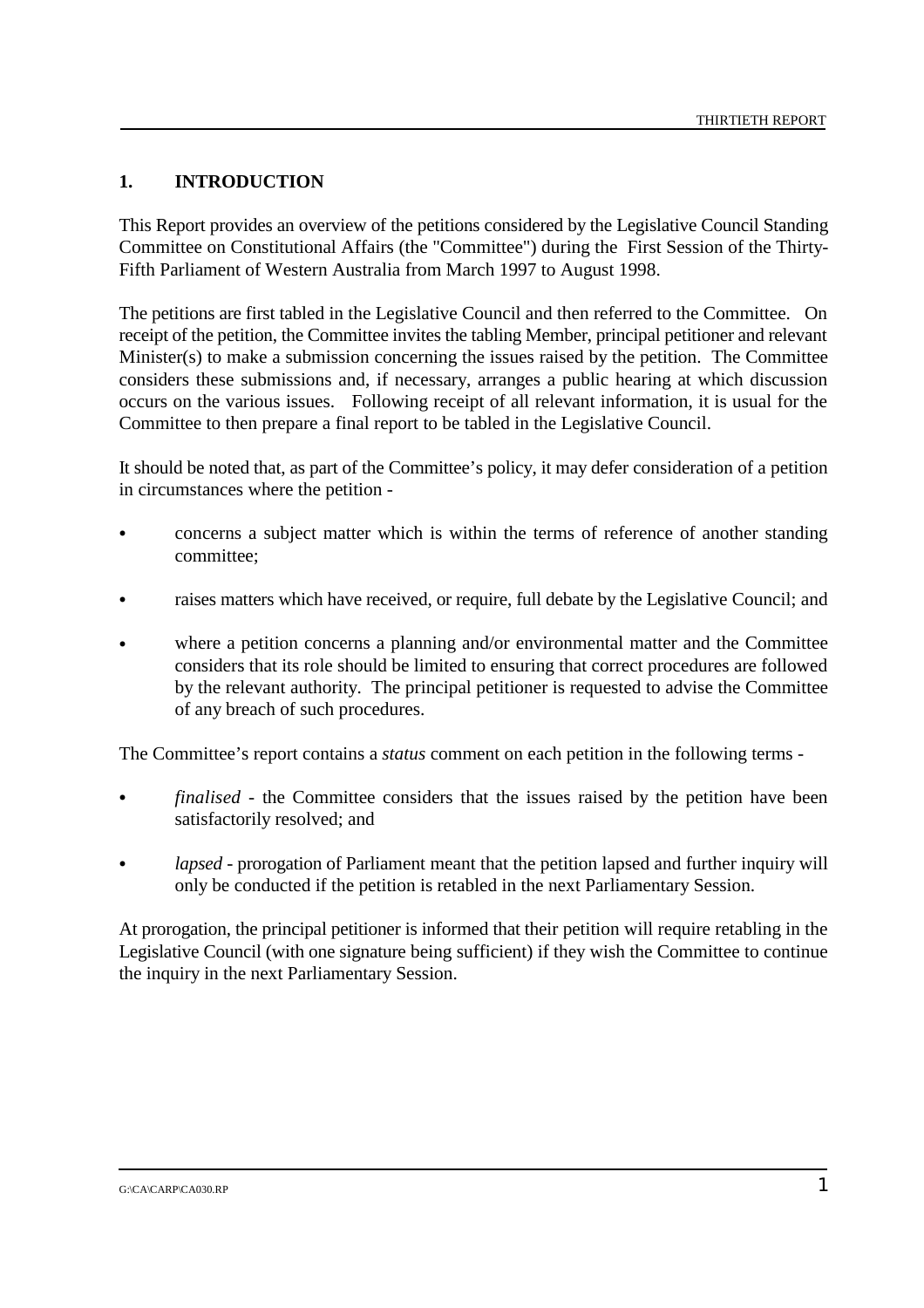## 1. INTRODUCTION

This Report provides an overview of the petitions considered by the Legislative Council Standing Committee on Constitutional Affairs (the "Committee") during the First Session of the Thirty-Fifth Parliament of Western Australia from March 1997 to August 1998.

The petitions are first tabled in the Legislative Council and then referred to the Committee. On receipt of the petition, the Committee invites the tabling Member, principal petitioner and relevant Minister(s) to make a submission concerning the issues raised by the petition. The Committee considers these submissions and, if necessary, arranges a public hearing at which discussion occurs on the various issues. Following receipt of all relevant information, it is usual for the Committee to then prepare a final report to be tabled in the Legislative Council.

It should be noted that, as part of the Committee's policy, it may defer consideration of a petition in circumstances where the petition -

- concerns a subject matter which is within the terms of reference of another standing committee;
- raises matters which have received, or require, full debate by the Legislative Council; and
- where a petition concerns a planning and/or environmental matter and the Committee considers that its role should be limited to ensuring that correct procedures are followed by the relevant authority. The principal petitioner is requested to advise the Committee of any breach of such procedures.

The Committee's report contains a *status* comment on each petition in the following terms -

- *finalised* - the Committee considers that the issues raised by the petition have been satisfactorily resolved; and
- *lapsed* - prorogation of Parliament meant that the petition lapsed and further inquiry will only be conducted if the petition is retabled in the next Parliamentary Session.

At prorogation, the principal petitioner is informed that their petition will require retabling in the Legislative Council (with one signature being sufficient) if they wish the Committee to continue the inquiry in the next Parliamentary Session.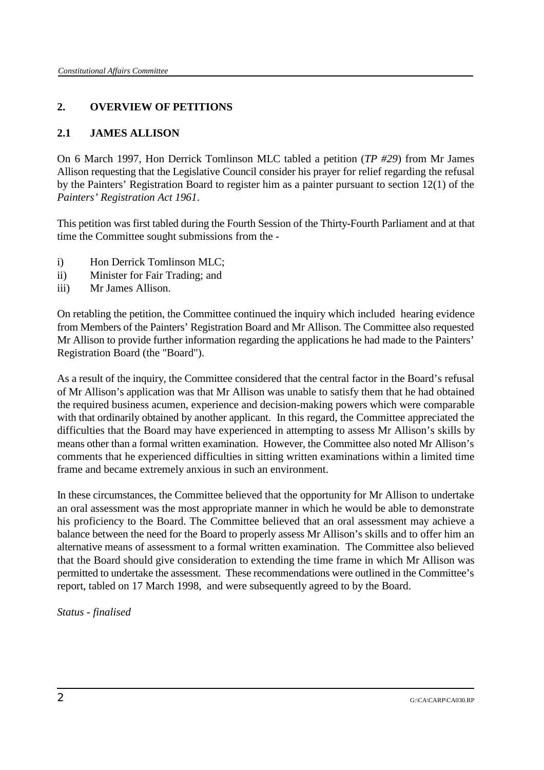## 2. OVERVIEW OF PETITIONS

### 2.1 JAMES ALLISON

On 6 March 1997, Hon Derrick Tomlinson MLC tabled a petition (*TP #29*) from Mr James Allison requesting that the Legislative Council consider his prayer for relief regarding the refusal by the Painters' Registration Board to register him as a painter pursuant to section 12(1) of the *Painters' Registration Act 1961*.

This petition was first tabled during the Fourth Session of the Thirty-Fourth Parliament and at that time the Committee sought submissions from the -

i) Hon Derrick Tomlinson MLC;
ii) Minister for Fair Trading; and
iii) Mr James Allison.

On retabling the petition, the Committee continued the inquiry which included hearing evidence from Members of the Painters' Registration Board and Mr Allison. The Committee also requested Mr Allison to provide further information regarding the applications he had made to the Painters' Registration Board (the "Board").

As a result of the inquiry, the Committee considered that the central factor in the Board's refusal of Mr Allison's application was that Mr Allison was unable to satisfy them that he had obtained the required business acumen, experience and decision-making powers which were comparable with that ordinarily obtained by another applicant. In this regard, the Committee appreciated the difficulties that the Board may have experienced in attempting to assess Mr Allison's skills by means other than a formal written examination. However, the Committee also noted Mr Allison's comments that he experienced difficulties in sitting written examinations within a limited time frame and became extremely anxious in such an environment.

In these circumstances, the Committee believed that the opportunity for Mr Allison to undertake an oral assessment was the most appropriate manner in which he would be able to demonstrate his proficiency to the Board. The Committee believed that an oral assessment may achieve a balance between the need for the Board to properly assess Mr Allison's skills and to offer him an alternative means of assessment to a formal written examination. The Committee also believed that the Board should give consideration to extending the time frame in which Mr Allison was permitted to undertake the assessment. These recommendations were outlined in the Committee's report, tabled on 17 March 1998, and were subsequently agreed to by the Board.

*Status - finalised*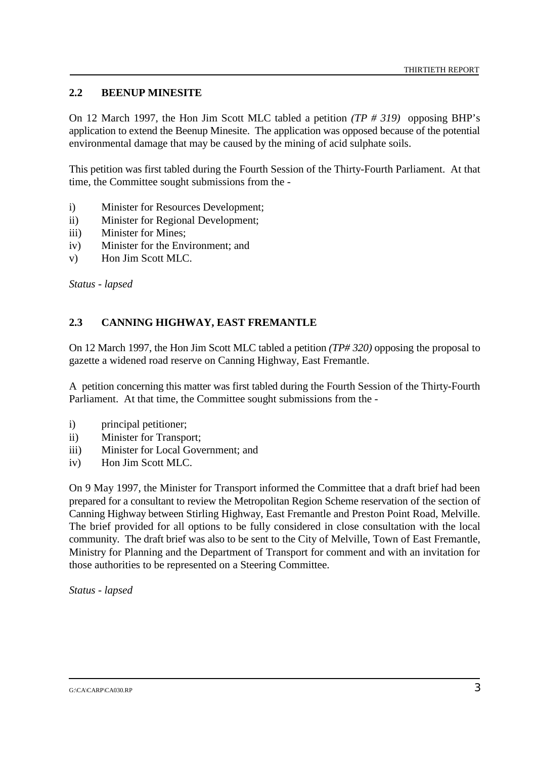## 2.2 BEENUP MINESITE

On 12 March 1997, the Hon Jim Scott MLC tabled a petition *(TP # 319)* opposing BHP's application to extend the Beenup Minesite. The application was opposed because of the potential environmental damage that may be caused by the mining of acid sulphate soils.

This petition was first tabled during the Fourth Session of the Thirty-Fourth Parliament. At that time, the Committee sought submissions from the -

i) Minister for Resources Development;
ii) Minister for Regional Development;
iii) Minister for Mines;
iv) Minister for the Environment; and
v) Hon Jim Scott MLC.

*Status - lapsed*

## 2.3 CANNING HIGHWAY, EAST FREMANTLE

On 12 March 1997, the Hon Jim Scott MLC tabled a petition *(TP# 320)* opposing the proposal to gazette a widened road reserve on Canning Highway, East Fremantle.

A petition concerning this matter was first tabled during the Fourth Session of the Thirty-Fourth Parliament. At that time, the Committee sought submissions from the -

i) principal petitioner;
ii) Minister for Transport;
iii) Minister for Local Government; and
iv) Hon Jim Scott MLC.

On 9 May 1997, the Minister for Transport informed the Committee that a draft brief had been prepared for a consultant to review the Metropolitan Region Scheme reservation of the section of Canning Highway between Stirling Highway, East Fremantle and Preston Point Road, Melville. The brief provided for all options to be fully considered in close consultation with the local community. The draft brief was also to be sent to the City of Melville, Town of East Fremantle, Ministry for Planning and the Department of Transport for comment and with an invitation for those authorities to be represented on a Steering Committee.

*Status - lapsed*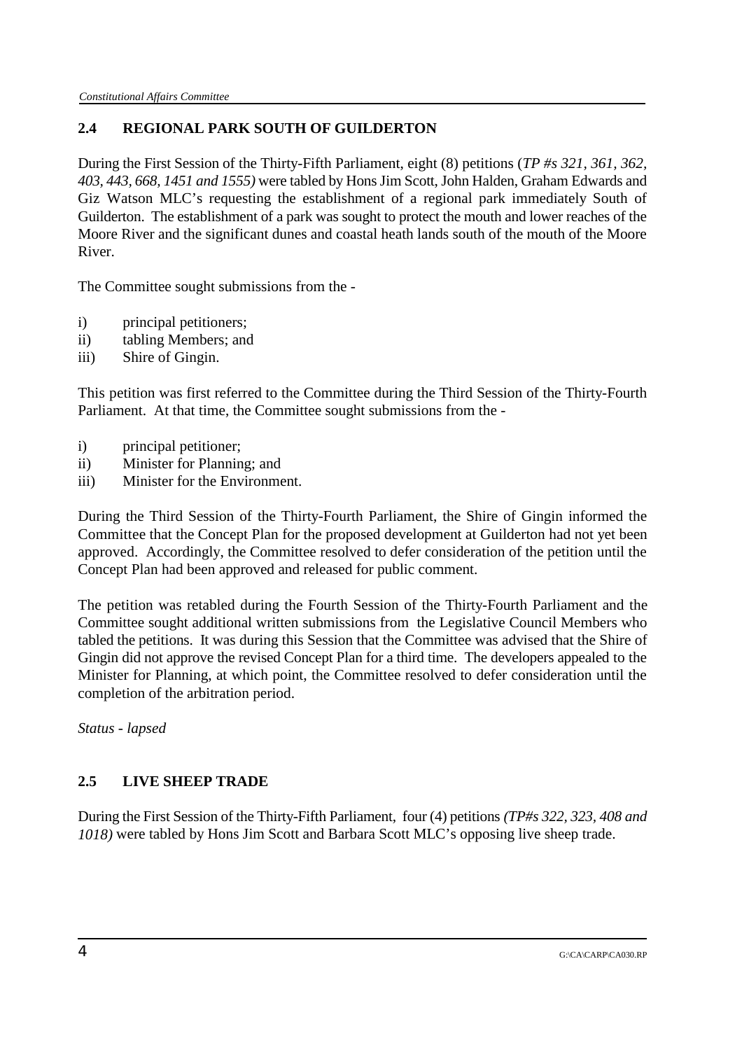## 2.4 REGIONAL PARK SOUTH OF GUILDERTON

During the First Session of the Thirty-Fifth Parliament, eight (8) petitions (*TP #s 321, 361, 362, 403, 443, 668, 1451 and 1555)* were tabled by Hons Jim Scott, John Halden, Graham Edwards and Giz Watson MLC's requesting the establishment of a regional park immediately South of Guilderton. The establishment of a park was sought to protect the mouth and lower reaches of the Moore River and the significant dunes and coastal heath lands south of the mouth of the Moore River.

The Committee sought submissions from the -

i) principal petitioners;
ii) tabling Members; and
iii) Shire of Gingin.

This petition was first referred to the Committee during the Third Session of the Thirty-Fourth Parliament. At that time, the Committee sought submissions from the -

i) principal petitioner;
ii) Minister for Planning; and
iii) Minister for the Environment.

During the Third Session of the Thirty-Fourth Parliament, the Shire of Gingin informed the Committee that the Concept Plan for the proposed development at Guilderton had not yet been approved. Accordingly, the Committee resolved to defer consideration of the petition until the Concept Plan had been approved and released for public comment.

The petition was retabled during the Fourth Session of the Thirty-Fourth Parliament and the Committee sought additional written submissions from the Legislative Council Members who tabled the petitions. It was during this Session that the Committee was advised that the Shire of Gingin did not approve the revised Concept Plan for a third time. The developers appealed to the Minister for Planning, at which point, the Committee resolved to defer consideration until the completion of the arbitration period.

*Status - lapsed*

## 2.5 LIVE SHEEP TRADE

During the First Session of the Thirty-Fifth Parliament, four (4) petitions *(TP#s 322, 323, 408 and 1018)* were tabled by Hons Jim Scott and Barbara Scott MLC's opposing live sheep trade.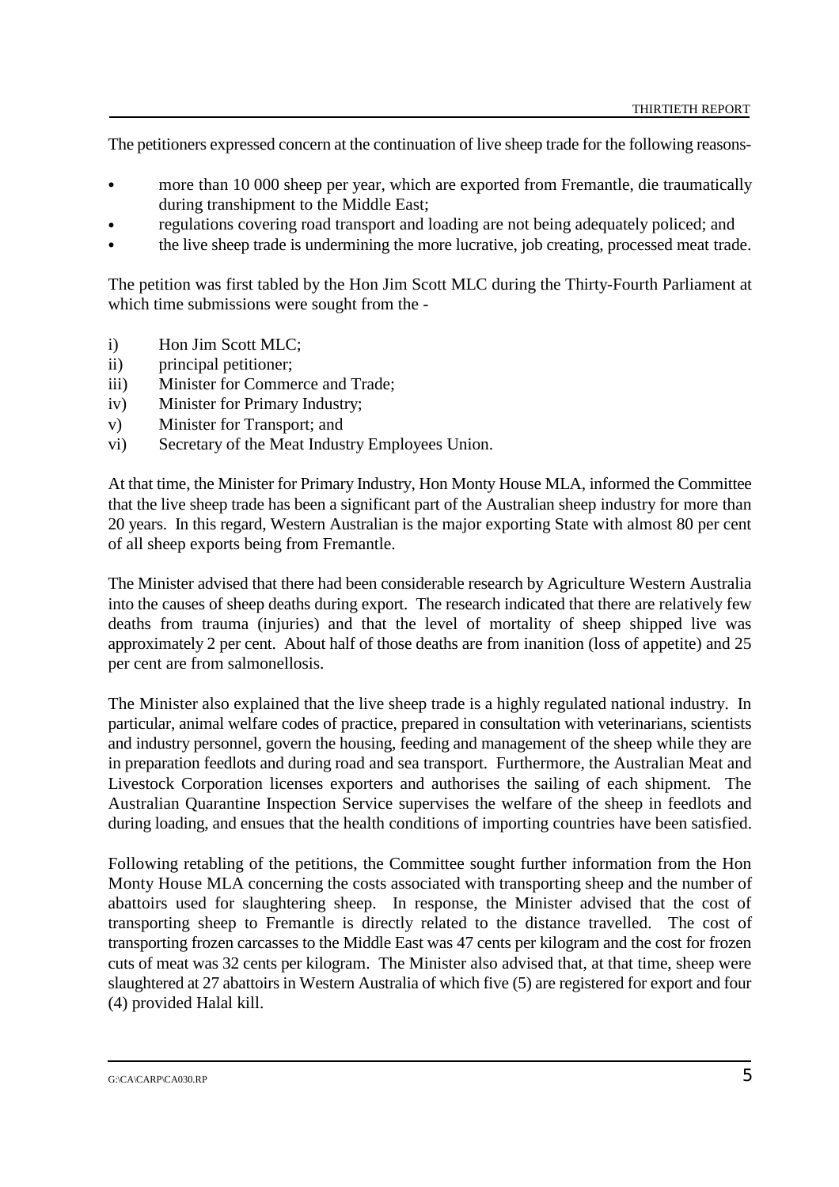The petitioners expressed concern at the continuation of live sheep trade for the following reasons-

- more than 10 000 sheep per year, which are exported from Fremantle, die traumatically during transhipment to the Middle East;
- regulations covering road transport and loading are not being adequately policed; and
- the live sheep trade is undermining the more lucrative, job creating, processed meat trade.

The petition was first tabled by the Hon Jim Scott MLC during the Thirty-Fourth Parliament at which time submissions were sought from the -

i) Hon Jim Scott MLC;
ii) principal petitioner;
iii) Minister for Commerce and Trade;
iv) Minister for Primary Industry;
v) Minister for Transport; and
vi) Secretary of the Meat Industry Employees Union.

At that time, the Minister for Primary Industry, Hon Monty House MLA, informed the Committee that the live sheep trade has been a significant part of the Australian sheep industry for more than 20 years. In this regard, Western Australian is the major exporting State with almost 80 per cent of all sheep exports being from Fremantle.

The Minister advised that there had been considerable research by Agriculture Western Australia into the causes of sheep deaths during export. The research indicated that there are relatively few deaths from trauma (injuries) and that the level of mortality of sheep shipped live was approximately 2 per cent. About half of those deaths are from inanition (loss of appetite) and 25 per cent are from salmonellosis.

The Minister also explained that the live sheep trade is a highly regulated national industry. In particular, animal welfare codes of practice, prepared in consultation with veterinarians, scientists and industry personnel, govern the housing, feeding and management of the sheep while they are in preparation feedlots and during road and sea transport. Furthermore, the Australian Meat and Livestock Corporation licenses exporters and authorises the sailing of each shipment. The Australian Quarantine Inspection Service supervises the welfare of the sheep in feedlots and during loading, and ensues that the health conditions of importing countries have been satisfied.

Following retabling of the petitions, the Committee sought further information from the Hon Monty House MLA concerning the costs associated with transporting sheep and the number of abattoirs used for slaughtering sheep. In response, the Minister advised that the cost of transporting sheep to Fremantle is directly related to the distance travelled. The cost of transporting frozen carcasses to the Middle East was 47 cents per kilogram and the cost for frozen cuts of meat was 32 cents per kilogram. The Minister also advised that, at that time, sheep were slaughtered at 27 abattoirs in Western Australia of which five (5) are registered for export and four (4) provided Halal kill.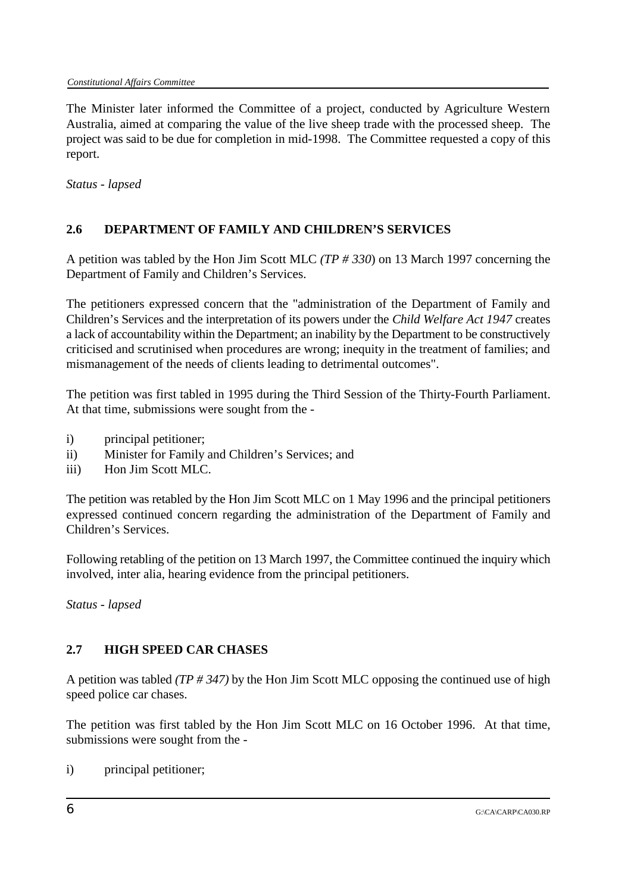The Minister later informed the Committee of a project, conducted by Agriculture Western Australia, aimed at comparing the value of the live sheep trade with the processed sheep. The project was said to be due for completion in mid-1998. The Committee requested a copy of this report.

*Status - lapsed*

## 2.6 DEPARTMENT OF FAMILY AND CHILDREN'S SERVICES

A petition was tabled by the Hon Jim Scott MLC *(TP # 330*) on 13 March 1997 concerning the Department of Family and Children's Services.

The petitioners expressed concern that the "administration of the Department of Family and Children's Services and the interpretation of its powers under the *Child Welfare Act 1947* creates a lack of accountability within the Department; an inability by the Department to be constructively criticised and scrutinised when procedures are wrong; inequity in the treatment of families; and mismanagement of the needs of clients leading to detrimental outcomes".

The petition was first tabled in 1995 during the Third Session of the Thirty-Fourth Parliament. At that time, submissions were sought from the -

i) principal petitioner;
ii) Minister for Family and Children's Services; and
iii) Hon Jim Scott MLC.

The petition was retabled by the Hon Jim Scott MLC on 1 May 1996 and the principal petitioners expressed continued concern regarding the administration of the Department of Family and Children's Services.

Following retabling of the petition on 13 March 1997, the Committee continued the inquiry which involved, inter alia, hearing evidence from the principal petitioners.

*Status - lapsed*

## 2.7 HIGH SPEED CAR CHASES

A petition was tabled *(TP # 347)* by the Hon Jim Scott MLC opposing the continued use of high speed police car chases.

The petition was first tabled by the Hon Jim Scott MLC on 16 October 1996. At that time, submissions were sought from the -

i) principal petitioner;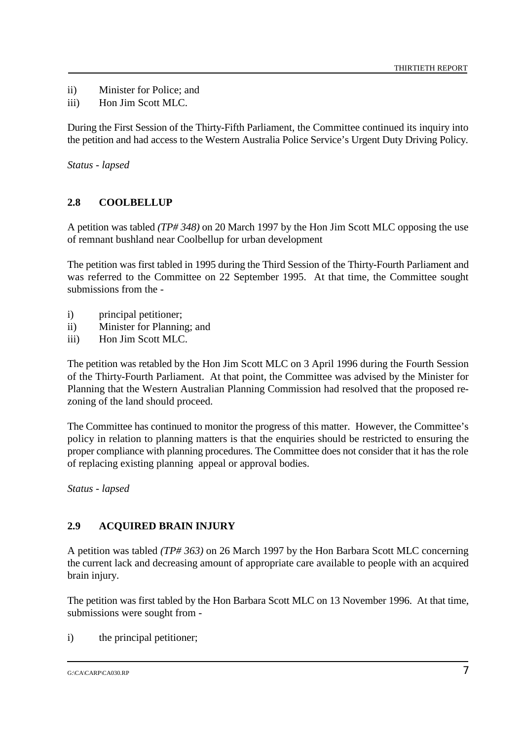ii) Minister for Police; and

iii) Hon Jim Scott MLC.

During the First Session of the Thirty-Fifth Parliament, the Committee continued its inquiry into the petition and had access to the Western Australia Police Service's Urgent Duty Driving Policy.

*Status - lapsed*

## 2.8 COOLBELLUP

A petition was tabled *(TP# 348)* on 20 March 1997 by the Hon Jim Scott MLC opposing the use of remnant bushland near Coolbellup for urban development

The petition was first tabled in 1995 during the Third Session of the Thirty-Fourth Parliament and was referred to the Committee on 22 September 1995. At that time, the Committee sought submissions from the -

i) principal petitioner;

ii) Minister for Planning; and

iii) Hon Jim Scott MLC.

The petition was retabled by the Hon Jim Scott MLC on 3 April 1996 during the Fourth Session of the Thirty-Fourth Parliament. At that point, the Committee was advised by the Minister for Planning that the Western Australian Planning Commission had resolved that the proposed re-zoning of the land should proceed.

The Committee has continued to monitor the progress of this matter. However, the Committee's policy in relation to planning matters is that the enquiries should be restricted to ensuring the proper compliance with planning procedures. The Committee does not consider that it has the role of replacing existing planning appeal or approval bodies.

*Status - lapsed*

## 2.9 ACQUIRED BRAIN INJURY

A petition was tabled *(TP# 363)* on 26 March 1997 by the Hon Barbara Scott MLC concerning the current lack and decreasing amount of appropriate care available to people with an acquired brain injury.

The petition was first tabled by the Hon Barbara Scott MLC on 13 November 1996. At that time, submissions were sought from -

i) the principal petitioner;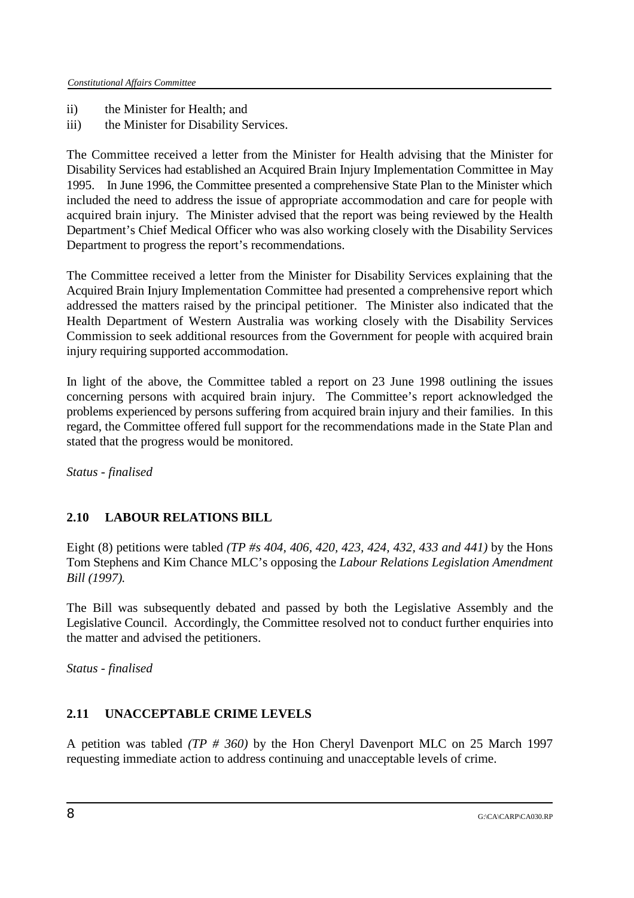ii) the Minister for Health; and

iii) the Minister for Disability Services.

The Committee received a letter from the Minister for Health advising that the Minister for Disability Services had established an Acquired Brain Injury Implementation Committee in May 1995. In June 1996, the Committee presented a comprehensive State Plan to the Minister which included the need to address the issue of appropriate accommodation and care for people with acquired brain injury. The Minister advised that the report was being reviewed by the Health Department's Chief Medical Officer who was also working closely with the Disability Services Department to progress the report's recommendations.

The Committee received a letter from the Minister for Disability Services explaining that the Acquired Brain Injury Implementation Committee had presented a comprehensive report which addressed the matters raised by the principal petitioner. The Minister also indicated that the Health Department of Western Australia was working closely with the Disability Services Commission to seek additional resources from the Government for people with acquired brain injury requiring supported accommodation.

In light of the above, the Committee tabled a report on 23 June 1998 outlining the issues concerning persons with acquired brain injury. The Committee's report acknowledged the problems experienced by persons suffering from acquired brain injury and their families. In this regard, the Committee offered full support for the recommendations made in the State Plan and stated that the progress would be monitored.

*Status - finalised*

## 2.10 LABOUR RELATIONS BILL

Eight (8) petitions were tabled *(TP #s 404, 406, 420, 423, 424, 432, 433 and 441)* by the Hons Tom Stephens and Kim Chance MLC's opposing the *Labour Relations Legislation Amendment Bill (1997).*

The Bill was subsequently debated and passed by both the Legislative Assembly and the Legislative Council. Accordingly, the Committee resolved not to conduct further enquiries into the matter and advised the petitioners.

*Status - finalised*

## 2.11 UNACCEPTABLE CRIME LEVELS

A petition was tabled *(TP # 360)* by the Hon Cheryl Davenport MLC on 25 March 1997 requesting immediate action to address continuing and unacceptable levels of crime.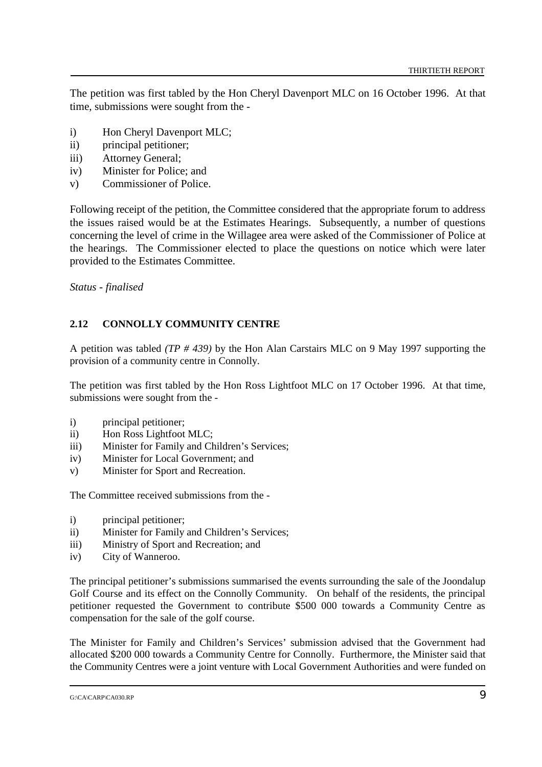The petition was first tabled by the Hon Cheryl Davenport MLC on 16 October 1996. At that time, submissions were sought from the -

i) Hon Cheryl Davenport MLC;
ii) principal petitioner;
iii) Attorney General;
iv) Minister for Police; and
v) Commissioner of Police.

Following receipt of the petition, the Committee considered that the appropriate forum to address the issues raised would be at the Estimates Hearings. Subsequently, a number of questions concerning the level of crime in the Willagee area were asked of the Commissioner of Police at the hearings. The Commissioner elected to place the questions on notice which were later provided to the Estimates Committee.

*Status - finalised*

### 2.12 CONNOLLY COMMUNITY CENTRE

A petition was tabled *(TP # 439)* by the Hon Alan Carstairs MLC on 9 May 1997 supporting the provision of a community centre in Connolly.

The petition was first tabled by the Hon Ross Lightfoot MLC on 17 October 1996. At that time, submissions were sought from the -

i) principal petitioner;
ii) Hon Ross Lightfoot MLC;
iii) Minister for Family and Children's Services;
iv) Minister for Local Government; and
v) Minister for Sport and Recreation.

The Committee received submissions from the -

i) principal petitioner;
ii) Minister for Family and Children's Services;
iii) Ministry of Sport and Recreation; and
iv) City of Wanneroo.

The principal petitioner's submissions summarised the events surrounding the sale of the Joondalup Golf Course and its effect on the Connolly Community. On behalf of the residents, the principal petitioner requested the Government to contribute \$500 000 towards a Community Centre as compensation for the sale of the golf course.

The Minister for Family and Children's Services' submission advised that the Government had allocated \$200 000 towards a Community Centre for Connolly. Furthermore, the Minister said that the Community Centres were a joint venture with Local Government Authorities and were funded on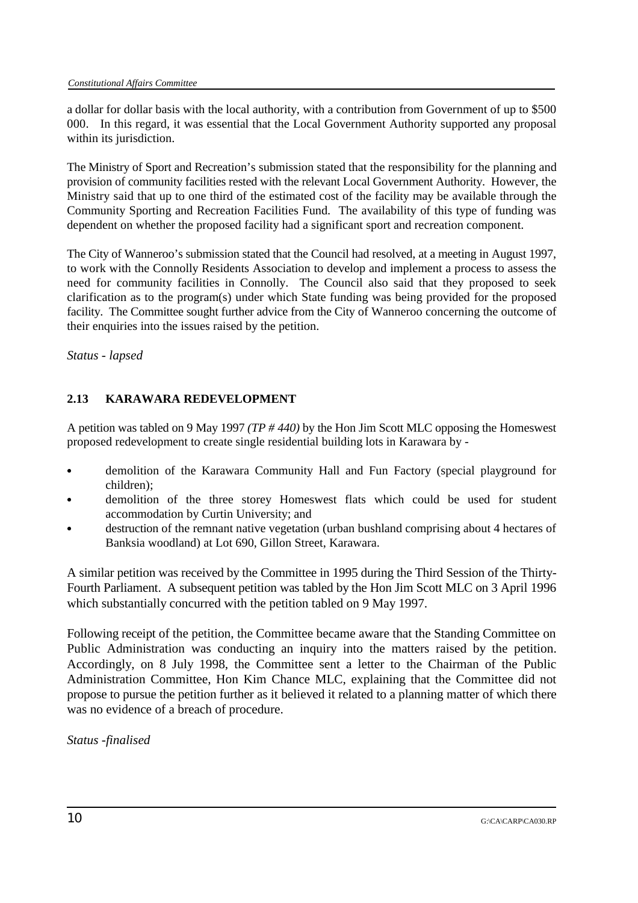a dollar for dollar basis with the local authority, with a contribution from Government of up to $500 000. In this regard, it was essential that the Local Government Authority supported any proposal within its jurisdiction.

The Ministry of Sport and Recreation's submission stated that the responsibility for the planning and provision of community facilities rested with the relevant Local Government Authority. However, the Ministry said that up to one third of the estimated cost of the facility may be available through the Community Sporting and Recreation Facilities Fund. The availability of this type of funding was dependent on whether the proposed facility had a significant sport and recreation component.

The City of Wanneroo's submission stated that the Council had resolved, at a meeting in August 1997, to work with the Connolly Residents Association to develop and implement a process to assess the need for community facilities in Connolly. The Council also said that they proposed to seek clarification as to the program(s) under which State funding was being provided for the proposed facility. The Committee sought further advice from the City of Wanneroo concerning the outcome of their enquiries into the issues raised by the petition.

*Status - lapsed*

### 2.13 KARAWARA REDEVELOPMENT

A petition was tabled on 9 May 1997 *(TP # 440)* by the Hon Jim Scott MLC opposing the Homeswest proposed redevelopment to create single residential building lots in Karawara by -

- demolition of the Karawara Community Hall and Fun Factory (special playground for children);
- demolition of the three storey Homeswest flats which could be used for student accommodation by Curtin University; and
- destruction of the remnant native vegetation (urban bushland comprising about 4 hectares of Banksia woodland) at Lot 690, Gillon Street, Karawara.

A similar petition was received by the Committee in 1995 during the Third Session of the Thirty-Fourth Parliament. A subsequent petition was tabled by the Hon Jim Scott MLC on 3 April 1996 which substantially concurred with the petition tabled on 9 May 1997.

Following receipt of the petition, the Committee became aware that the Standing Committee on Public Administration was conducting an inquiry into the matters raised by the petition. Accordingly, on 8 July 1998, the Committee sent a letter to the Chairman of the Public Administration Committee, Hon Kim Chance MLC, explaining that the Committee did not propose to pursue the petition further as it believed it related to a planning matter of which there was no evidence of a breach of procedure.

*Status -finalised*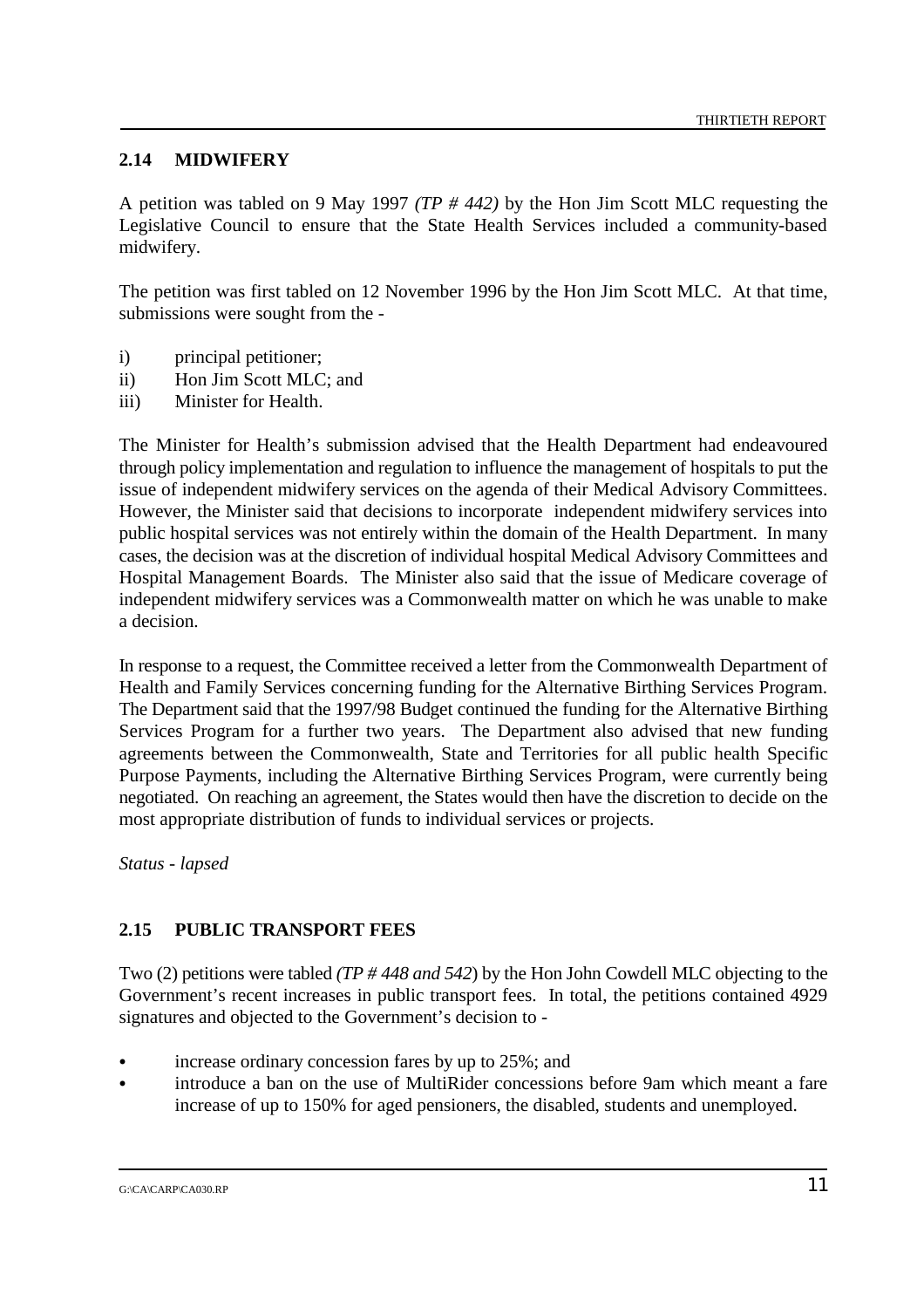## 2.14 MIDWIFERY

A petition was tabled on 9 May 1997 *(TP # 442)* by the Hon Jim Scott MLC requesting the Legislative Council to ensure that the State Health Services included a community-based midwifery.

The petition was first tabled on 12 November 1996 by the Hon Jim Scott MLC. At that time, submissions were sought from the -

i) principal petitioner;
ii) Hon Jim Scott MLC; and
iii) Minister for Health.

The Minister for Health's submission advised that the Health Department had endeavoured through policy implementation and regulation to influence the management of hospitals to put the issue of independent midwifery services on the agenda of their Medical Advisory Committees. However, the Minister said that decisions to incorporate independent midwifery services into public hospital services was not entirely within the domain of the Health Department. In many cases, the decision was at the discretion of individual hospital Medical Advisory Committees and Hospital Management Boards. The Minister also said that the issue of Medicare coverage of independent midwifery services was a Commonwealth matter on which he was unable to make a decision.

In response to a request, the Committee received a letter from the Commonwealth Department of Health and Family Services concerning funding for the Alternative Birthing Services Program. The Department said that the 1997/98 Budget continued the funding for the Alternative Birthing Services Program for a further two years. The Department also advised that new funding agreements between the Commonwealth, State and Territories for all public health Specific Purpose Payments, including the Alternative Birthing Services Program, were currently being negotiated. On reaching an agreement, the States would then have the discretion to decide on the most appropriate distribution of funds to individual services or projects.

*Status - lapsed*

## 2.15 PUBLIC TRANSPORT FEES

Two (2) petitions were tabled *(TP # 448 and 542)* by the Hon John Cowdell MLC objecting to the Government's recent increases in public transport fees. In total, the petitions contained 4929 signatures and objected to the Government's decision to -

- increase ordinary concession fares by up to 25%; and
- introduce a ban on the use of MultiRider concessions before 9am which meant a fare increase of up to 150% for aged pensioners, the disabled, students and unemployed.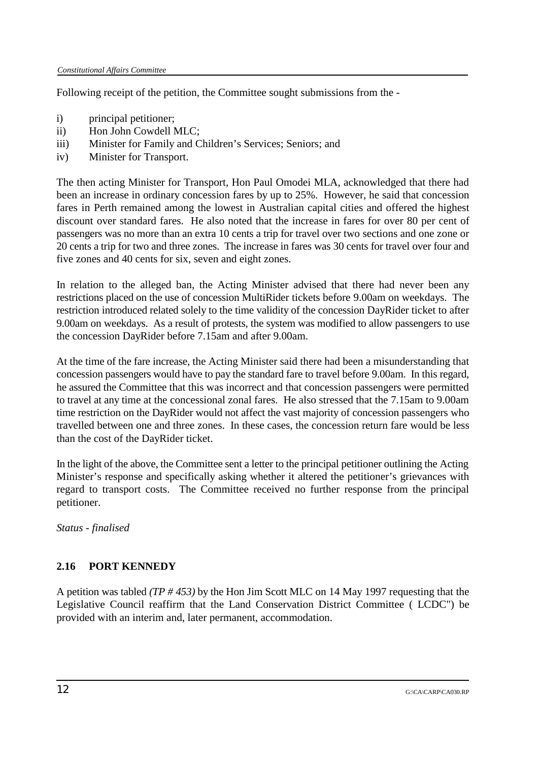Following receipt of the petition, the Committee sought submissions from the -

i) principal petitioner;
ii) Hon John Cowdell MLC;
iii) Minister for Family and Children's Services; Seniors; and
iv) Minister for Transport.

The then acting Minister for Transport, Hon Paul Omodei MLA, acknowledged that there had been an increase in ordinary concession fares by up to 25%. However, he said that concession fares in Perth remained among the lowest in Australian capital cities and offered the highest discount over standard fares. He also noted that the increase in fares for over 80 per cent of passengers was no more than an extra 10 cents a trip for travel over two sections and one zone or 20 cents a trip for two and three zones. The increase in fares was 30 cents for travel over four and five zones and 40 cents for six, seven and eight zones.

In relation to the alleged ban, the Acting Minister advised that there had never been any restrictions placed on the use of concession MultiRider tickets before 9.00am on weekdays. The restriction introduced related solely to the time validity of the concession DayRider ticket to after 9.00am on weekdays. As a result of protests, the system was modified to allow passengers to use the concession DayRider before 7.15am and after 9.00am.

At the time of the fare increase, the Acting Minister said there had been a misunderstanding that concession passengers would have to pay the standard fare to travel before 9.00am. In this regard, he assured the Committee that this was incorrect and that concession passengers were permitted to travel at any time at the concessional zonal fares. He also stressed that the 7.15am to 9.00am time restriction on the DayRider would not affect the vast majority of concession passengers who travelled between one and three zones. In these cases, the concession return fare would be less than the cost of the DayRider ticket.

In the light of the above, the Committee sent a letter to the principal petitioner outlining the Acting Minister's response and specifically asking whether it altered the petitioner's grievances with regard to transport costs. The Committee received no further response from the principal petitioner.

*Status - finalised*

### 2.16 PORT KENNEDY

A petition was tabled *(TP # 453)* by the Hon Jim Scott MLC on 14 May 1997 requesting that the Legislative Council reaffirm that the Land Conservation District Committee ( LCDC") be provided with an interim and, later permanent, accommodation.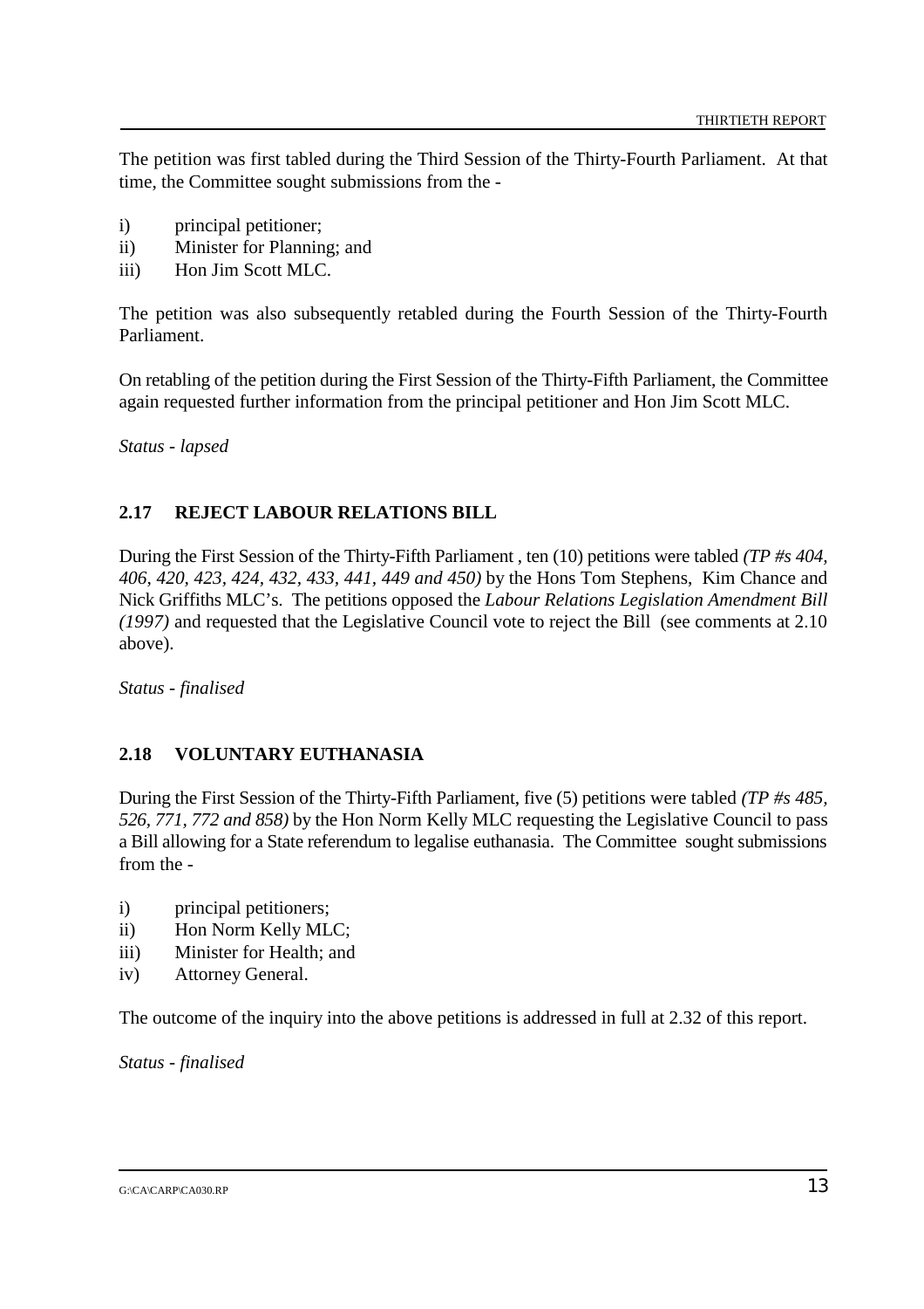The petition was first tabled during the Third Session of the Thirty-Fourth Parliament. At that time, the Committee sought submissions from the -

i) principal petitioner;
ii) Minister for Planning; and
iii) Hon Jim Scott MLC.

The petition was also subsequently retabled during the Fourth Session of the Thirty-Fourth Parliament.

On retabling of the petition during the First Session of the Thirty-Fifth Parliament, the Committee again requested further information from the principal petitioner and Hon Jim Scott MLC.

*Status - lapsed*

### 2.17 REJECT LABOUR RELATIONS BILL

During the First Session of the Thirty-Fifth Parliament , ten (10) petitions were tabled *(TP #s 404, 406, 420, 423, 424, 432, 433, 441, 449 and 450)* by the Hons Tom Stephens, Kim Chance and Nick Griffiths MLC's. The petitions opposed the *Labour Relations Legislation Amendment Bill (1997)* and requested that the Legislative Council vote to reject the Bill (see comments at 2.10 above).

*Status - finalised*

### 2.18 VOLUNTARY EUTHANASIA

During the First Session of the Thirty-Fifth Parliament, five (5) petitions were tabled *(TP #s 485, 526, 771, 772 and 858)* by the Hon Norm Kelly MLC requesting the Legislative Council to pass a Bill allowing for a State referendum to legalise euthanasia. The Committee sought submissions from the -

i) principal petitioners;
ii) Hon Norm Kelly MLC;
iii) Minister for Health; and
iv) Attorney General.

The outcome of the inquiry into the above petitions is addressed in full at 2.32 of this report.

*Status - finalised*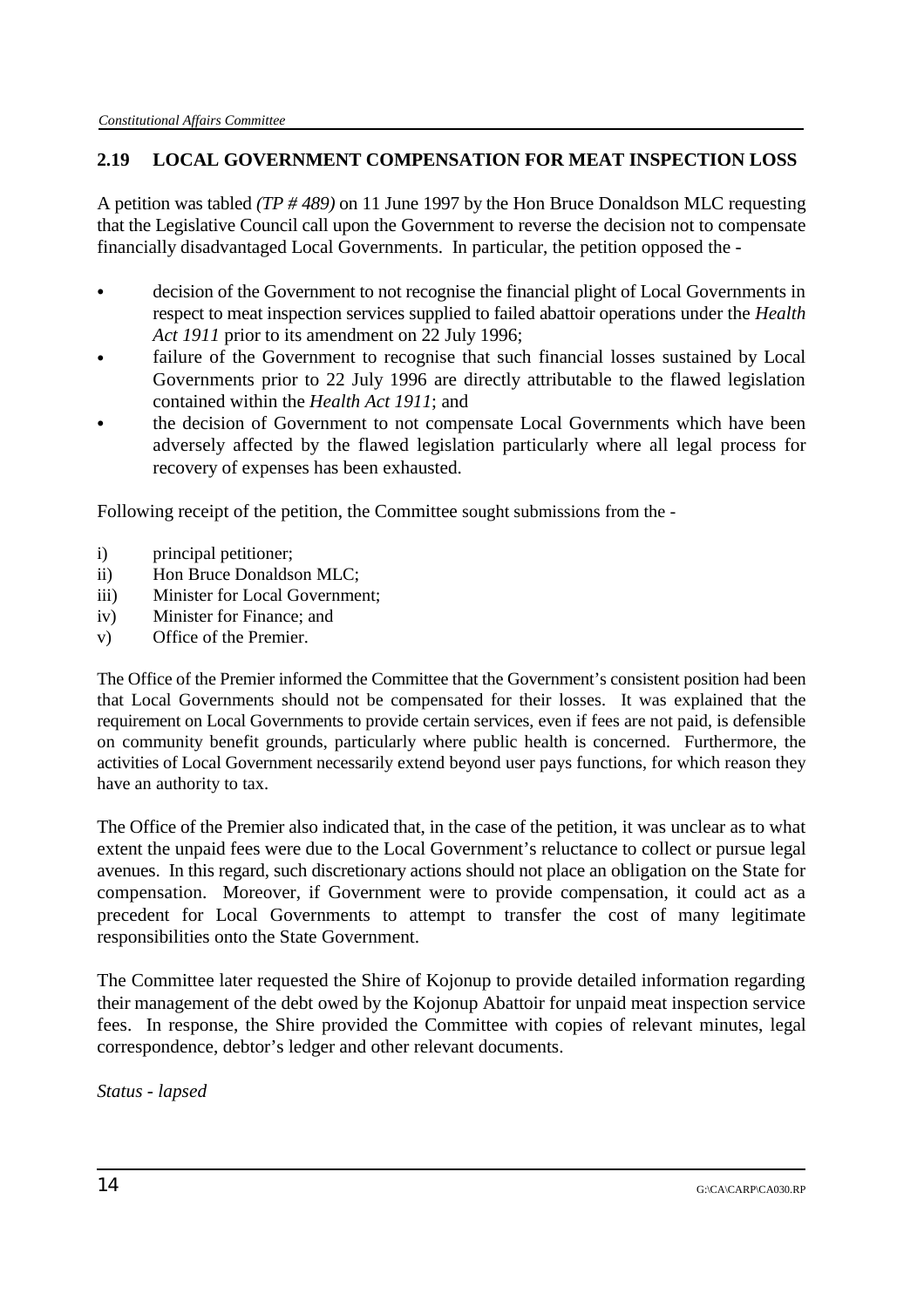## 2.19 LOCAL GOVERNMENT COMPENSATION FOR MEAT INSPECTION LOSS

A petition was tabled *(TP # 489)* on 11 June 1997 by the Hon Bruce Donaldson MLC requesting that the Legislative Council call upon the Government to reverse the decision not to compensate financially disadvantaged Local Governments. In particular, the petition opposed the -

- decision of the Government to not recognise the financial plight of Local Governments in respect to meat inspection services supplied to failed abattoir operations under the *Health Act 1911* prior to its amendment on 22 July 1996;
- failure of the Government to recognise that such financial losses sustained by Local Governments prior to 22 July 1996 are directly attributable to the flawed legislation contained within the *Health Act 1911*; and
- the decision of Government to not compensate Local Governments which have been adversely affected by the flawed legislation particularly where all legal process for recovery of expenses has been exhausted.

Following receipt of the petition, the Committee sought submissions from the -

i) principal petitioner;
ii) Hon Bruce Donaldson MLC;
iii) Minister for Local Government;
iv) Minister for Finance; and
v) Office of the Premier.

The Office of the Premier informed the Committee that the Government's consistent position had been that Local Governments should not be compensated for their losses. It was explained that the requirement on Local Governments to provide certain services, even if fees are not paid, is defensible on community benefit grounds, particularly where public health is concerned. Furthermore, the activities of Local Government necessarily extend beyond user pays functions, for which reason they have an authority to tax.

The Office of the Premier also indicated that, in the case of the petition, it was unclear as to what extent the unpaid fees were due to the Local Government's reluctance to collect or pursue legal avenues. In this regard, such discretionary actions should not place an obligation on the State for compensation. Moreover, if Government were to provide compensation, it could act as a precedent for Local Governments to attempt to transfer the cost of many legitimate responsibilities onto the State Government.

The Committee later requested the Shire of Kojonup to provide detailed information regarding their management of the debt owed by the Kojonup Abattoir for unpaid meat inspection service fees. In response, the Shire provided the Committee with copies of relevant minutes, legal correspondence, debtor's ledger and other relevant documents.

*Status - lapsed*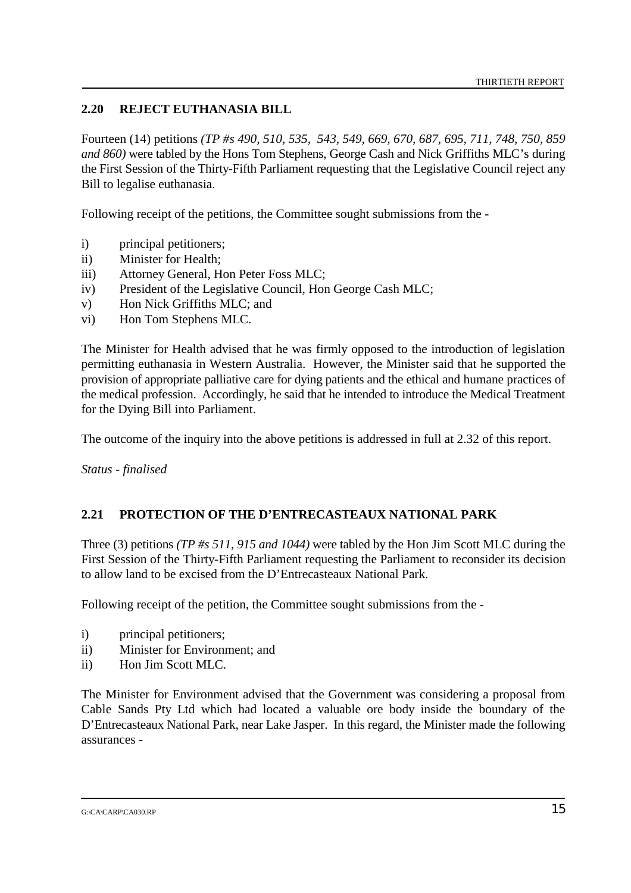## 2.20 REJECT EUTHANASIA BILL

Fourteen (14) petitions *(TP #s 490, 510, 535, 543, 549, 669, 670, 687, 695, 711, 748, 750, 859 and 860)* were tabled by the Hons Tom Stephens, George Cash and Nick Griffiths MLC's during the First Session of the Thirty-Fifth Parliament requesting that the Legislative Council reject any Bill to legalise euthanasia.

Following receipt of the petitions, the Committee sought submissions from the -

i) principal petitioners;
ii) Minister for Health;
iii) Attorney General, Hon Peter Foss MLC;
iv) President of the Legislative Council, Hon George Cash MLC;
v) Hon Nick Griffiths MLC; and
vi) Hon Tom Stephens MLC.

The Minister for Health advised that he was firmly opposed to the introduction of legislation permitting euthanasia in Western Australia. However, the Minister said that he supported the provision of appropriate palliative care for dying patients and the ethical and humane practices of the medical profession. Accordingly, he said that he intended to introduce the Medical Treatment for the Dying Bill into Parliament.

The outcome of the inquiry into the above petitions is addressed in full at 2.32 of this report.

*Status - finalised*

## 2.21 PROTECTION OF THE D'ENTRECASTEAUX NATIONAL PARK

Three (3) petitions *(TP #s 511, 915 and 1044)* were tabled by the Hon Jim Scott MLC during the First Session of the Thirty-Fifth Parliament requesting the Parliament to reconsider its decision to allow land to be excised from the D'Entrecasteaux National Park.

Following receipt of the petition, the Committee sought submissions from the -

i) principal petitioners;
ii) Minister for Environment; and
ii) Hon Jim Scott MLC.

The Minister for Environment advised that the Government was considering a proposal from Cable Sands Pty Ltd which had located a valuable ore body inside the boundary of the D'Entrecasteaux National Park, near Lake Jasper. In this regard, the Minister made the following assurances -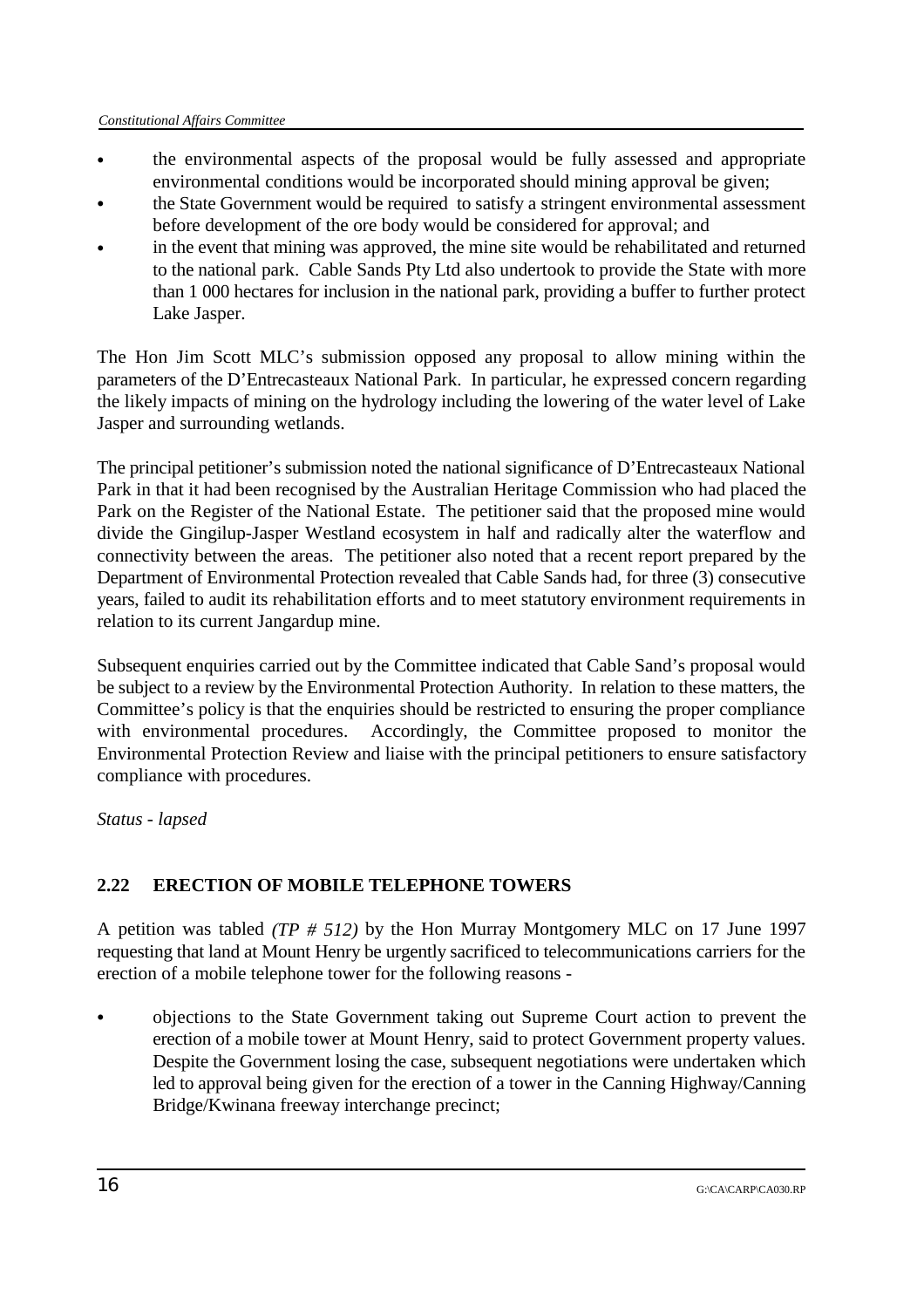- the environmental aspects of the proposal would be fully assessed and appropriate environmental conditions would be incorporated should mining approval be given;
- the State Government would be required to satisfy a stringent environmental assessment before development of the ore body would be considered for approval; and
- in the event that mining was approved, the mine site would be rehabilitated and returned to the national park. Cable Sands Pty Ltd also undertook to provide the State with more than 1 000 hectares for inclusion in the national park, providing a buffer to further protect Lake Jasper.

The Hon Jim Scott MLC's submission opposed any proposal to allow mining within the parameters of the D'Entrecasteaux National Park. In particular, he expressed concern regarding the likely impacts of mining on the hydrology including the lowering of the water level of Lake Jasper and surrounding wetlands.

The principal petitioner's submission noted the national significance of D'Entrecasteaux National Park in that it had been recognised by the Australian Heritage Commission who had placed the Park on the Register of the National Estate. The petitioner said that the proposed mine would divide the Gingilup-Jasper Westland ecosystem in half and radically alter the waterflow and connectivity between the areas. The petitioner also noted that a recent report prepared by the Department of Environmental Protection revealed that Cable Sands had, for three (3) consecutive years, failed to audit its rehabilitation efforts and to meet statutory environment requirements in relation to its current Jangardup mine.

Subsequent enquiries carried out by the Committee indicated that Cable Sand's proposal would be subject to a review by the Environmental Protection Authority. In relation to these matters, the Committee's policy is that the enquiries should be restricted to ensuring the proper compliance with environmental procedures. Accordingly, the Committee proposed to monitor the Environmental Protection Review and liaise with the principal petitioners to ensure satisfactory compliance with procedures.

*Status - lapsed*

## 2.22 ERECTION OF MOBILE TELEPHONE TOWERS

A petition was tabled *(TP # 512)* by the Hon Murray Montgomery MLC on 17 June 1997 requesting that land at Mount Henry be urgently sacrificed to telecommunications carriers for the erection of a mobile telephone tower for the following reasons -

- objections to the State Government taking out Supreme Court action to prevent the erection of a mobile tower at Mount Henry, said to protect Government property values. Despite the Government losing the case, subsequent negotiations were undertaken which led to approval being given for the erection of a tower in the Canning Highway/Canning Bridge/Kwinana freeway interchange precinct;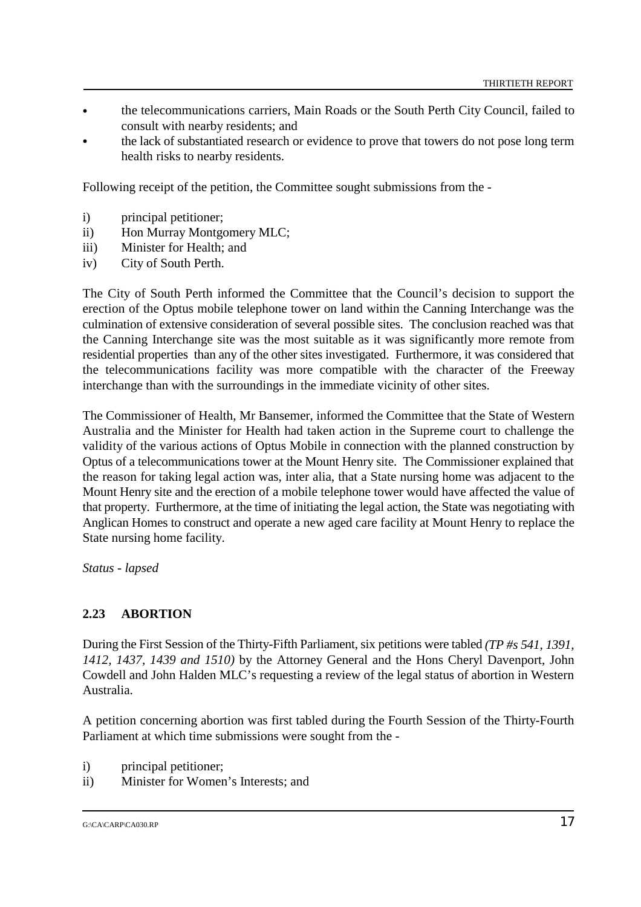- the telecommunications carriers, Main Roads or the South Perth City Council, failed to consult with nearby residents; and
- the lack of substantiated research or evidence to prove that towers do not pose long term health risks to nearby residents.

Following receipt of the petition, the Committee sought submissions from the -

i) principal petitioner;
ii) Hon Murray Montgomery MLC;
iii) Minister for Health; and
iv) City of South Perth.

The City of South Perth informed the Committee that the Council's decision to support the erection of the Optus mobile telephone tower on land within the Canning Interchange was the culmination of extensive consideration of several possible sites. The conclusion reached was that the Canning Interchange site was the most suitable as it was significantly more remote from residential properties than any of the other sites investigated. Furthermore, it was considered that the telecommunications facility was more compatible with the character of the Freeway interchange than with the surroundings in the immediate vicinity of other sites.

The Commissioner of Health, Mr Bansemer, informed the Committee that the State of Western Australia and the Minister for Health had taken action in the Supreme court to challenge the validity of the various actions of Optus Mobile in connection with the planned construction by Optus of a telecommunications tower at the Mount Henry site. The Commissioner explained that the reason for taking legal action was, inter alia, that a State nursing home was adjacent to the Mount Henry site and the erection of a mobile telephone tower would have affected the value of that property. Furthermore, at the time of initiating the legal action, the State was negotiating with Anglican Homes to construct and operate a new aged care facility at Mount Henry to replace the State nursing home facility.

*Status - lapsed*

### 2.23 ABORTION

During the First Session of the Thirty-Fifth Parliament, six petitions were tabled *(TP #s 541, 1391, 1412, 1437, 1439 and 1510)* by the Attorney General and the Hons Cheryl Davenport, John Cowdell and John Halden MLC's requesting a review of the legal status of abortion in Western Australia.

A petition concerning abortion was first tabled during the Fourth Session of the Thirty-Fourth Parliament at which time submissions were sought from the -

i) principal petitioner;
ii) Minister for Women's Interests; and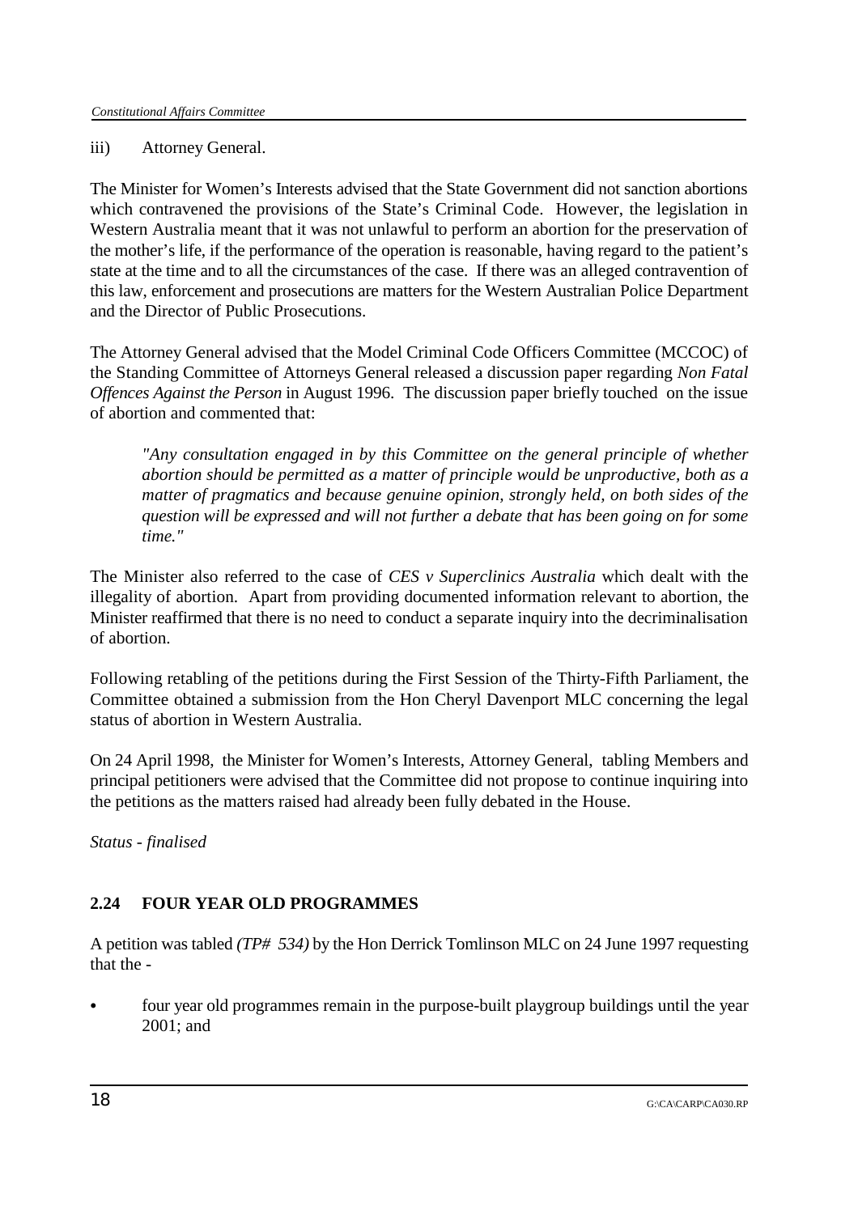iii) Attorney General.

The Minister for Women's Interests advised that the State Government did not sanction abortions which contravened the provisions of the State's Criminal Code. However, the legislation in Western Australia meant that it was not unlawful to perform an abortion for the preservation of the mother's life, if the performance of the operation is reasonable, having regard to the patient's state at the time and to all the circumstances of the case. If there was an alleged contravention of this law, enforcement and prosecutions are matters for the Western Australian Police Department and the Director of Public Prosecutions.

The Attorney General advised that the Model Criminal Code Officers Committee (MCCOC) of the Standing Committee of Attorneys General released a discussion paper regarding *Non Fatal Offences Against the Person* in August 1996. The discussion paper briefly touched on the issue of abortion and commented that:

> *"Any consultation engaged in by this Committee on the general principle of whether abortion should be permitted as a matter of principle would be unproductive, both as a matter of pragmatics and because genuine opinion, strongly held, on both sides of the question will be expressed and will not further a debate that has been going on for some time."*

The Minister also referred to the case of *CES v Superclinics Australia* which dealt with the illegality of abortion. Apart from providing documented information relevant to abortion, the Minister reaffirmed that there is no need to conduct a separate inquiry into the decriminalisation of abortion.

Following retabling of the petitions during the First Session of the Thirty-Fifth Parliament, the Committee obtained a submission from the Hon Cheryl Davenport MLC concerning the legal status of abortion in Western Australia.

On 24 April 1998, the Minister for Women's Interests, Attorney General, tabling Members and principal petitioners were advised that the Committee did not propose to continue inquiring into the petitions as the matters raised had already been fully debated in the House.

*Status - finalised*

## 2.24 FOUR YEAR OLD PROGRAMMES

A petition was tabled *(TP# 534)* by the Hon Derrick Tomlinson MLC on 24 June 1997 requesting that the -

- four year old programmes remain in the purpose-built playgroup buildings until the year 2001; and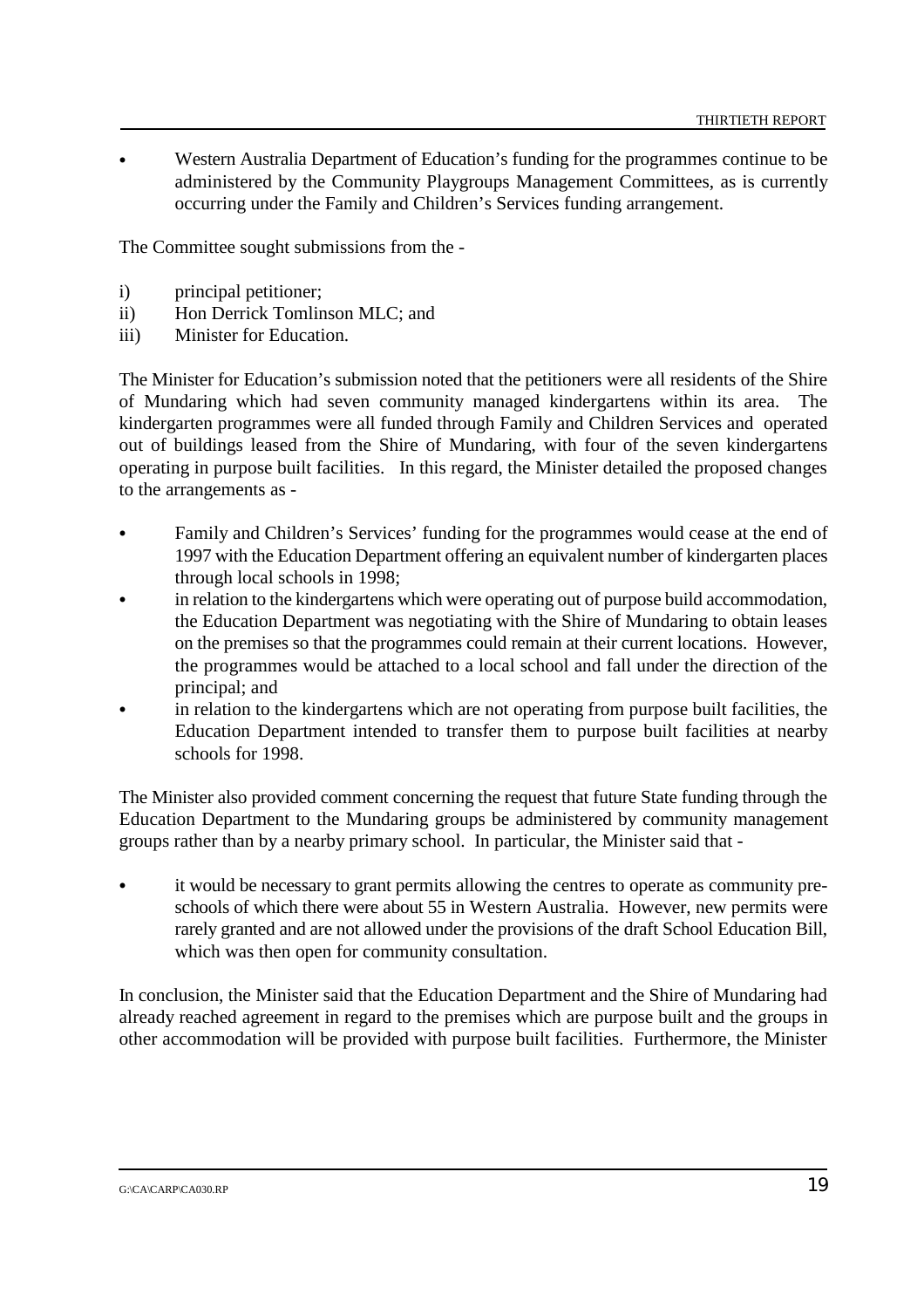- Western Australia Department of Education's funding for the programmes continue to be administered by the Community Playgroups Management Committees, as is currently occurring under the Family and Children's Services funding arrangement.

The Committee sought submissions from the -

i) principal petitioner;
ii) Hon Derrick Tomlinson MLC; and
iii) Minister for Education.

The Minister for Education's submission noted that the petitioners were all residents of the Shire of Mundaring which had seven community managed kindergartens within its area. The kindergarten programmes were all funded through Family and Children Services and operated out of buildings leased from the Shire of Mundaring, with four of the seven kindergartens operating in purpose built facilities. In this regard, the Minister detailed the proposed changes to the arrangements as -

- Family and Children's Services' funding for the programmes would cease at the end of 1997 with the Education Department offering an equivalent number of kindergarten places through local schools in 1998;
- in relation to the kindergartens which were operating out of purpose build accommodation, the Education Department was negotiating with the Shire of Mundaring to obtain leases on the premises so that the programmes could remain at their current locations. However, the programmes would be attached to a local school and fall under the direction of the principal; and
- in relation to the kindergartens which are not operating from purpose built facilities, the Education Department intended to transfer them to purpose built facilities at nearby schools for 1998.

The Minister also provided comment concerning the request that future State funding through the Education Department to the Mundaring groups be administered by community management groups rather than by a nearby primary school. In particular, the Minister said that -

- it would be necessary to grant permits allowing the centres to operate as community pre-schools of which there were about 55 in Western Australia. However, new permits were rarely granted and are not allowed under the provisions of the draft School Education Bill, which was then open for community consultation.

In conclusion, the Minister said that the Education Department and the Shire of Mundaring had already reached agreement in regard to the premises which are purpose built and the groups in other accommodation will be provided with purpose built facilities. Furthermore, the Minister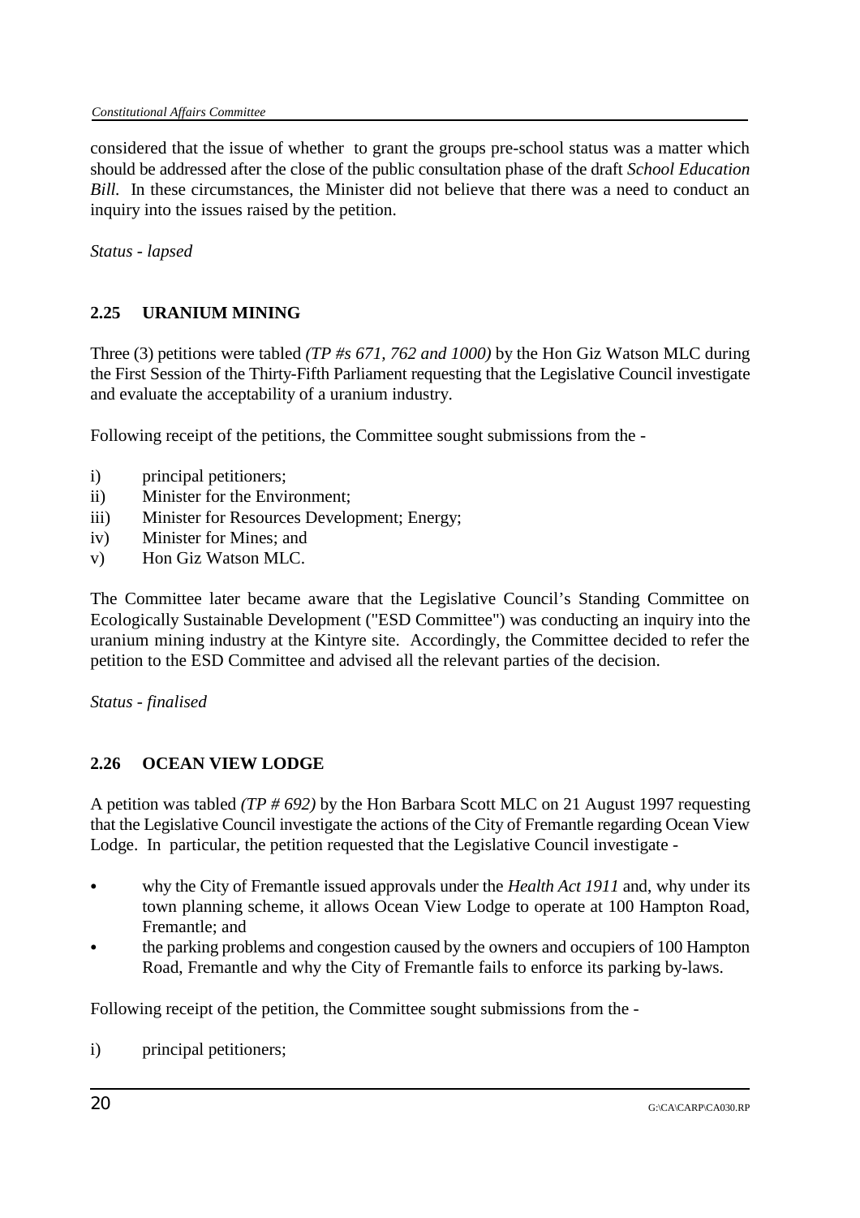considered that the issue of whether to grant the groups pre-school status was a matter which should be addressed after the close of the public consultation phase of the draft *School Education Bill.* In these circumstances, the Minister did not believe that there was a need to conduct an inquiry into the issues raised by the petition.

*Status - lapsed*

## 2.25 URANIUM MINING

Three (3) petitions were tabled *(TP #s 671, 762 and 1000)* by the Hon Giz Watson MLC during the First Session of the Thirty-Fifth Parliament requesting that the Legislative Council investigate and evaluate the acceptability of a uranium industry.

Following receipt of the petitions, the Committee sought submissions from the -

i) principal petitioners;
ii) Minister for the Environment;
iii) Minister for Resources Development; Energy;
iv) Minister for Mines; and
v) Hon Giz Watson MLC.

The Committee later became aware that the Legislative Council's Standing Committee on Ecologically Sustainable Development ("ESD Committee") was conducting an inquiry into the uranium mining industry at the Kintyre site. Accordingly, the Committee decided to refer the petition to the ESD Committee and advised all the relevant parties of the decision.

*Status - finalised*

## 2.26 OCEAN VIEW LODGE

A petition was tabled *(TP # 692)* by the Hon Barbara Scott MLC on 21 August 1997 requesting that the Legislative Council investigate the actions of the City of Fremantle regarding Ocean View Lodge. In particular, the petition requested that the Legislative Council investigate -

- why the City of Fremantle issued approvals under the *Health Act 1911* and, why under its town planning scheme, it allows Ocean View Lodge to operate at 100 Hampton Road, Fremantle; and
- the parking problems and congestion caused by the owners and occupiers of 100 Hampton Road, Fremantle and why the City of Fremantle fails to enforce its parking by-laws.

Following receipt of the petition, the Committee sought submissions from the -

i) principal petitioners;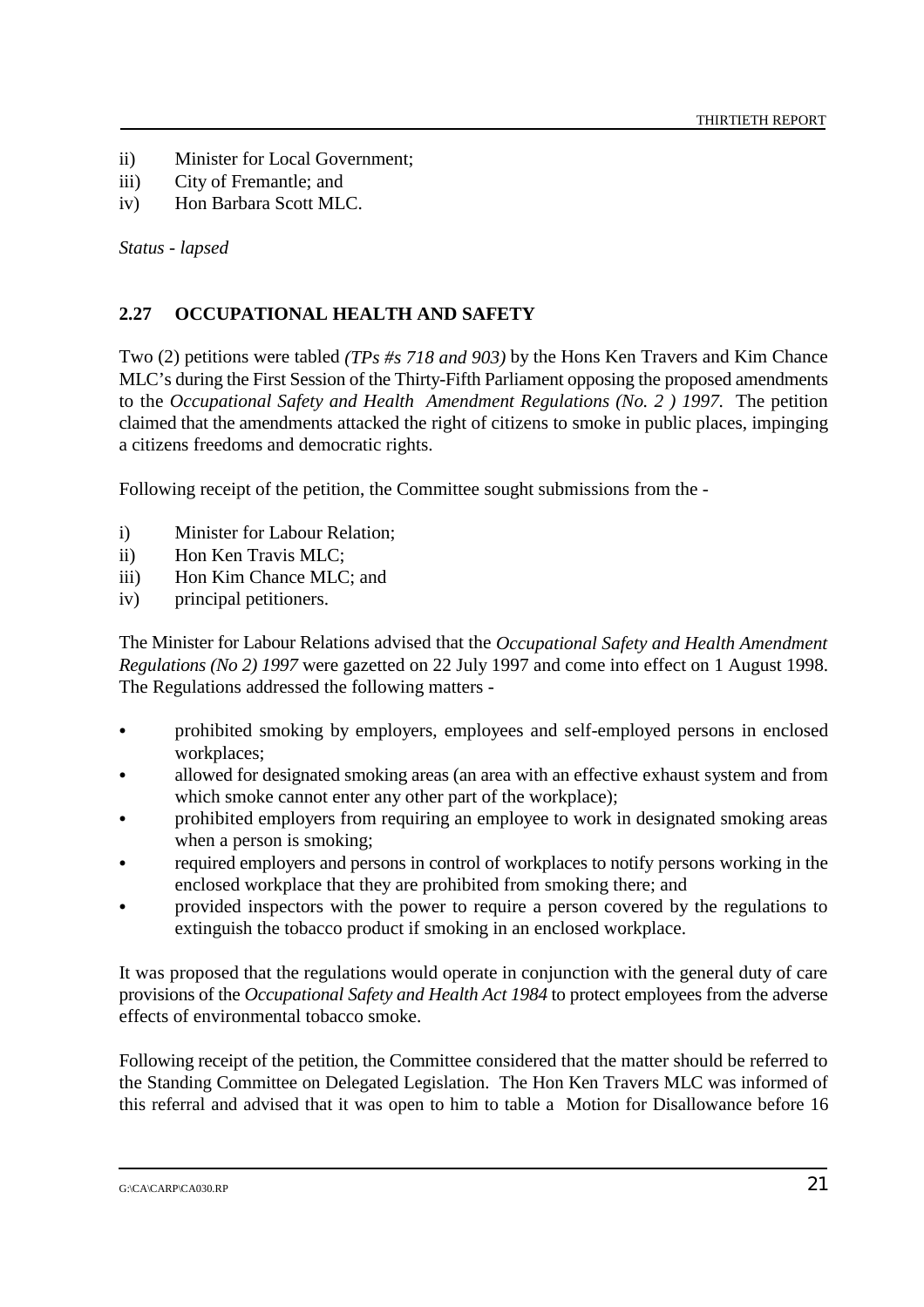ii) Minister for Local Government;
iii) City of Fremantle; and
iv) Hon Barbara Scott MLC.

*Status - lapsed*

## 2.27 OCCUPATIONAL HEALTH AND SAFETY

Two (2) petitions were tabled *(TPs #s 718 and 903)* by the Hons Ken Travers and Kim Chance MLC's during the First Session of the Thirty-Fifth Parliament opposing the proposed amendments to the *Occupational Safety and Health Amendment Regulations (No. 2 ) 1997*. The petition claimed that the amendments attacked the right of citizens to smoke in public places, impinging a citizens freedoms and democratic rights.

Following receipt of the petition, the Committee sought submissions from the -

i) Minister for Labour Relation;
ii) Hon Ken Travis MLC;
iii) Hon Kim Chance MLC; and
iv) principal petitioners.

The Minister for Labour Relations advised that the *Occupational Safety and Health Amendment Regulations (No 2) 1997* were gazetted on 22 July 1997 and come into effect on 1 August 1998. The Regulations addressed the following matters -

- prohibited smoking by employers, employees and self-employed persons in enclosed workplaces;
- allowed for designated smoking areas (an area with an effective exhaust system and from which smoke cannot enter any other part of the workplace);
- prohibited employers from requiring an employee to work in designated smoking areas when a person is smoking;
- required employers and persons in control of workplaces to notify persons working in the enclosed workplace that they are prohibited from smoking there; and
- provided inspectors with the power to require a person covered by the regulations to extinguish the tobacco product if smoking in an enclosed workplace.

It was proposed that the regulations would operate in conjunction with the general duty of care provisions of the *Occupational Safety and Health Act 1984* to protect employees from the adverse effects of environmental tobacco smoke.

Following receipt of the petition, the Committee considered that the matter should be referred to the Standing Committee on Delegated Legislation. The Hon Ken Travers MLC was informed of this referral and advised that it was open to him to table a Motion for Disallowance before 16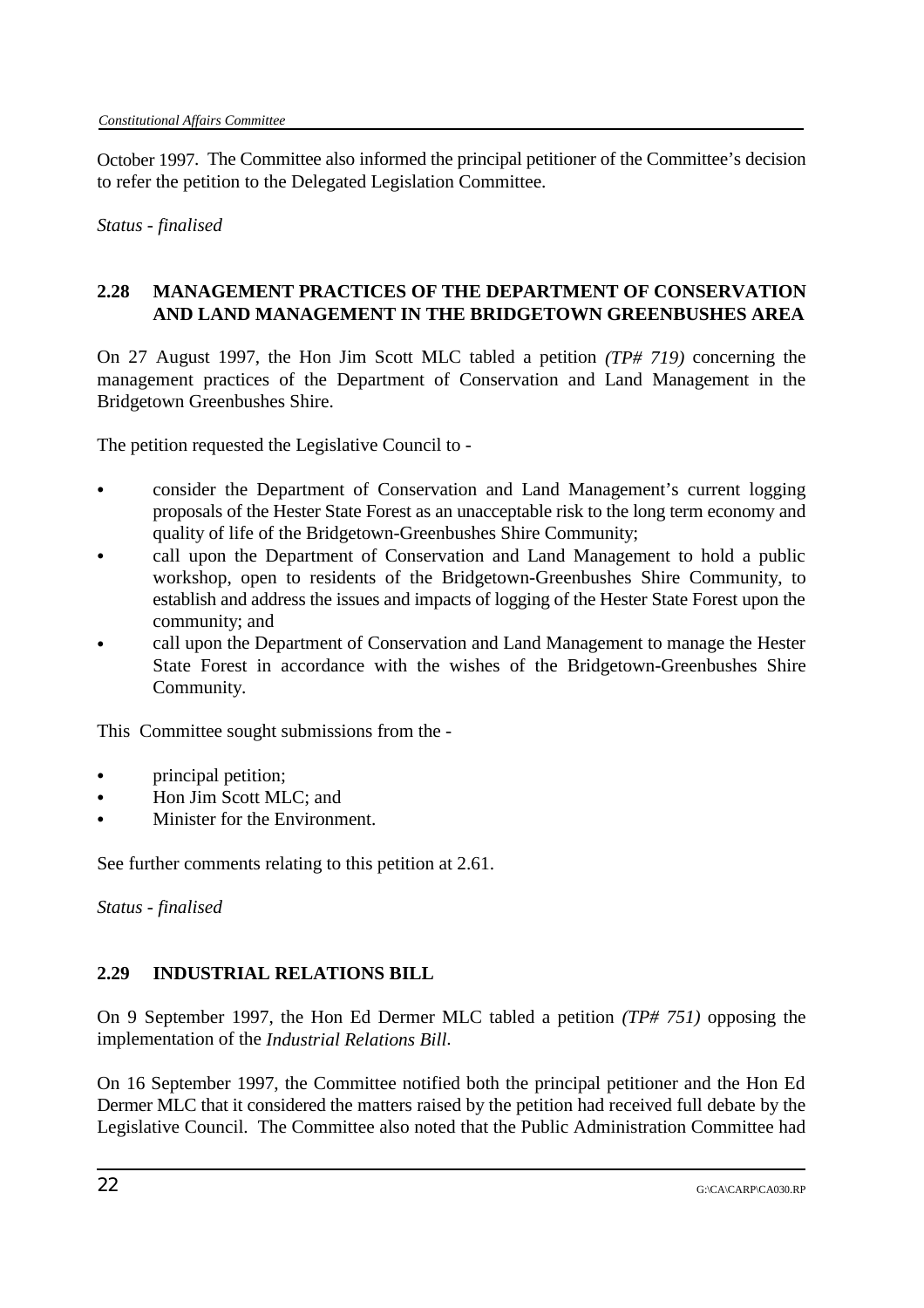October 1997. The Committee also informed the principal petitioner of the Committee's decision to refer the petition to the Delegated Legislation Committee.

*Status - finalised*

### 2.28 MANAGEMENT PRACTICES OF THE DEPARTMENT OF CONSERVATION AND LAND MANAGEMENT IN THE BRIDGETOWN GREENBUSHES AREA

On 27 August 1997, the Hon Jim Scott MLC tabled a petition *(TP# 719)* concerning the management practices of the Department of Conservation and Land Management in the Bridgetown Greenbushes Shire.

The petition requested the Legislative Council to -

- consider the Department of Conservation and Land Management's current logging proposals of the Hester State Forest as an unacceptable risk to the long term economy and quality of life of the Bridgetown-Greenbushes Shire Community;
- call upon the Department of Conservation and Land Management to hold a public workshop, open to residents of the Bridgetown-Greenbushes Shire Community, to establish and address the issues and impacts of logging of the Hester State Forest upon the community; and
- call upon the Department of Conservation and Land Management to manage the Hester State Forest in accordance with the wishes of the Bridgetown-Greenbushes Shire Community.

This Committee sought submissions from the -

- principal petition;
- Hon Jim Scott MLC; and
- Minister for the Environment.

See further comments relating to this petition at 2.61.

*Status - finalised*

### 2.29 INDUSTRIAL RELATIONS BILL

On 9 September 1997, the Hon Ed Dermer MLC tabled a petition *(TP# 751)* opposing the implementation of the *Industrial Relations Bill*.

On 16 September 1997, the Committee notified both the principal petitioner and the Hon Ed Dermer MLC that it considered the matters raised by the petition had received full debate by the Legislative Council. The Committee also noted that the Public Administration Committee had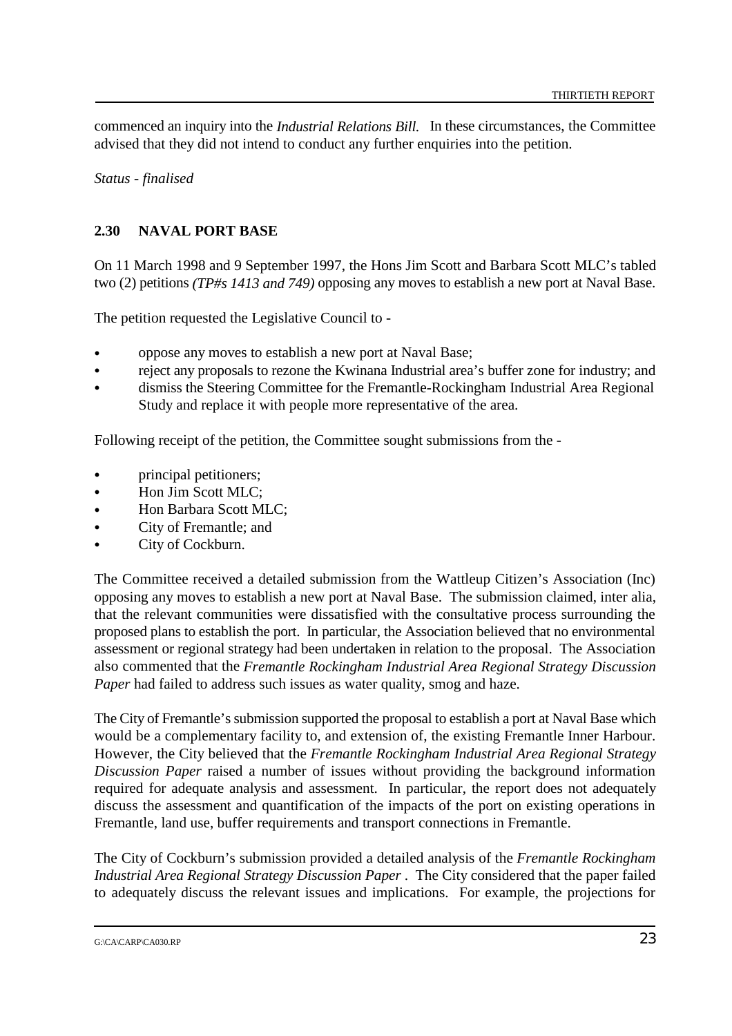commenced an inquiry into the *Industrial Relations Bill.* In these circumstances, the Committee advised that they did not intend to conduct any further enquiries into the petition.

*Status - finalised*

## 2.30 NAVAL PORT BASE

On 11 March 1998 and 9 September 1997, the Hons Jim Scott and Barbara Scott MLC's tabled two (2) petitions *(TP#s 1413 and 749)* opposing any moves to establish a new port at Naval Base.

The petition requested the Legislative Council to -

- oppose any moves to establish a new port at Naval Base;
- reject any proposals to rezone the Kwinana Industrial area's buffer zone for industry; and
- dismiss the Steering Committee for the Fremantle-Rockingham Industrial Area Regional Study and replace it with people more representative of the area.

Following receipt of the petition, the Committee sought submissions from the -

- principal petitioners;
- Hon Jim Scott MLC;
- Hon Barbara Scott MLC;
- City of Fremantle; and
- City of Cockburn.

The Committee received a detailed submission from the Wattleup Citizen's Association (Inc) opposing any moves to establish a new port at Naval Base. The submission claimed, inter alia, that the relevant communities were dissatisfied with the consultative process surrounding the proposed plans to establish the port. In particular, the Association believed that no environmental assessment or regional strategy had been undertaken in relation to the proposal. The Association also commented that the *Fremantle Rockingham Industrial Area Regional Strategy Discussion Paper* had failed to address such issues as water quality, smog and haze.

The City of Fremantle's submission supported the proposal to establish a port at Naval Base which would be a complementary facility to, and extension of, the existing Fremantle Inner Harbour. However, the City believed that the *Fremantle Rockingham Industrial Area Regional Strategy Discussion Paper* raised a number of issues without providing the background information required for adequate analysis and assessment. In particular, the report does not adequately discuss the assessment and quantification of the impacts of the port on existing operations in Fremantle, land use, buffer requirements and transport connections in Fremantle.

The City of Cockburn's submission provided a detailed analysis of the *Fremantle Rockingham Industrial Area Regional Strategy Discussion Paper* . The City considered that the paper failed to adequately discuss the relevant issues and implications. For example, the projections for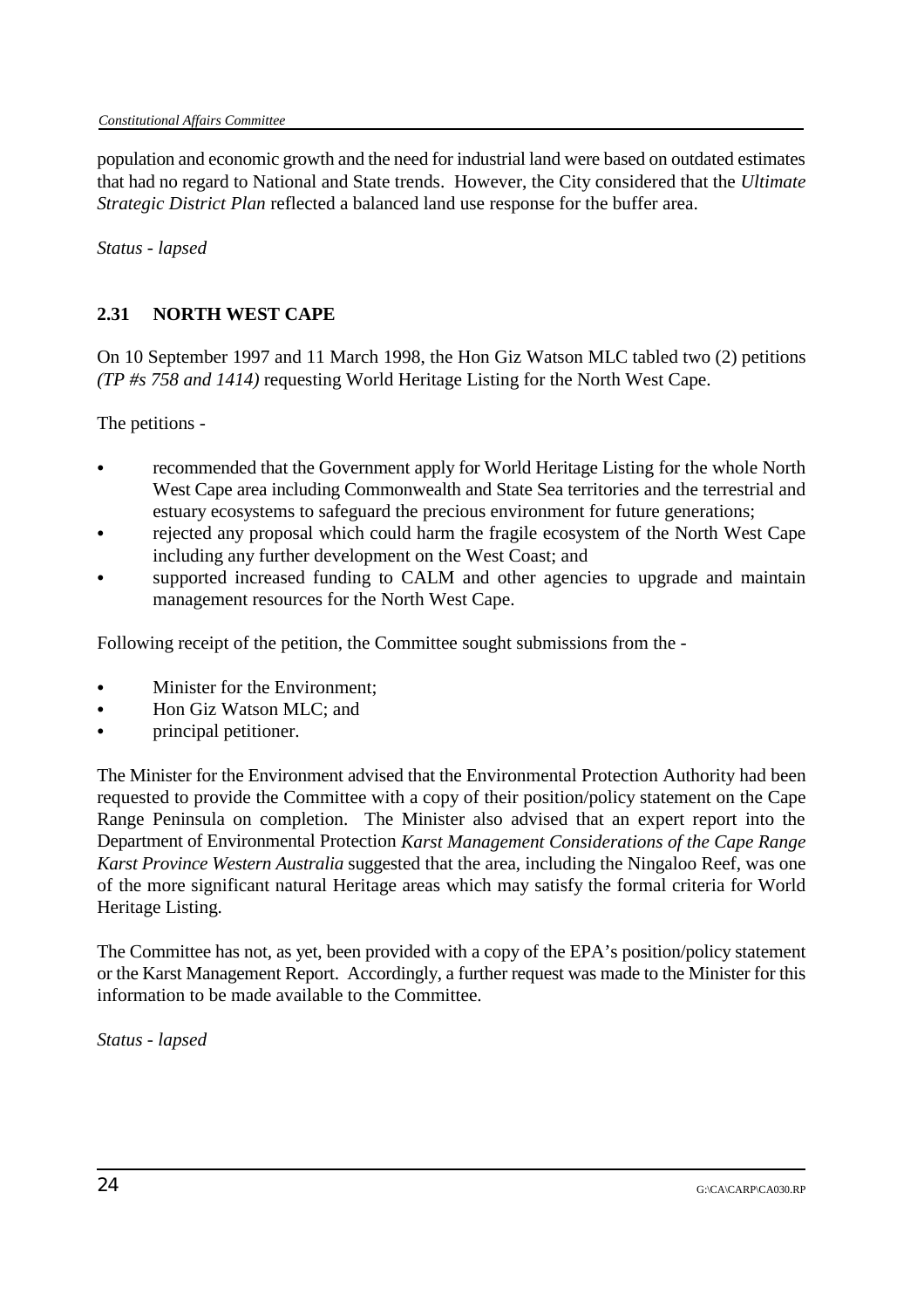population and economic growth and the need for industrial land were based on outdated estimates that had no regard to National and State trends. However, the City considered that the *Ultimate Strategic District Plan* reflected a balanced land use response for the buffer area.

*Status - lapsed*

## 2.31 NORTH WEST CAPE

On 10 September 1997 and 11 March 1998, the Hon Giz Watson MLC tabled two (2) petitions *(TP #s 758 and 1414)* requesting World Heritage Listing for the North West Cape.

The petitions -

- recommended that the Government apply for World Heritage Listing for the whole North West Cape area including Commonwealth and State Sea territories and the terrestrial and estuary ecosystems to safeguard the precious environment for future generations;
- rejected any proposal which could harm the fragile ecosystem of the North West Cape including any further development on the West Coast; and
- supported increased funding to CALM and other agencies to upgrade and maintain management resources for the North West Cape.

Following receipt of the petition, the Committee sought submissions from the -

- Minister for the Environment;
- Hon Giz Watson MLC; and
- principal petitioner.

The Minister for the Environment advised that the Environmental Protection Authority had been requested to provide the Committee with a copy of their position/policy statement on the Cape Range Peninsula on completion. The Minister also advised that an expert report into the Department of Environmental Protection *Karst Management Considerations of the Cape Range Karst Province Western Australia* suggested that the area, including the Ningaloo Reef, was one of the more significant natural Heritage areas which may satisfy the formal criteria for World Heritage Listing.

The Committee has not, as yet, been provided with a copy of the EPA's position/policy statement or the Karst Management Report. Accordingly, a further request was made to the Minister for this information to be made available to the Committee.

*Status - lapsed*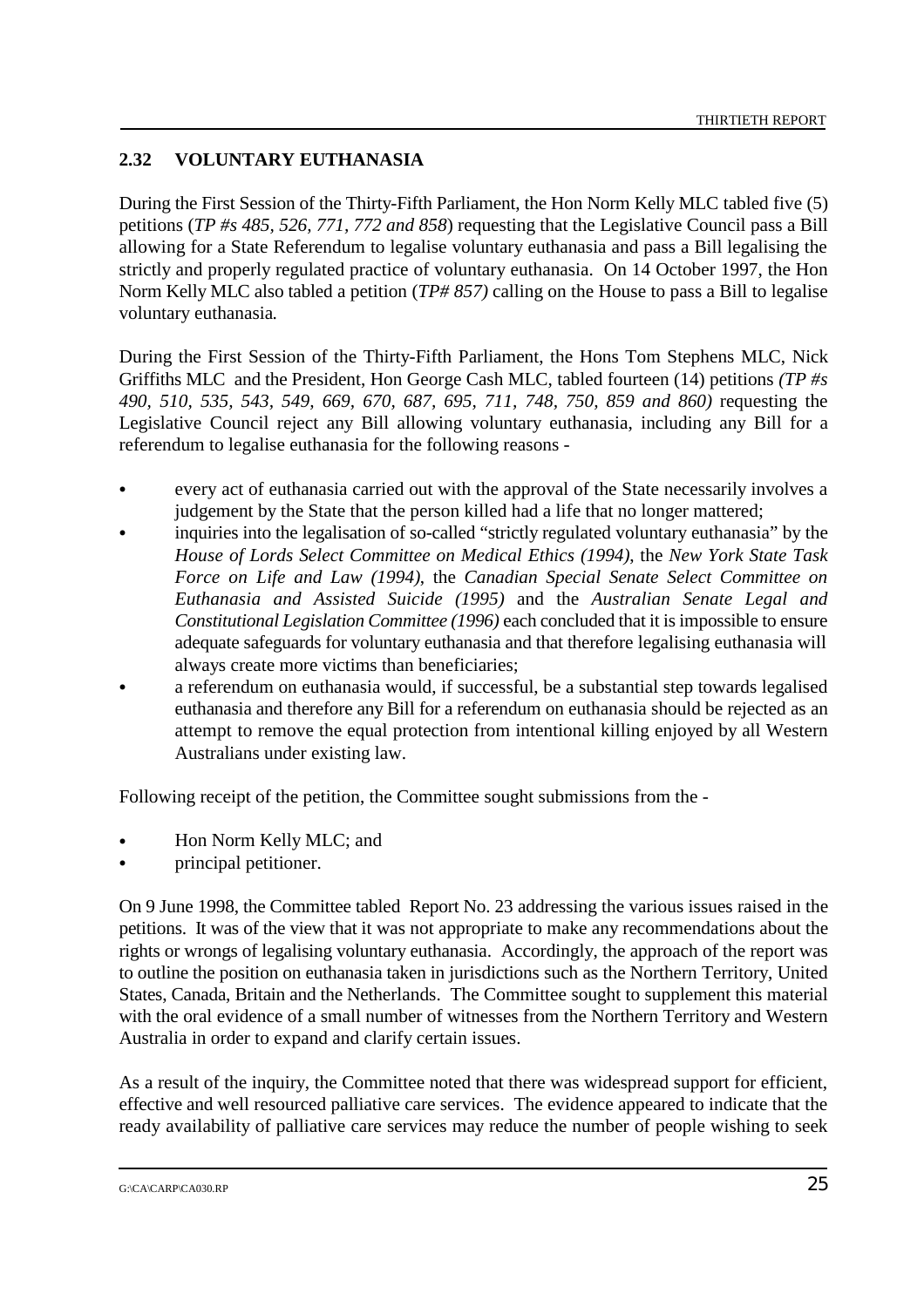## 2.32 VOLUNTARY EUTHANASIA

During the First Session of the Thirty-Fifth Parliament, the Hon Norm Kelly MLC tabled five (5) petitions (*TP #s 485, 526, 771, 772 and 858*) requesting that the Legislative Council pass a Bill allowing for a State Referendum to legalise voluntary euthanasia and pass a Bill legalising the strictly and properly regulated practice of voluntary euthanasia. On 14 October 1997, the Hon Norm Kelly MLC also tabled a petition (*TP# 857)* calling on the House to pass a Bill to legalise voluntary euthanasia.

During the First Session of the Thirty-Fifth Parliament, the Hons Tom Stephens MLC, Nick Griffiths MLC and the President, Hon George Cash MLC, tabled fourteen (14) petitions *(TP #s 490, 510, 535, 543, 549, 669, 670, 687, 695, 711, 748, 750, 859 and 860)* requesting the Legislative Council reject any Bill allowing voluntary euthanasia, including any Bill for a referendum to legalise euthanasia for the following reasons -

- every act of euthanasia carried out with the approval of the State necessarily involves a judgement by the State that the person killed had a life that no longer mattered;
- inquiries into the legalisation of so-called "strictly regulated voluntary euthanasia" by the *House of Lords Select Committee on Medical Ethics (1994)*, the *New York State Task Force on Life and Law (1994)*, the *Canadian Special Senate Select Committee on Euthanasia and Assisted Suicide (1995)* and the *Australian Senate Legal and Constitutional Legislation Committee (1996)* each concluded that it is impossible to ensure adequate safeguards for voluntary euthanasia and that therefore legalising euthanasia will always create more victims than beneficiaries;
- a referendum on euthanasia would, if successful, be a substantial step towards legalised euthanasia and therefore any Bill for a referendum on euthanasia should be rejected as an attempt to remove the equal protection from intentional killing enjoyed by all Western Australians under existing law.

Following receipt of the petition, the Committee sought submissions from the -

- Hon Norm Kelly MLC; and
- principal petitioner.

On 9 June 1998, the Committee tabled Report No. 23 addressing the various issues raised in the petitions. It was of the view that it was not appropriate to make any recommendations about the rights or wrongs of legalising voluntary euthanasia. Accordingly, the approach of the report was to outline the position on euthanasia taken in jurisdictions such as the Northern Territory, United States, Canada, Britain and the Netherlands. The Committee sought to supplement this material with the oral evidence of a small number of witnesses from the Northern Territory and Western Australia in order to expand and clarify certain issues.

As a result of the inquiry, the Committee noted that there was widespread support for efficient, effective and well resourced palliative care services. The evidence appeared to indicate that the ready availability of palliative care services may reduce the number of people wishing to seek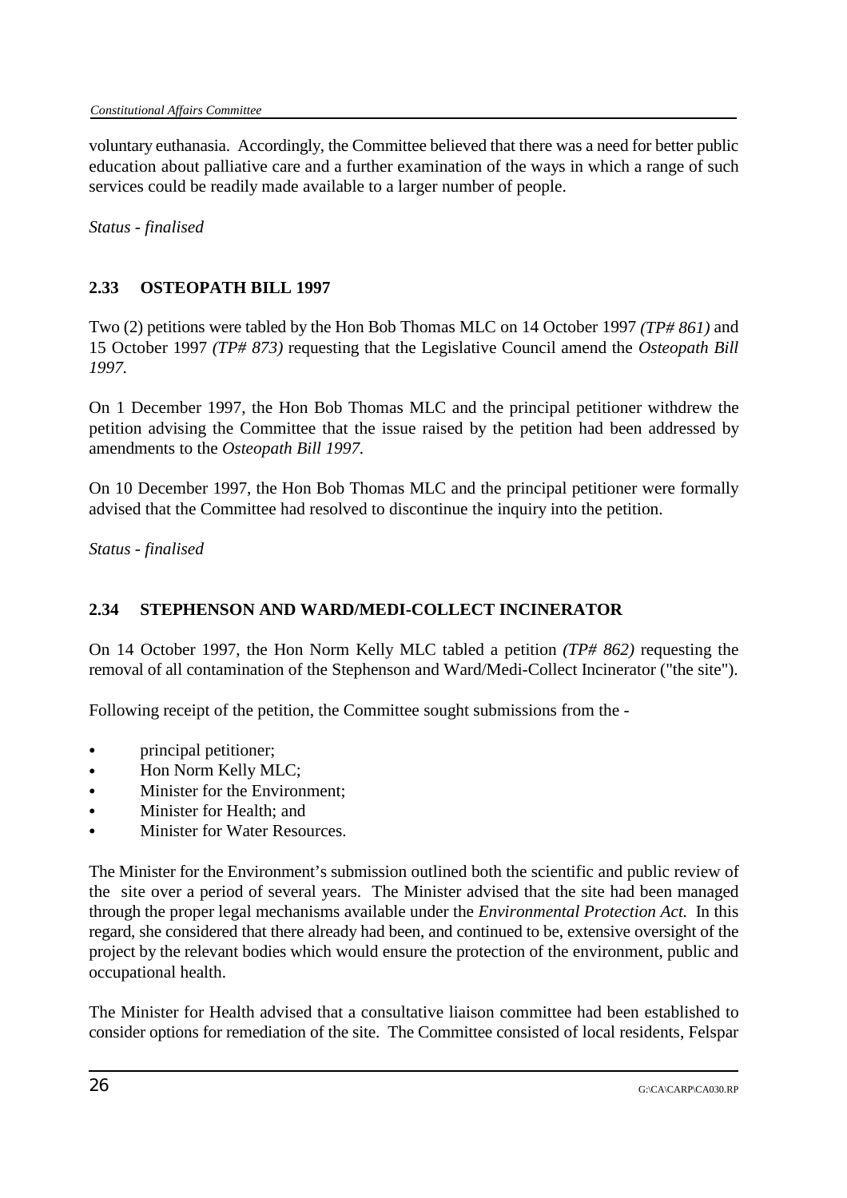voluntary euthanasia. Accordingly, the Committee believed that there was a need for better public education about palliative care and a further examination of the ways in which a range of such services could be readily made available to a larger number of people.

*Status - finalised*

### 2.33 OSTEOPATH BILL 1997

Two (2) petitions were tabled by the Hon Bob Thomas MLC on 14 October 1997 *(TP# 861)* and 15 October 1997 *(TP# 873)* requesting that the Legislative Council amend the *Osteopath Bill 1997*.

On 1 December 1997, the Hon Bob Thomas MLC and the principal petitioner withdrew the petition advising the Committee that the issue raised by the petition had been addressed by amendments to the *Osteopath Bill 1997*.

On 10 December 1997, the Hon Bob Thomas MLC and the principal petitioner were formally advised that the Committee had resolved to discontinue the inquiry into the petition.

*Status - finalised*

### 2.34 STEPHENSON AND WARD/MEDI-COLLECT INCINERATOR

On 14 October 1997, the Hon Norm Kelly MLC tabled a petition *(TP# 862)* requesting the removal of all contamination of the Stephenson and Ward/Medi-Collect Incinerator ("the site").

Following receipt of the petition, the Committee sought submissions from the -

- principal petitioner;
- Hon Norm Kelly MLC;
- Minister for the Environment;
- Minister for Health; and
- Minister for Water Resources.

The Minister for the Environment's submission outlined both the scientific and public review of the site over a period of several years. The Minister advised that the site had been managed through the proper legal mechanisms available under the *Environmental Protection Act*. In this regard, she considered that there already had been, and continued to be, extensive oversight of the project by the relevant bodies which would ensure the protection of the environment, public and occupational health.

The Minister for Health advised that a consultative liaison committee had been established to consider options for remediation of the site. The Committee consisted of local residents, Felspar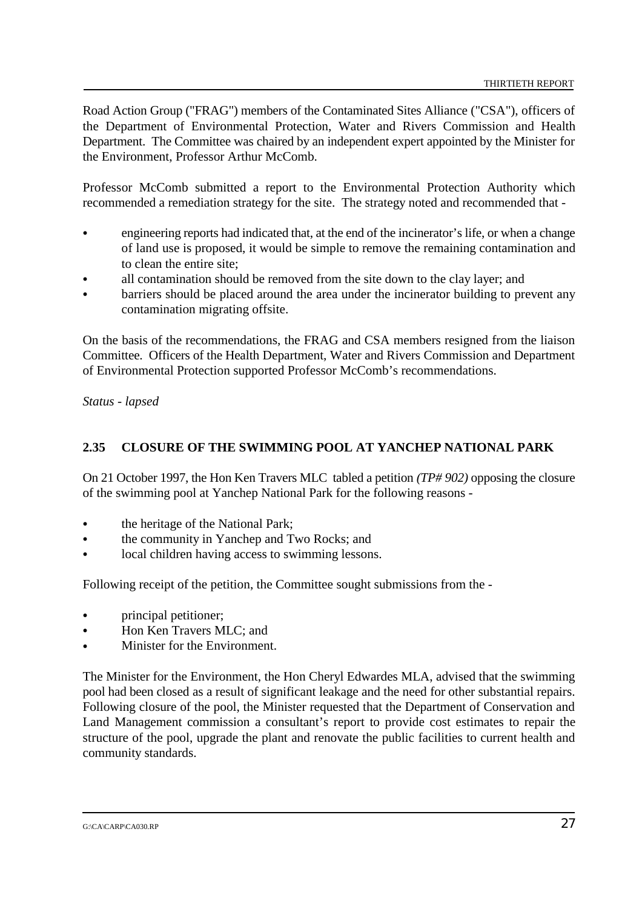Road Action Group ("FRAG") members of the Contaminated Sites Alliance ("CSA"), officers of the Department of Environmental Protection, Water and Rivers Commission and Health Department. The Committee was chaired by an independent expert appointed by the Minister for the Environment, Professor Arthur McComb.

Professor McComb submitted a report to the Environmental Protection Authority which recommended a remediation strategy for the site. The strategy noted and recommended that -

- engineering reports had indicated that, at the end of the incinerator's life, or when a change of land use is proposed, it would be simple to remove the remaining contamination and to clean the entire site;
- all contamination should be removed from the site down to the clay layer; and
- barriers should be placed around the area under the incinerator building to prevent any contamination migrating offsite.

On the basis of the recommendations, the FRAG and CSA members resigned from the liaison Committee. Officers of the Health Department, Water and Rivers Commission and Department of Environmental Protection supported Professor McComb's recommendations.

*Status - lapsed*

## 2.35 CLOSURE OF THE SWIMMING POOL AT YANCHEP NATIONAL PARK

On 21 October 1997, the Hon Ken Travers MLC tabled a petition *(TP# 902)* opposing the closure of the swimming pool at Yanchep National Park for the following reasons -

- the heritage of the National Park;
- the community in Yanchep and Two Rocks; and
- local children having access to swimming lessons.

Following receipt of the petition, the Committee sought submissions from the -

- principal petitioner;
- Hon Ken Travers MLC; and
- Minister for the Environment.

The Minister for the Environment, the Hon Cheryl Edwardes MLA, advised that the swimming pool had been closed as a result of significant leakage and the need for other substantial repairs. Following closure of the pool, the Minister requested that the Department of Conservation and Land Management commission a consultant's report to provide cost estimates to repair the structure of the pool, upgrade the plant and renovate the public facilities to current health and community standards.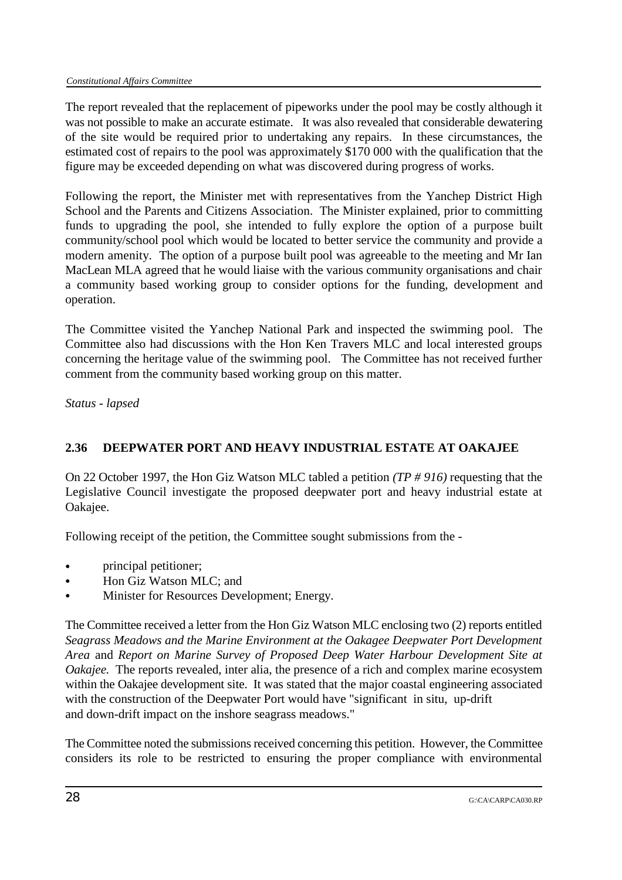The report revealed that the replacement of pipeworks under the pool may be costly although it was not possible to make an accurate estimate. It was also revealed that considerable dewatering of the site would be required prior to undertaking any repairs. In these circumstances, the estimated cost of repairs to the pool was approximately $170 000 with the qualification that the figure may be exceeded depending on what was discovered during progress of works.

Following the report, the Minister met with representatives from the Yanchep District High School and the Parents and Citizens Association. The Minister explained, prior to committing funds to upgrading the pool, she intended to fully explore the option of a purpose built community/school pool which would be located to better service the community and provide a modern amenity. The option of a purpose built pool was agreeable to the meeting and Mr Ian MacLean MLA agreed that he would liaise with the various community organisations and chair a community based working group to consider options for the funding, development and operation.

The Committee visited the Yanchep National Park and inspected the swimming pool. The Committee also had discussions with the Hon Ken Travers MLC and local interested groups concerning the heritage value of the swimming pool. The Committee has not received further comment from the community based working group on this matter.

*Status - lapsed*

## 2.36 DEEPWATER PORT AND HEAVY INDUSTRIAL ESTATE AT OAKAJEE

On 22 October 1997, the Hon Giz Watson MLC tabled a petition *(TP # 916)* requesting that the Legislative Council investigate the proposed deepwater port and heavy industrial estate at Oakajee.

Following receipt of the petition, the Committee sought submissions from the -

- principal petitioner;
- Hon Giz Watson MLC; and
- Minister for Resources Development; Energy.

The Committee received a letter from the Hon Giz Watson MLC enclosing two (2) reports entitled *Seagrass Meadows and the Marine Environment at the Oakagee Deepwater Port Development Area* and *Report on Marine Survey of Proposed Deep Water Harbour Development Site at Oakajee.* The reports revealed, inter alia, the presence of a rich and complex marine ecosystem within the Oakajee development site. It was stated that the major coastal engineering associated with the construction of the Deepwater Port would have "significant in situ, up-drift and down-drift impact on the inshore seagrass meadows."

The Committee noted the submissions received concerning this petition. However, the Committee considers its role to be restricted to ensuring the proper compliance with environmental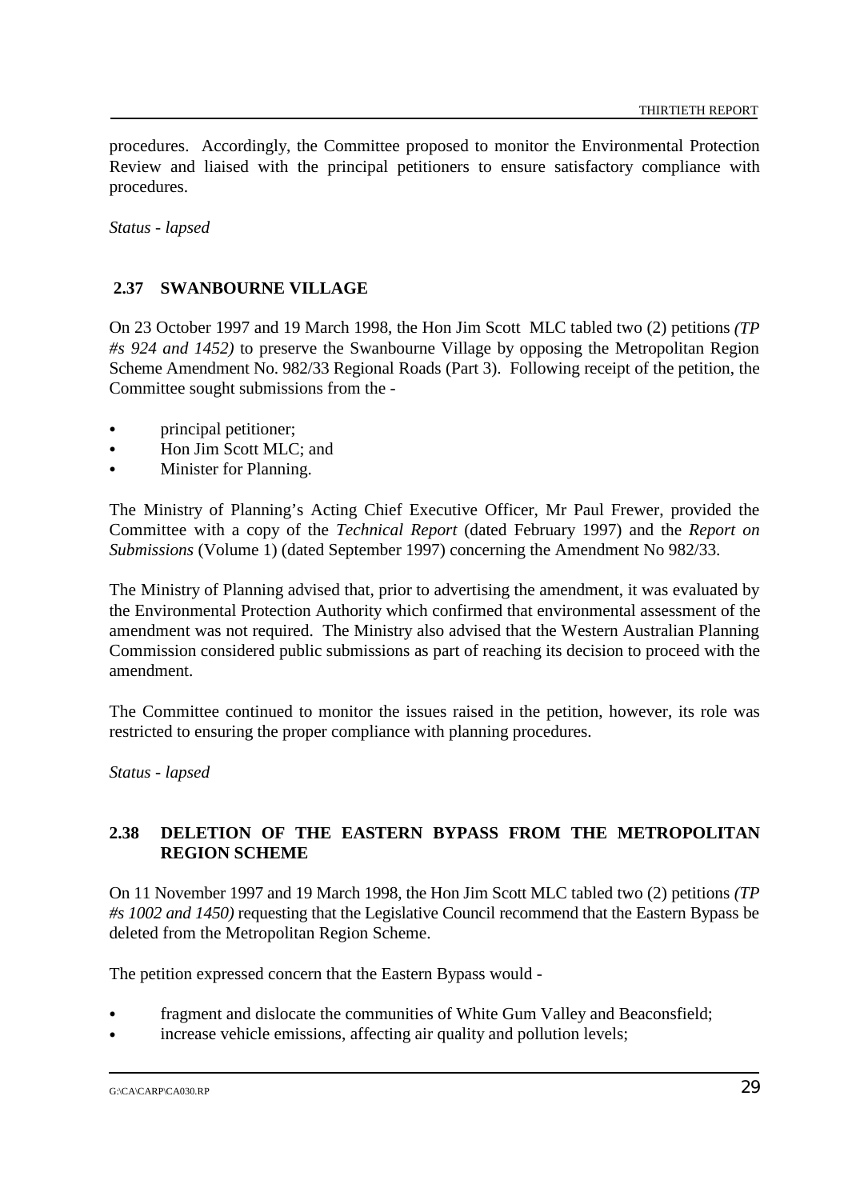procedures. Accordingly, the Committee proposed to monitor the Environmental Protection Review and liaised with the principal petitioners to ensure satisfactory compliance with procedures.

*Status - lapsed*

## 2.37 SWANBOURNE VILLAGE

On 23 October 1997 and 19 March 1998, the Hon Jim Scott MLC tabled two (2) petitions *(TP #s 924 and 1452)* to preserve the Swanbourne Village by opposing the Metropolitan Region Scheme Amendment No. 982/33 Regional Roads (Part 3). Following receipt of the petition, the Committee sought submissions from the -

- principal petitioner;
- Hon Jim Scott MLC; and
- Minister for Planning.

The Ministry of Planning's Acting Chief Executive Officer, Mr Paul Frewer, provided the Committee with a copy of the *Technical Report* (dated February 1997) and the *Report on Submissions* (Volume 1) (dated September 1997) concerning the Amendment No 982/33.

The Ministry of Planning advised that, prior to advertising the amendment, it was evaluated by the Environmental Protection Authority which confirmed that environmental assessment of the amendment was not required. The Ministry also advised that the Western Australian Planning Commission considered public submissions as part of reaching its decision to proceed with the amendment.

The Committee continued to monitor the issues raised in the petition, however, its role was restricted to ensuring the proper compliance with planning procedures.

*Status - lapsed*

## 2.38 DELETION OF THE EASTERN BYPASS FROM THE METROPOLITAN REGION SCHEME

On 11 November 1997 and 19 March 1998, the Hon Jim Scott MLC tabled two (2) petitions *(TP #s 1002 and 1450)* requesting that the Legislative Council recommend that the Eastern Bypass be deleted from the Metropolitan Region Scheme.

The petition expressed concern that the Eastern Bypass would -

- fragment and dislocate the communities of White Gum Valley and Beaconsfield;
- increase vehicle emissions, affecting air quality and pollution levels;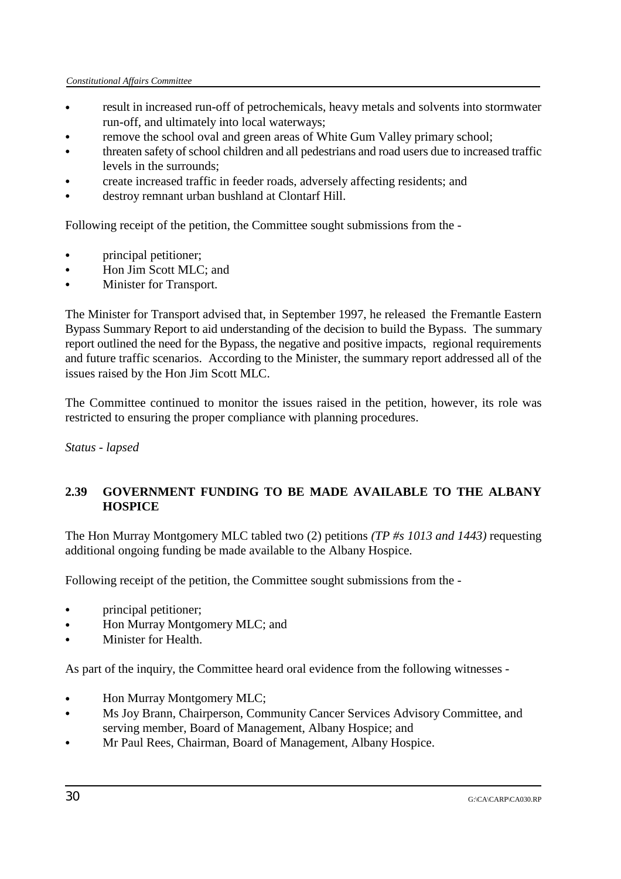- result in increased run-off of petrochemicals, heavy metals and solvents into stormwater run-off, and ultimately into local waterways;
- remove the school oval and green areas of White Gum Valley primary school;
- threaten safety of school children and all pedestrians and road users due to increased traffic levels in the surrounds;
- create increased traffic in feeder roads, adversely affecting residents; and
- destroy remnant urban bushland at Clontarf Hill.

Following receipt of the petition, the Committee sought submissions from the -

- principal petitioner;
- Hon Jim Scott MLC; and
- Minister for Transport.

The Minister for Transport advised that, in September 1997, he released the Fremantle Eastern Bypass Summary Report to aid understanding of the decision to build the Bypass. The summary report outlined the need for the Bypass, the negative and positive impacts, regional requirements and future traffic scenarios. According to the Minister, the summary report addressed all of the issues raised by the Hon Jim Scott MLC.

The Committee continued to monitor the issues raised in the petition, however, its role was restricted to ensuring the proper compliance with planning procedures.

*Status - lapsed*

### 2.39 GOVERNMENT FUNDING TO BE MADE AVAILABLE TO THE ALBANY HOSPICE

The Hon Murray Montgomery MLC tabled two (2) petitions *(TP #s 1013 and 1443)* requesting additional ongoing funding be made available to the Albany Hospice.

Following receipt of the petition, the Committee sought submissions from the -

- principal petitioner;
- Hon Murray Montgomery MLC; and
- Minister for Health.

As part of the inquiry, the Committee heard oral evidence from the following witnesses -

- Hon Murray Montgomery MLC;
- Ms Joy Brann, Chairperson, Community Cancer Services Advisory Committee, and serving member, Board of Management, Albany Hospice; and
- Mr Paul Rees, Chairman, Board of Management, Albany Hospice.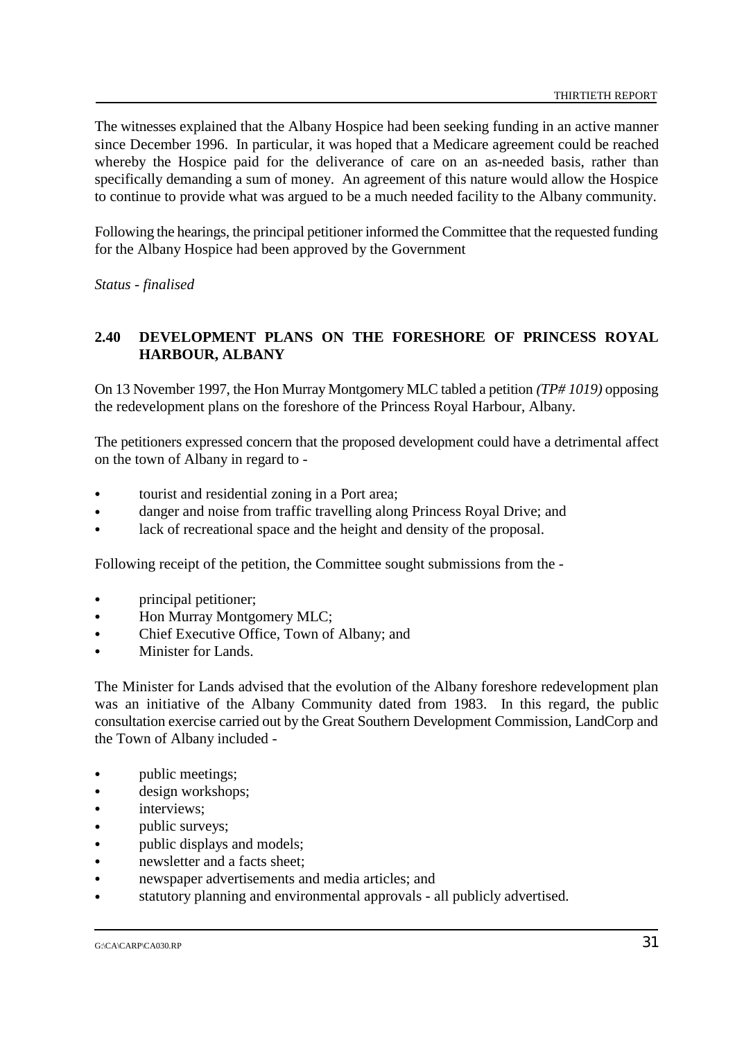The witnesses explained that the Albany Hospice had been seeking funding in an active manner since December 1996. In particular, it was hoped that a Medicare agreement could be reached whereby the Hospice paid for the deliverance of care on an as-needed basis, rather than specifically demanding a sum of money. An agreement of this nature would allow the Hospice to continue to provide what was argued to be a much needed facility to the Albany community.

Following the hearings, the principal petitioner informed the Committee that the requested funding for the Albany Hospice had been approved by the Government

*Status - finalised*

## 2.40 DEVELOPMENT PLANS ON THE FORESHORE OF PRINCESS ROYAL HARBOUR, ALBANY

On 13 November 1997, the Hon Murray Montgomery MLC tabled a petition *(TP# 1019)* opposing the redevelopment plans on the foreshore of the Princess Royal Harbour, Albany.

The petitioners expressed concern that the proposed development could have a detrimental affect on the town of Albany in regard to -

- tourist and residential zoning in a Port area;
- danger and noise from traffic travelling along Princess Royal Drive; and
- lack of recreational space and the height and density of the proposal.

Following receipt of the petition, the Committee sought submissions from the -

- principal petitioner;
- Hon Murray Montgomery MLC;
- Chief Executive Office, Town of Albany; and
- Minister for Lands.

The Minister for Lands advised that the evolution of the Albany foreshore redevelopment plan was an initiative of the Albany Community dated from 1983. In this regard, the public consultation exercise carried out by the Great Southern Development Commission, LandCorp and the Town of Albany included -

- public meetings;
- design workshops;
- interviews;
- public surveys;
- public displays and models;
- newsletter and a facts sheet;
- newspaper advertisements and media articles; and
- statutory planning and environmental approvals - all publicly advertised.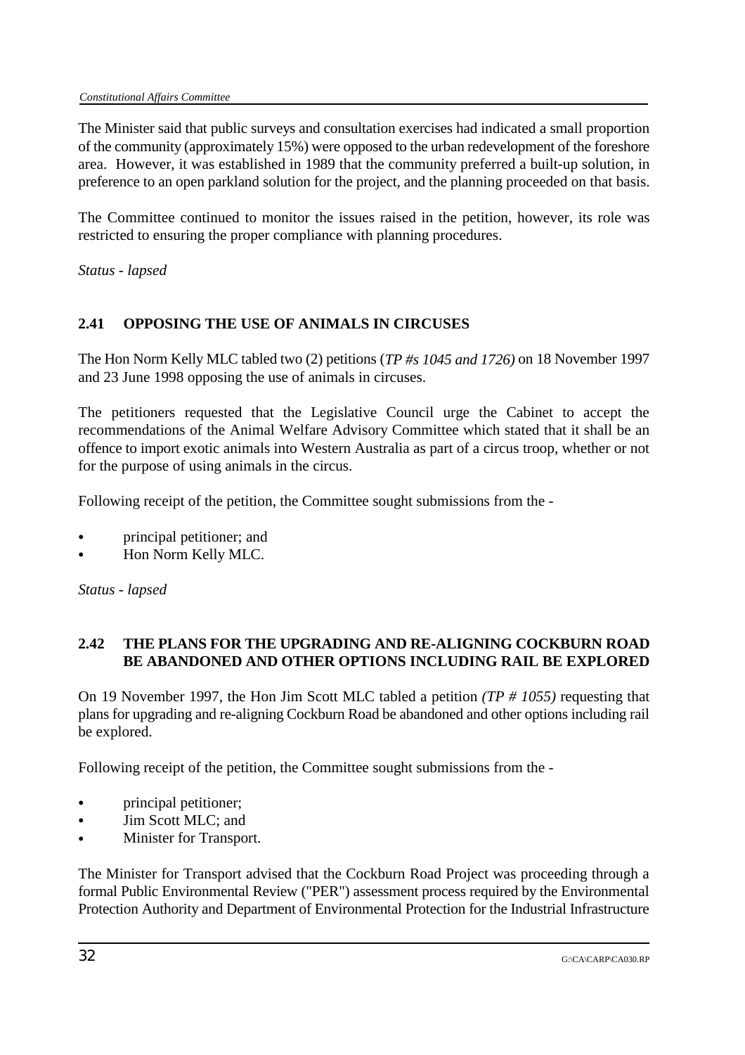The Minister said that public surveys and consultation exercises had indicated a small proportion of the community (approximately 15%) were opposed to the urban redevelopment of the foreshore area. However, it was established in 1989 that the community preferred a built-up solution, in preference to an open parkland solution for the project, and the planning proceeded on that basis.

The Committee continued to monitor the issues raised in the petition, however, its role was restricted to ensuring the proper compliance with planning procedures.

*Status - lapsed*

### 2.41 OPPOSING THE USE OF ANIMALS IN CIRCUSES

The Hon Norm Kelly MLC tabled two (2) petitions (*TP #s 1045 and 1726)* on 18 November 1997 and 23 June 1998 opposing the use of animals in circuses.

The petitioners requested that the Legislative Council urge the Cabinet to accept the recommendations of the Animal Welfare Advisory Committee which stated that it shall be an offence to import exotic animals into Western Australia as part of a circus troop, whether or not for the purpose of using animals in the circus.

Following receipt of the petition, the Committee sought submissions from the -

- principal petitioner; and
- Hon Norm Kelly MLC.

*Status - lapsed*

### 2.42 THE PLANS FOR THE UPGRADING AND RE-ALIGNING COCKBURN ROAD BE ABANDONED AND OTHER OPTIONS INCLUDING RAIL BE EXPLORED

On 19 November 1997, the Hon Jim Scott MLC tabled a petition *(TP # 1055)* requesting that plans for upgrading and re-aligning Cockburn Road be abandoned and other options including rail be explored.

Following receipt of the petition, the Committee sought submissions from the -

- principal petitioner;
- Jim Scott MLC; and
- Minister for Transport.

The Minister for Transport advised that the Cockburn Road Project was proceeding through a formal Public Environmental Review ("PER") assessment process required by the Environmental Protection Authority and Department of Environmental Protection for the Industrial Infrastructure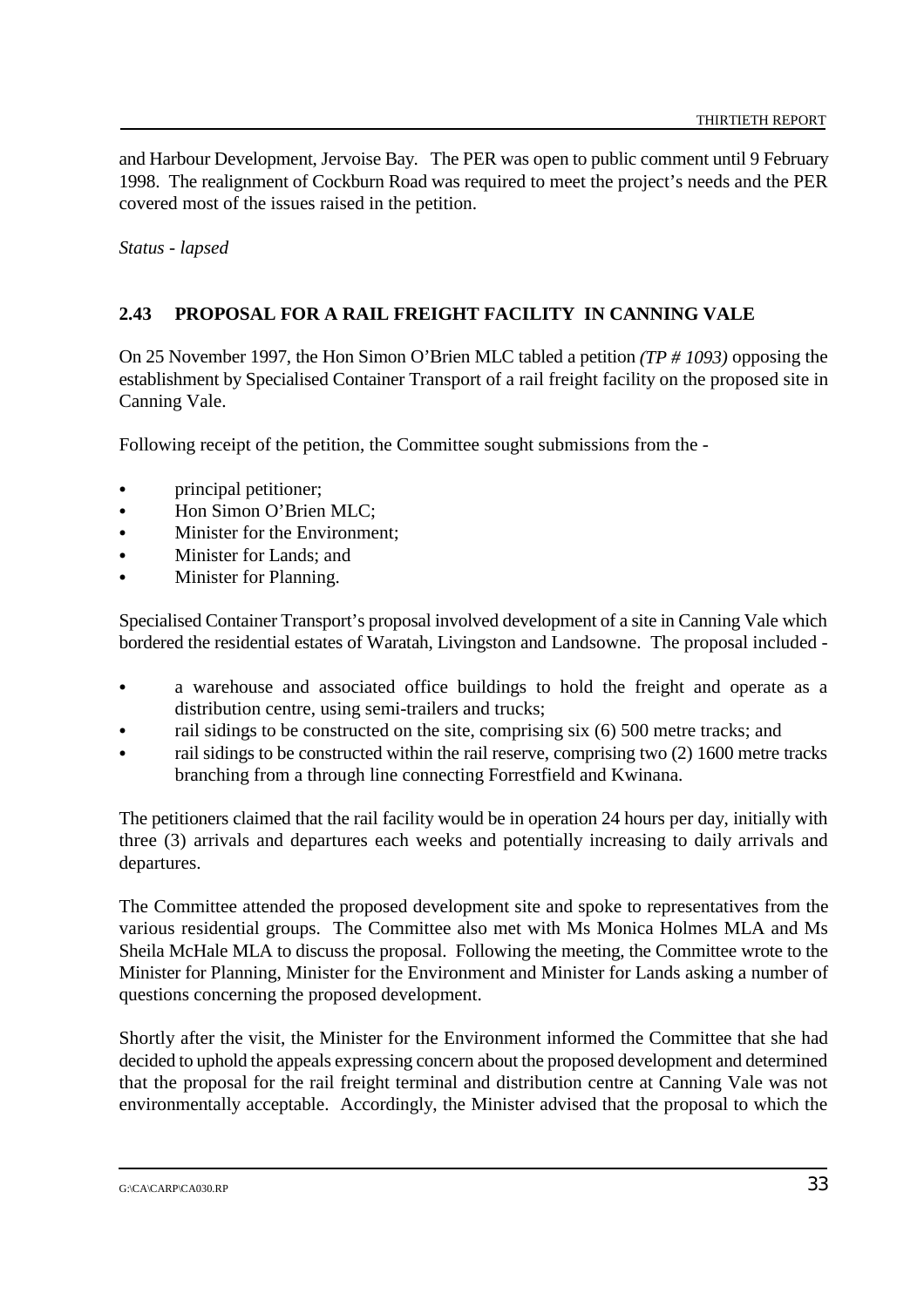and Harbour Development, Jervoise Bay. The PER was open to public comment until 9 February 1998. The realignment of Cockburn Road was required to meet the project's needs and the PER covered most of the issues raised in the petition.

*Status - lapsed*

## 2.43 PROPOSAL FOR A RAIL FREIGHT FACILITY IN CANNING VALE

On 25 November 1997, the Hon Simon O'Brien MLC tabled a petition *(TP # 1093)* opposing the establishment by Specialised Container Transport of a rail freight facility on the proposed site in Canning Vale.

Following receipt of the petition, the Committee sought submissions from the -

- principal petitioner;
- Hon Simon O'Brien MLC;
- Minister for the Environment;
- Minister for Lands; and
- Minister for Planning.

Specialised Container Transport's proposal involved development of a site in Canning Vale which bordered the residential estates of Waratah, Livingston and Landsowne. The proposal included -

- a warehouse and associated office buildings to hold the freight and operate as a distribution centre, using semi-trailers and trucks;
- rail sidings to be constructed on the site, comprising six (6) 500 metre tracks; and
- rail sidings to be constructed within the rail reserve, comprising two (2) 1600 metre tracks branching from a through line connecting Forrestfield and Kwinana.

The petitioners claimed that the rail facility would be in operation 24 hours per day, initially with three (3) arrivals and departures each weeks and potentially increasing to daily arrivals and departures.

The Committee attended the proposed development site and spoke to representatives from the various residential groups. The Committee also met with Ms Monica Holmes MLA and Ms Sheila McHale MLA to discuss the proposal. Following the meeting, the Committee wrote to the Minister for Planning, Minister for the Environment and Minister for Lands asking a number of questions concerning the proposed development.

Shortly after the visit, the Minister for the Environment informed the Committee that she had decided to uphold the appeals expressing concern about the proposed development and determined that the proposal for the rail freight terminal and distribution centre at Canning Vale was not environmentally acceptable. Accordingly, the Minister advised that the proposal to which the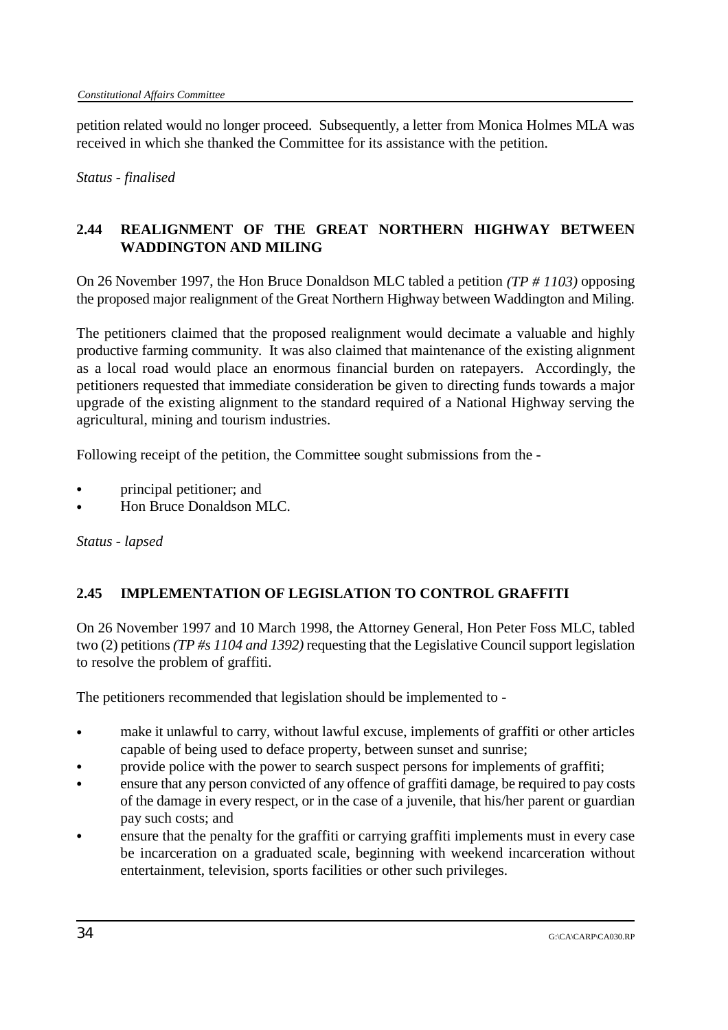petition related would no longer proceed. Subsequently, a letter from Monica Holmes MLA was received in which she thanked the Committee for its assistance with the petition.

*Status - finalised*

## 2.44 REALIGNMENT OF THE GREAT NORTHERN HIGHWAY BETWEEN WADDINGTON AND MILING

On 26 November 1997, the Hon Bruce Donaldson MLC tabled a petition *(TP # 1103)* opposing the proposed major realignment of the Great Northern Highway between Waddington and Miling.

The petitioners claimed that the proposed realignment would decimate a valuable and highly productive farming community. It was also claimed that maintenance of the existing alignment as a local road would place an enormous financial burden on ratepayers. Accordingly, the petitioners requested that immediate consideration be given to directing funds towards a major upgrade of the existing alignment to the standard required of a National Highway serving the agricultural, mining and tourism industries.

Following receipt of the petition, the Committee sought submissions from the -

- principal petitioner; and
- Hon Bruce Donaldson MLC.

*Status - lapsed*

## 2.45 IMPLEMENTATION OF LEGISLATION TO CONTROL GRAFFITI

On 26 November 1997 and 10 March 1998, the Attorney General, Hon Peter Foss MLC, tabled two (2) petitions *(TP #s 1104 and 1392)* requesting that the Legislative Council support legislation to resolve the problem of graffiti.

The petitioners recommended that legislation should be implemented to -

- make it unlawful to carry, without lawful excuse, implements of graffiti or other articles capable of being used to deface property, between sunset and sunrise;
- provide police with the power to search suspect persons for implements of graffiti;
- ensure that any person convicted of any offence of graffiti damage, be required to pay costs of the damage in every respect, or in the case of a juvenile, that his/her parent or guardian pay such costs; and
- ensure that the penalty for the graffiti or carrying graffiti implements must in every case be incarceration on a graduated scale, beginning with weekend incarceration without entertainment, television, sports facilities or other such privileges.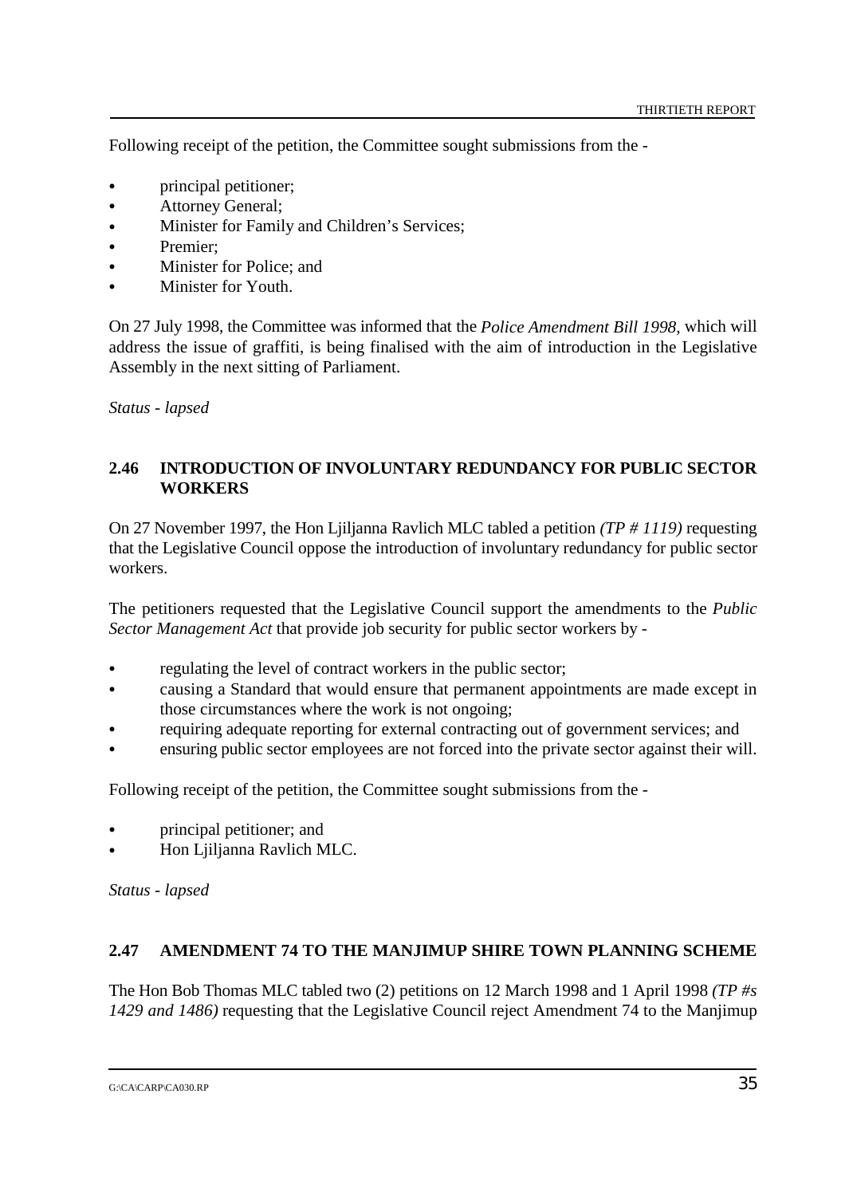Following receipt of the petition, the Committee sought submissions from the -

- principal petitioner;
- Attorney General;
- Minister for Family and Children's Services;
- Premier;
- Minister for Police; and
- Minister for Youth.

On 27 July 1998, the Committee was informed that the *Police Amendment Bill 1998*, which will address the issue of graffiti, is being finalised with the aim of introduction in the Legislative Assembly in the next sitting of Parliament.

*Status - lapsed*

### 2.46 INTRODUCTION OF INVOLUNTARY REDUNDANCY FOR PUBLIC SECTOR WORKERS

On 27 November 1997, the Hon Ljiljanna Ravlich MLC tabled a petition *(TP # 1119)* requesting that the Legislative Council oppose the introduction of involuntary redundancy for public sector workers.

The petitioners requested that the Legislative Council support the amendments to the *Public Sector Management Act* that provide job security for public sector workers by -

- regulating the level of contract workers in the public sector;
- causing a Standard that would ensure that permanent appointments are made except in those circumstances where the work is not ongoing;
- requiring adequate reporting for external contracting out of government services; and
- ensuring public sector employees are not forced into the private sector against their will.

Following receipt of the petition, the Committee sought submissions from the -

- principal petitioner; and
- Hon Ljiljanna Ravlich MLC.

*Status - lapsed*

### 2.47 AMENDMENT 74 TO THE MANJIMUP SHIRE TOWN PLANNING SCHEME

The Hon Bob Thomas MLC tabled two (2) petitions on 12 March 1998 and 1 April 1998 *(TP #s 1429 and 1486)* requesting that the Legislative Council reject Amendment 74 to the Manjimup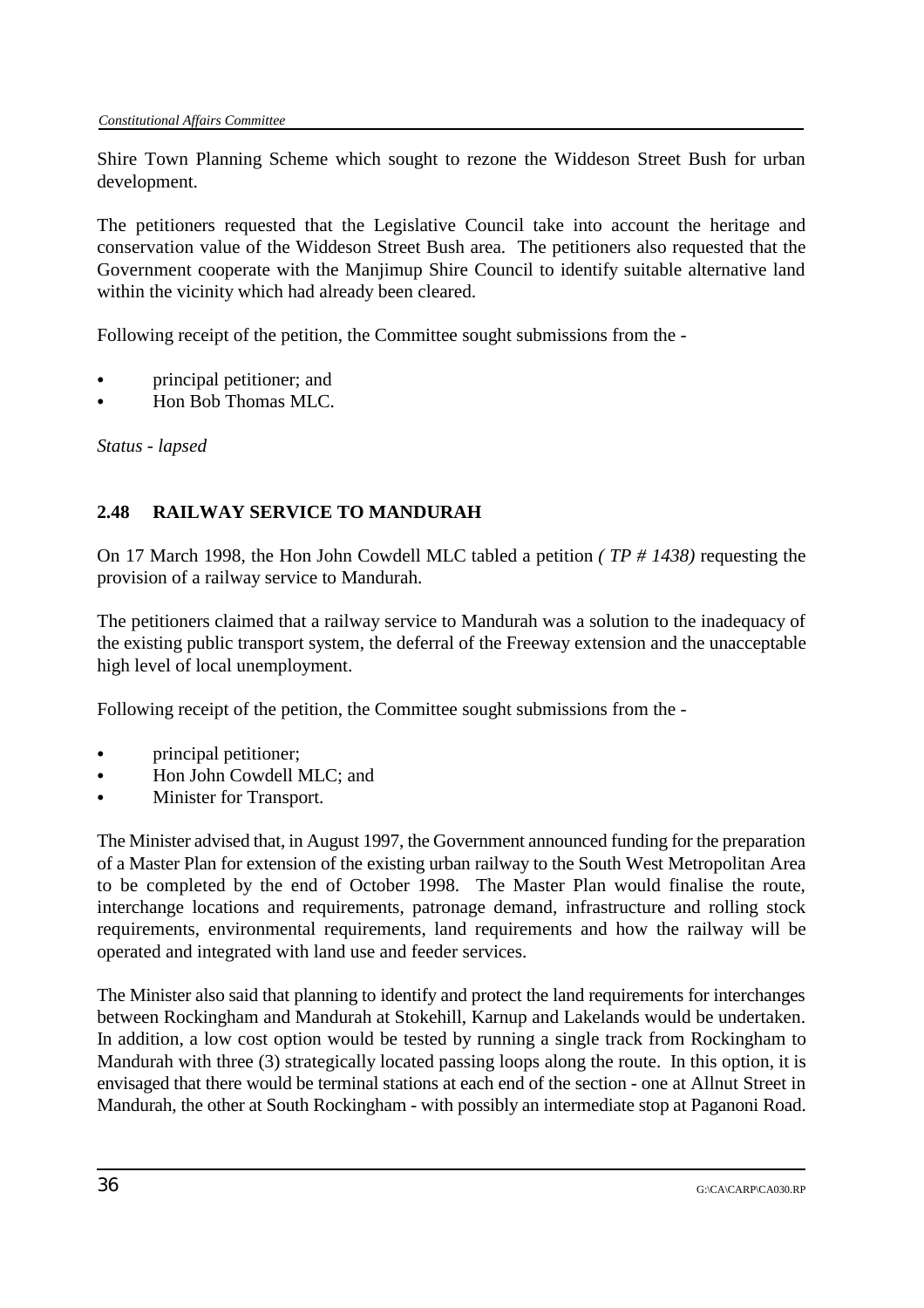Shire Town Planning Scheme which sought to rezone the Widdeson Street Bush for urban development.

The petitioners requested that the Legislative Council take into account the heritage and conservation value of the Widdeson Street Bush area. The petitioners also requested that the Government cooperate with the Manjimup Shire Council to identify suitable alternative land within the vicinity which had already been cleared.

Following receipt of the petition, the Committee sought submissions from the -

- principal petitioner; and
- Hon Bob Thomas MLC.

*Status - lapsed*

## 2.48 RAILWAY SERVICE TO MANDURAH

On 17 March 1998, the Hon John Cowdell MLC tabled a petition *( TP # 1438)* requesting the provision of a railway service to Mandurah.

The petitioners claimed that a railway service to Mandurah was a solution to the inadequacy of the existing public transport system, the deferral of the Freeway extension and the unacceptable high level of local unemployment.

Following receipt of the petition, the Committee sought submissions from the -

- principal petitioner;
- Hon John Cowdell MLC; and
- Minister for Transport.

The Minister advised that, in August 1997, the Government announced funding for the preparation of a Master Plan for extension of the existing urban railway to the South West Metropolitan Area to be completed by the end of October 1998. The Master Plan would finalise the route, interchange locations and requirements, patronage demand, infrastructure and rolling stock requirements, environmental requirements, land requirements and how the railway will be operated and integrated with land use and feeder services.

The Minister also said that planning to identify and protect the land requirements for interchanges between Rockingham and Mandurah at Stokehill, Karnup and Lakelands would be undertaken. In addition, a low cost option would be tested by running a single track from Rockingham to Mandurah with three (3) strategically located passing loops along the route. In this option, it is envisaged that there would be terminal stations at each end of the section - one at Allnut Street in Mandurah, the other at South Rockingham - with possibly an intermediate stop at Paganoni Road.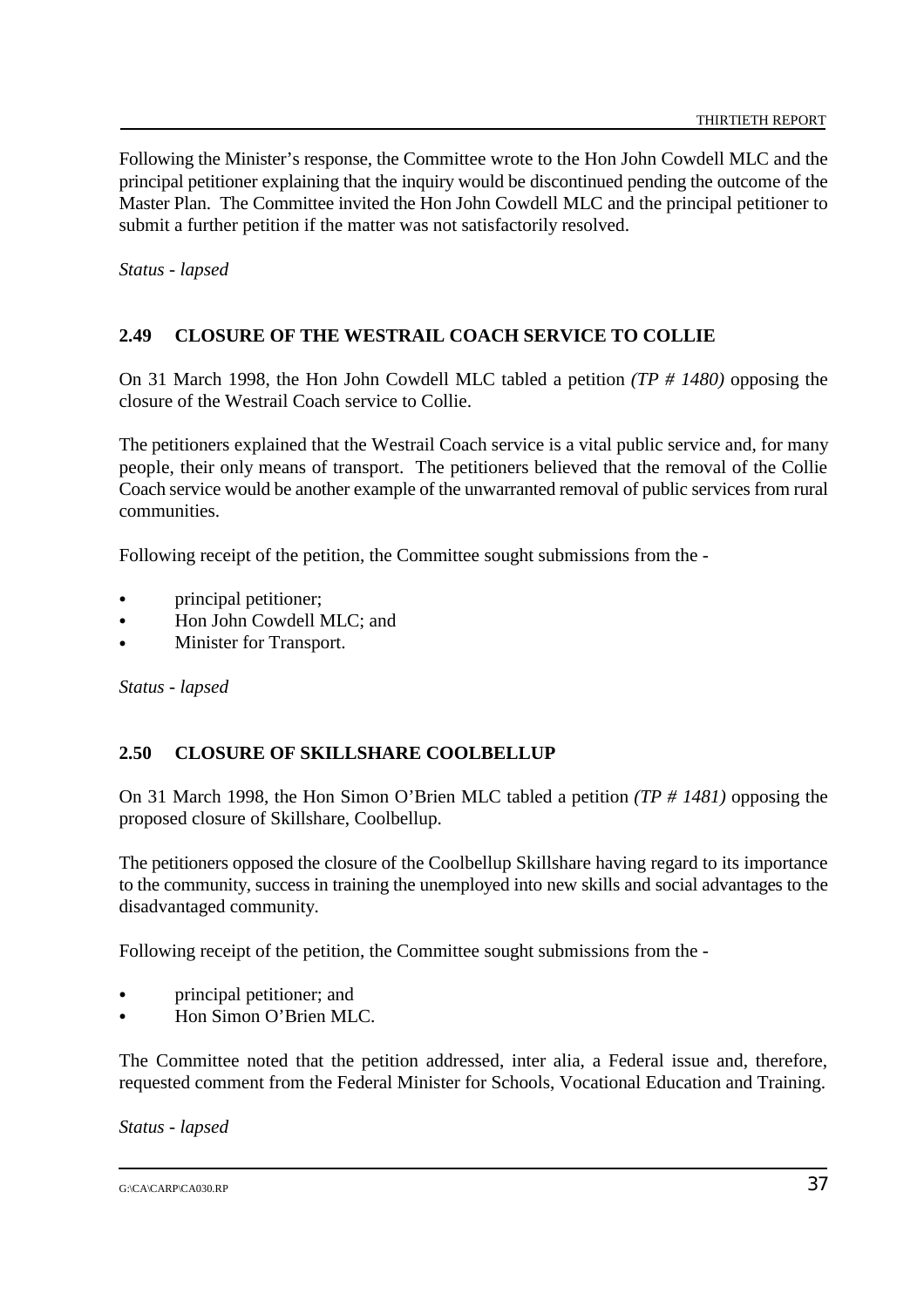Following the Minister's response, the Committee wrote to the Hon John Cowdell MLC and the principal petitioner explaining that the inquiry would be discontinued pending the outcome of the Master Plan. The Committee invited the Hon John Cowdell MLC and the principal petitioner to submit a further petition if the matter was not satisfactorily resolved.

*Status - lapsed*

## 2.49 CLOSURE OF THE WESTRAIL COACH SERVICE TO COLLIE

On 31 March 1998, the Hon John Cowdell MLC tabled a petition *(TP # 1480)* opposing the closure of the Westrail Coach service to Collie.

The petitioners explained that the Westrail Coach service is a vital public service and, for many people, their only means of transport. The petitioners believed that the removal of the Collie Coach service would be another example of the unwarranted removal of public services from rural communities.

Following receipt of the petition, the Committee sought submissions from the -

- principal petitioner;
- Hon John Cowdell MLC; and
- Minister for Transport.

*Status - lapsed*

## 2.50 CLOSURE OF SKILLSHARE COOLBELLUP

On 31 March 1998, the Hon Simon O'Brien MLC tabled a petition *(TP # 1481)* opposing the proposed closure of Skillshare, Coolbellup.

The petitioners opposed the closure of the Coolbellup Skillshare having regard to its importance to the community, success in training the unemployed into new skills and social advantages to the disadvantaged community.

Following receipt of the petition, the Committee sought submissions from the -

- principal petitioner; and
- Hon Simon O'Brien MLC.

The Committee noted that the petition addressed, inter alia, a Federal issue and, therefore, requested comment from the Federal Minister for Schools, Vocational Education and Training.

*Status - lapsed*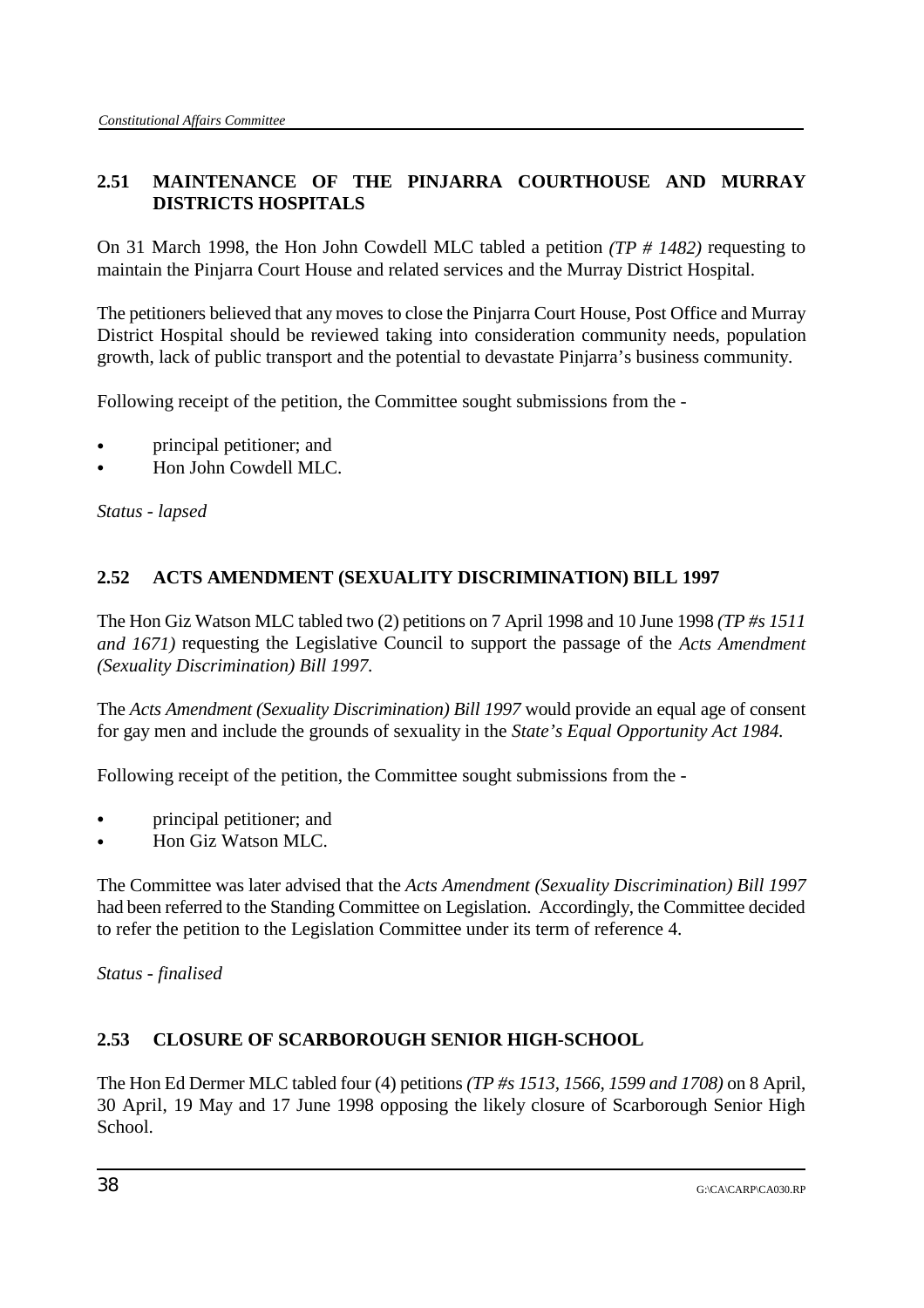## 2.51 MAINTENANCE OF THE PINJARRA COURTHOUSE AND MURRAY DISTRICTS HOSPITALS

On 31 March 1998, the Hon John Cowdell MLC tabled a petition *(TP # 1482)* requesting to maintain the Pinjarra Court House and related services and the Murray District Hospital.

The petitioners believed that any moves to close the Pinjarra Court House, Post Office and Murray District Hospital should be reviewed taking into consideration community needs, population growth, lack of public transport and the potential to devastate Pinjarra's business community.

Following receipt of the petition, the Committee sought submissions from the -

- principal petitioner; and
- Hon John Cowdell MLC.

*Status - lapsed*

## 2.52 ACTS AMENDMENT (SEXUALITY DISCRIMINATION) BILL 1997

The Hon Giz Watson MLC tabled two (2) petitions on 7 April 1998 and 10 June 1998 *(TP #s 1511 and 1671)* requesting the Legislative Council to support the passage of the *Acts Amendment (Sexuality Discrimination) Bill 1997.*

The *Acts Amendment (Sexuality Discrimination) Bill 1997* would provide an equal age of consent for gay men and include the grounds of sexuality in the *State's Equal Opportunity Act 1984.*

Following receipt of the petition, the Committee sought submissions from the -

- principal petitioner; and
- Hon Giz Watson MLC.

The Committee was later advised that the *Acts Amendment (Sexuality Discrimination) Bill 1997* had been referred to the Standing Committee on Legislation. Accordingly, the Committee decided to refer the petition to the Legislation Committee under its term of reference 4.

*Status - finalised*

## 2.53 CLOSURE OF SCARBOROUGH SENIOR HIGH-SCHOOL

The Hon Ed Dermer MLC tabled four (4) petitions *(TP #s 1513, 1566, 1599 and 1708)* on 8 April, 30 April, 19 May and 17 June 1998 opposing the likely closure of Scarborough Senior High School.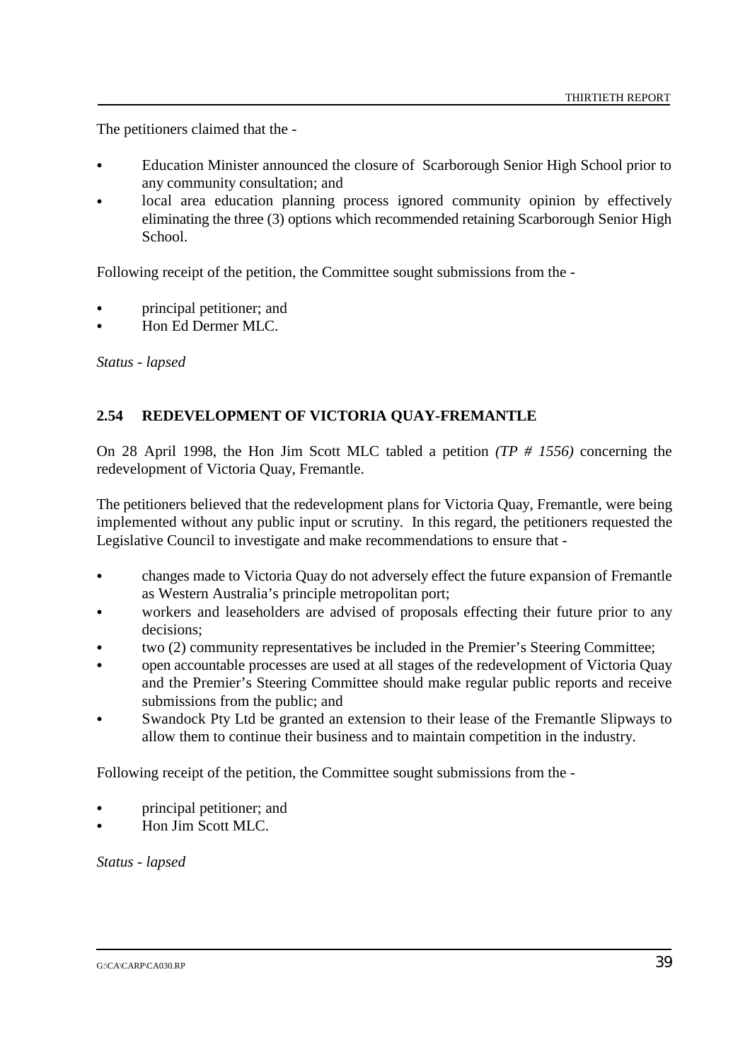The petitioners claimed that the -

- Education Minister announced the closure of Scarborough Senior High School prior to any community consultation; and
- local area education planning process ignored community opinion by effectively eliminating the three (3) options which recommended retaining Scarborough Senior High School.

Following receipt of the petition, the Committee sought submissions from the -

- principal petitioner; and
- Hon Ed Dermer MLC.

*Status - lapsed*

### 2.54 REDEVELOPMENT OF VICTORIA QUAY-FREMANTLE

On 28 April 1998, the Hon Jim Scott MLC tabled a petition *(TP # 1556)* concerning the redevelopment of Victoria Quay, Fremantle.

The petitioners believed that the redevelopment plans for Victoria Quay, Fremantle, were being implemented without any public input or scrutiny. In this regard, the petitioners requested the Legislative Council to investigate and make recommendations to ensure that -

- changes made to Victoria Quay do not adversely effect the future expansion of Fremantle as Western Australia's principle metropolitan port;
- workers and leaseholders are advised of proposals effecting their future prior to any decisions;
- two (2) community representatives be included in the Premier's Steering Committee;
- open accountable processes are used at all stages of the redevelopment of Victoria Quay and the Premier's Steering Committee should make regular public reports and receive submissions from the public; and
- Swandock Pty Ltd be granted an extension to their lease of the Fremantle Slipways to allow them to continue their business and to maintain competition in the industry.

Following receipt of the petition, the Committee sought submissions from the -

- principal petitioner; and
- Hon Jim Scott MLC.

*Status - lapsed*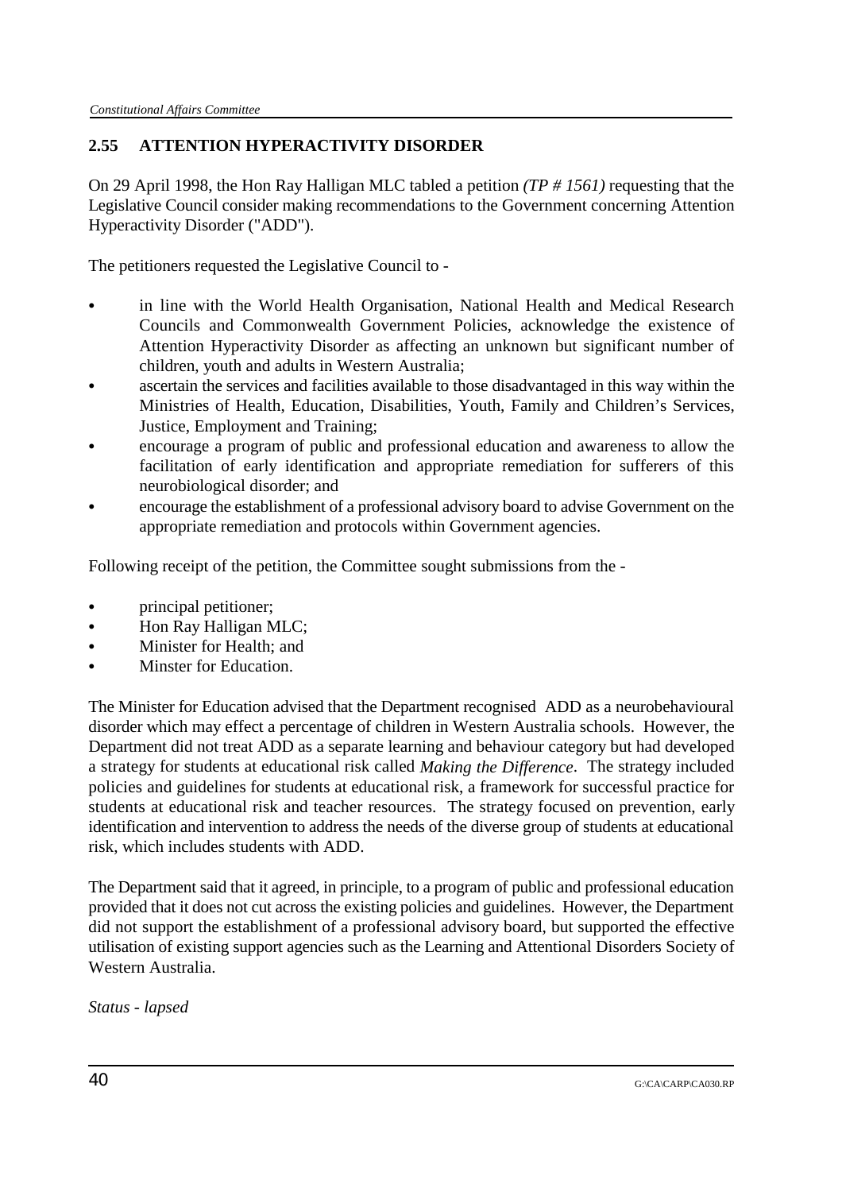## 2.55 ATTENTION HYPERACTIVITY DISORDER

On 29 April 1998, the Hon Ray Halligan MLC tabled a petition *(TP # 1561)* requesting that the Legislative Council consider making recommendations to the Government concerning Attention Hyperactivity Disorder ("ADD").

The petitioners requested the Legislative Council to -

- in line with the World Health Organisation, National Health and Medical Research Councils and Commonwealth Government Policies, acknowledge the existence of Attention Hyperactivity Disorder as affecting an unknown but significant number of children, youth and adults in Western Australia;
- ascertain the services and facilities available to those disadvantaged in this way within the Ministries of Health, Education, Disabilities, Youth, Family and Children's Services, Justice, Employment and Training;
- encourage a program of public and professional education and awareness to allow the facilitation of early identification and appropriate remediation for sufferers of this neurobiological disorder; and
- encourage the establishment of a professional advisory board to advise Government on the appropriate remediation and protocols within Government agencies.

Following receipt of the petition, the Committee sought submissions from the -

- principal petitioner;
- Hon Ray Halligan MLC;
- Minister for Health; and
- Minster for Education.

The Minister for Education advised that the Department recognised ADD as a neurobehavioural disorder which may effect a percentage of children in Western Australia schools. However, the Department did not treat ADD as a separate learning and behaviour category but had developed a strategy for students at educational risk called *Making the Difference*. The strategy included policies and guidelines for students at educational risk, a framework for successful practice for students at educational risk and teacher resources. The strategy focused on prevention, early identification and intervention to address the needs of the diverse group of students at educational risk, which includes students with ADD.

The Department said that it agreed, in principle, to a program of public and professional education provided that it does not cut across the existing policies and guidelines. However, the Department did not support the establishment of a professional advisory board, but supported the effective utilisation of existing support agencies such as the Learning and Attentional Disorders Society of Western Australia.

*Status - lapsed*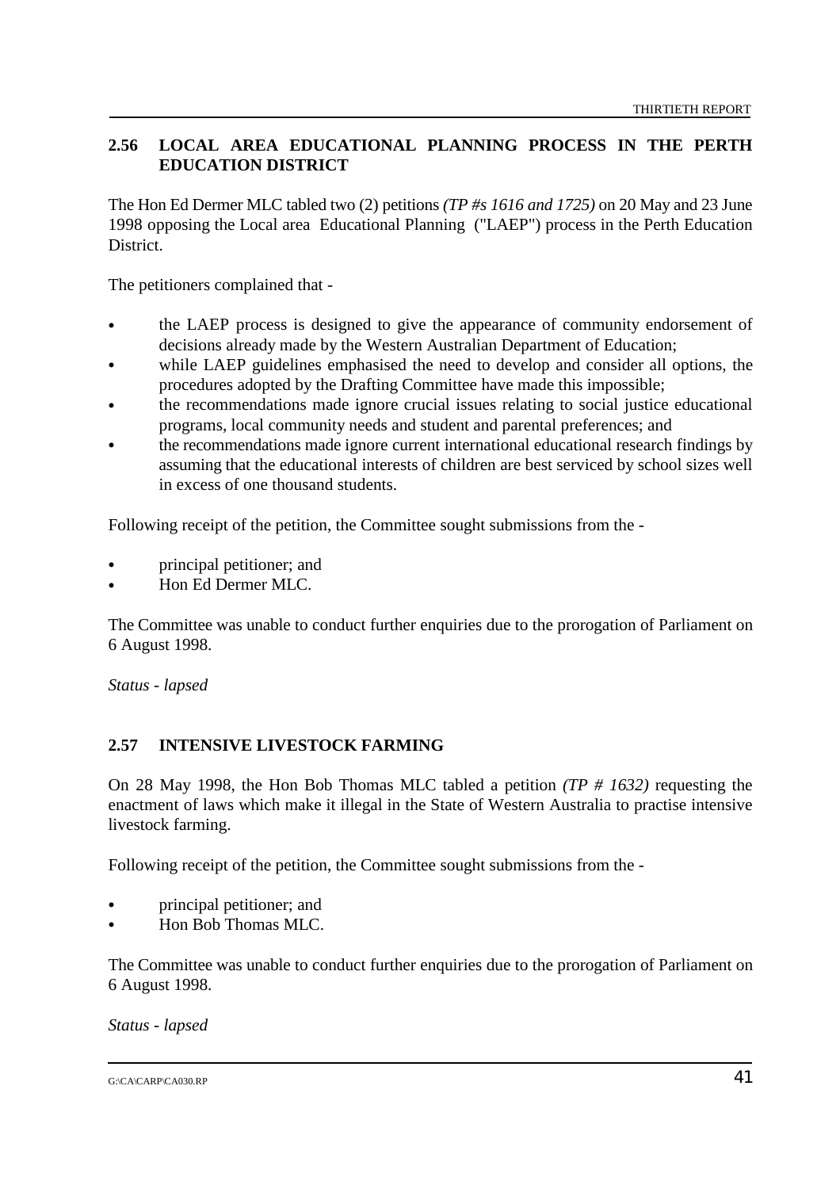## 2.56 LOCAL AREA EDUCATIONAL PLANNING PROCESS IN THE PERTH EDUCATION DISTRICT

The Hon Ed Dermer MLC tabled two (2) petitions *(TP #s 1616 and 1725)* on 20 May and 23 June 1998 opposing the Local area Educational Planning ("LAEP") process in the Perth Education District.

The petitioners complained that -

- the LAEP process is designed to give the appearance of community endorsement of decisions already made by the Western Australian Department of Education;
- while LAEP guidelines emphasised the need to develop and consider all options, the procedures adopted by the Drafting Committee have made this impossible;
- the recommendations made ignore crucial issues relating to social justice educational programs, local community needs and student and parental preferences; and
- the recommendations made ignore current international educational research findings by assuming that the educational interests of children are best serviced by school sizes well in excess of one thousand students.

Following receipt of the petition, the Committee sought submissions from the -

- principal petitioner; and
- Hon Ed Dermer MLC.

The Committee was unable to conduct further enquiries due to the prorogation of Parliament on 6 August 1998.

*Status - lapsed*

## 2.57 INTENSIVE LIVESTOCK FARMING

On 28 May 1998, the Hon Bob Thomas MLC tabled a petition *(TP # 1632)* requesting the enactment of laws which make it illegal in the State of Western Australia to practise intensive livestock farming.

Following receipt of the petition, the Committee sought submissions from the -

- principal petitioner; and
- Hon Bob Thomas MLC.

The Committee was unable to conduct further enquiries due to the prorogation of Parliament on 6 August 1998.

*Status - lapsed*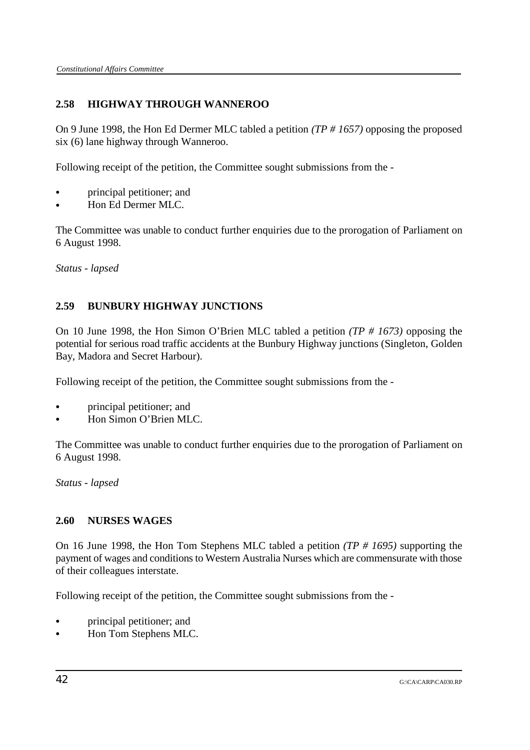## 2.58 HIGHWAY THROUGH WANNEROO

On 9 June 1998, the Hon Ed Dermer MLC tabled a petition *(TP # 1657)* opposing the proposed six (6) lane highway through Wanneroo.

Following receipt of the petition, the Committee sought submissions from the -

- principal petitioner; and
- Hon Ed Dermer MLC.

The Committee was unable to conduct further enquiries due to the prorogation of Parliament on 6 August 1998.

*Status - lapsed*

## 2.59 BUNBURY HIGHWAY JUNCTIONS

On 10 June 1998, the Hon Simon O'Brien MLC tabled a petition *(TP # 1673)* opposing the potential for serious road traffic accidents at the Bunbury Highway junctions (Singleton, Golden Bay, Madora and Secret Harbour).

Following receipt of the petition, the Committee sought submissions from the -

- principal petitioner; and
- Hon Simon O'Brien MLC.

The Committee was unable to conduct further enquiries due to the prorogation of Parliament on 6 August 1998.

*Status - lapsed*

## 2.60 NURSES WAGES

On 16 June 1998, the Hon Tom Stephens MLC tabled a petition *(TP # 1695)* supporting the payment of wages and conditions to Western Australia Nurses which are commensurate with those of their colleagues interstate.

Following receipt of the petition, the Committee sought submissions from the -

- principal petitioner; and
- Hon Tom Stephens MLC.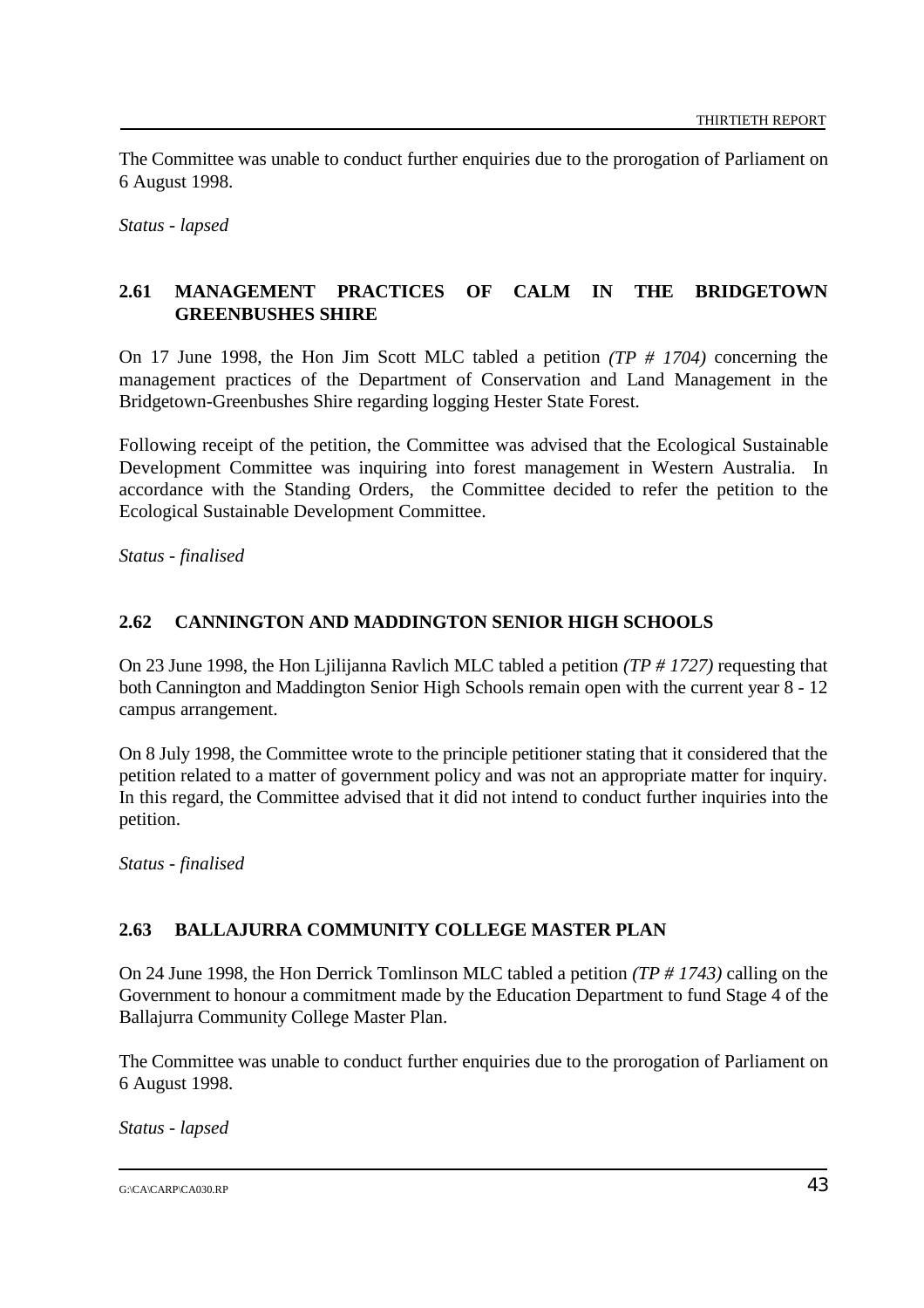The Committee was unable to conduct further enquiries due to the prorogation of Parliament on 6 August 1998.

*Status - lapsed*

## 2.61 MANAGEMENT PRACTICES OF CALM IN THE BRIDGETOWN GREENBUSHES SHIRE

On 17 June 1998, the Hon Jim Scott MLC tabled a petition *(TP # 1704)* concerning the management practices of the Department of Conservation and Land Management in the Bridgetown-Greenbushes Shire regarding logging Hester State Forest.

Following receipt of the petition, the Committee was advised that the Ecological Sustainable Development Committee was inquiring into forest management in Western Australia. In accordance with the Standing Orders, the Committee decided to refer the petition to the Ecological Sustainable Development Committee.

*Status - finalised*

## 2.62 CANNINGTON AND MADDINGTON SENIOR HIGH SCHOOLS

On 23 June 1998, the Hon Ljilijanna Ravlich MLC tabled a petition *(TP # 1727)* requesting that both Cannington and Maddington Senior High Schools remain open with the current year 8 - 12 campus arrangement.

On 8 July 1998, the Committee wrote to the principle petitioner stating that it considered that the petition related to a matter of government policy and was not an appropriate matter for inquiry. In this regard, the Committee advised that it did not intend to conduct further inquiries into the petition.

*Status - finalised*

## 2.63 BALLAJURRA COMMUNITY COLLEGE MASTER PLAN

On 24 June 1998, the Hon Derrick Tomlinson MLC tabled a petition *(TP # 1743)* calling on the Government to honour a commitment made by the Education Department to fund Stage 4 of the Ballajurra Community College Master Plan.

The Committee was unable to conduct further enquiries due to the prorogation of Parliament on 6 August 1998.

*Status - lapsed*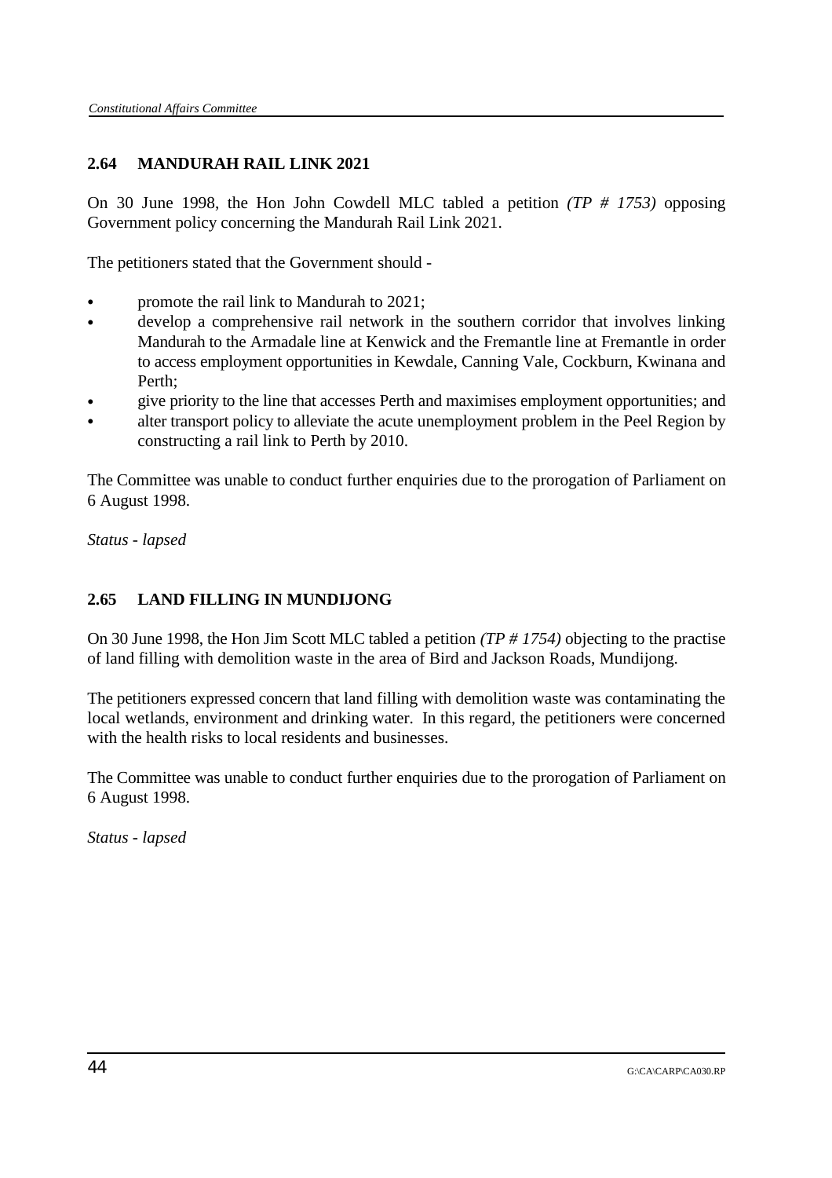## 2.64 MANDURAH RAIL LINK 2021

On 30 June 1998, the Hon John Cowdell MLC tabled a petition *(TP # 1753)* opposing Government policy concerning the Mandurah Rail Link 2021.

The petitioners stated that the Government should -

- promote the rail link to Mandurah to 2021;
- develop a comprehensive rail network in the southern corridor that involves linking Mandurah to the Armadale line at Kenwick and the Fremantle line at Fremantle in order to access employment opportunities in Kewdale, Canning Vale, Cockburn, Kwinana and Perth;
- give priority to the line that accesses Perth and maximises employment opportunities; and
- alter transport policy to alleviate the acute unemployment problem in the Peel Region by constructing a rail link to Perth by 2010.

The Committee was unable to conduct further enquiries due to the prorogation of Parliament on 6 August 1998.

*Status - lapsed*

## 2.65 LAND FILLING IN MUNDIJONG

On 30 June 1998, the Hon Jim Scott MLC tabled a petition *(TP # 1754)* objecting to the practise of land filling with demolition waste in the area of Bird and Jackson Roads, Mundijong.

The petitioners expressed concern that land filling with demolition waste was contaminating the local wetlands, environment and drinking water. In this regard, the petitioners were concerned with the health risks to local residents and businesses.

The Committee was unable to conduct further enquiries due to the prorogation of Parliament on 6 August 1998.

*Status - lapsed*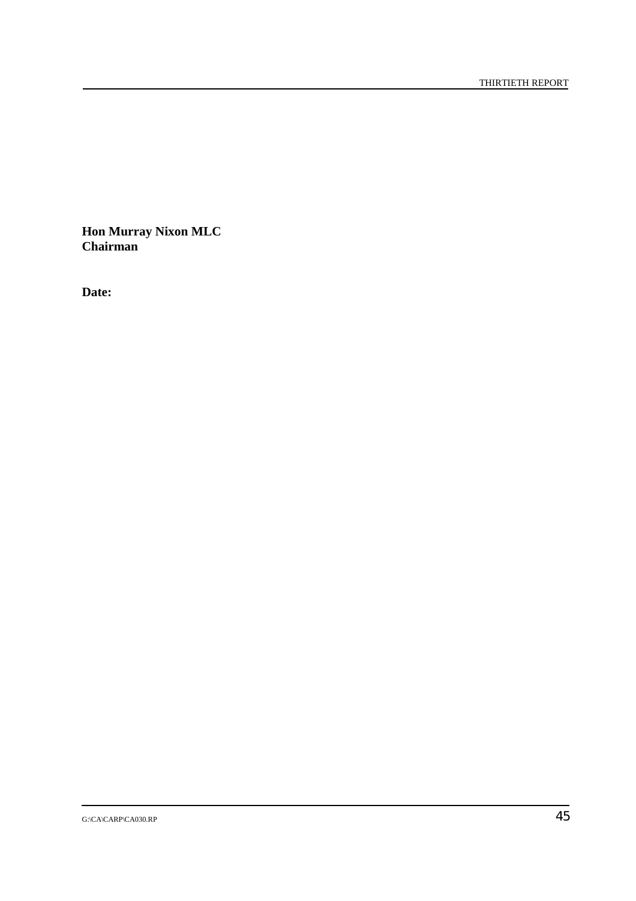**Hon Murray Nixon MLC**
**Chairman**

**Date:**